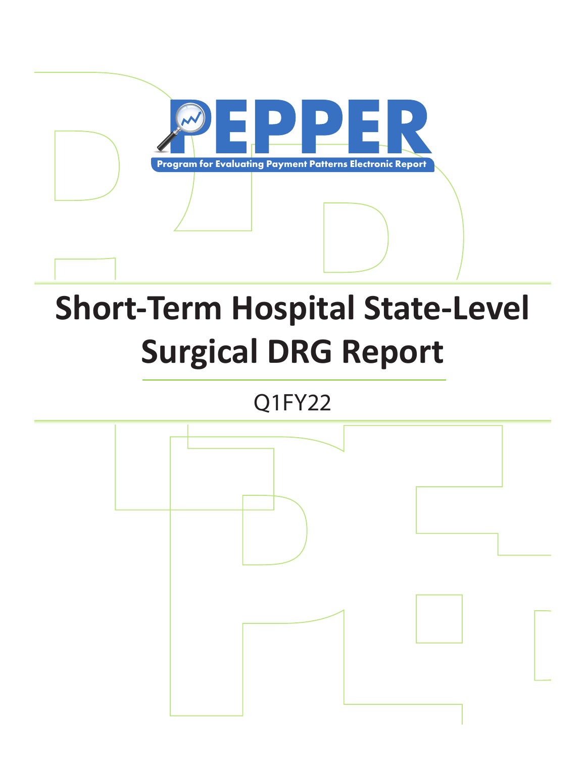PEPPER

Program for Evaluating Payment Patterns Electronic Report

# Short-Term Hospital State-Level Surgical DRG Report

Q1FY22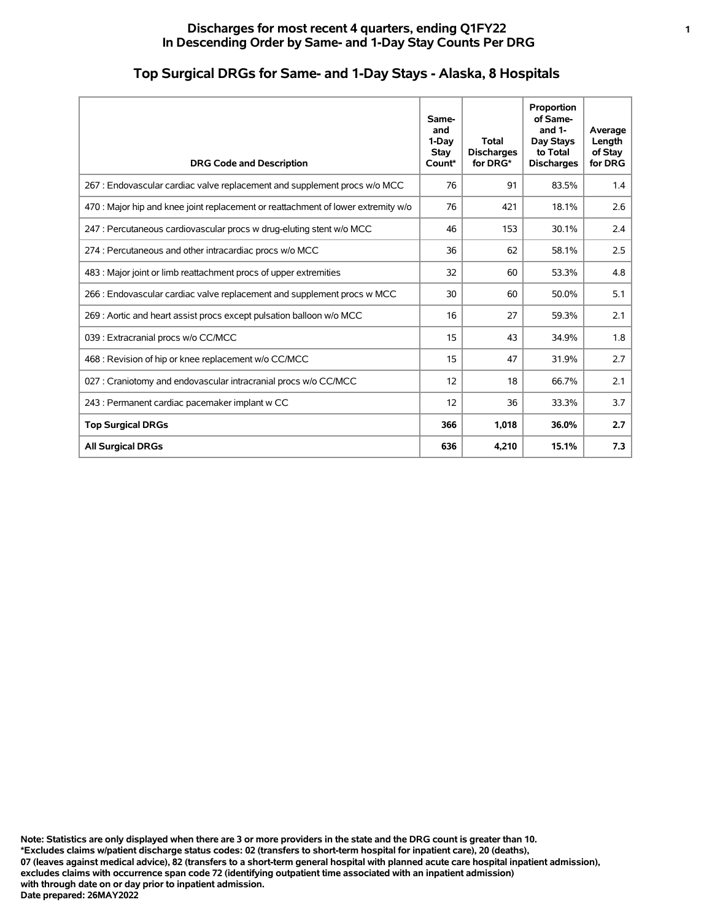# Discharges for most recent 4 quarters, ending Q1FY22
## In Descending Order by Same- and 1-Day Stay Counts Per DRG

## Top Surgical DRGs for Same- and 1-Day Stays - Alaska, 8 Hospitals

| DRG Code and Description | Same- and 1-Day Stay Count* | Total Discharges for DRG* | Proportion of Same- and 1-Day Stays to Total Discharges | Average Length of Stay for DRG |
|---|---|---|---|---|
| 267 : Endovascular cardiac valve replacement and supplement procs w/o MCC | 76 | 91 | 83.5% | 1.4 |
| 470 : Major hip and knee joint replacement or reattachment of lower extremity w/o | 76 | 421 | 18.1% | 2.6 |
| 247 : Percutaneous cardiovascular procs w drug-eluting stent w/o MCC | 46 | 153 | 30.1% | 2.4 |
| 274 : Percutaneous and other intracardiac procs w/o MCC | 36 | 62 | 58.1% | 2.5 |
| 483 : Major joint or limb reattachment procs of upper extremities | 32 | 60 | 53.3% | 4.8 |
| 266 : Endovascular cardiac valve replacement and supplement procs w MCC | 30 | 60 | 50.0% | 5.1 |
| 269 : Aortic and heart assist procs except pulsation balloon w/o MCC | 16 | 27 | 59.3% | 2.1 |
| 039 : Extracranial procs w/o CC/MCC | 15 | 43 | 34.9% | 1.8 |
| 468 : Revision of hip or knee replacement w/o CC/MCC | 15 | 47 | 31.9% | 2.7 |
| 027 : Craniotomy and endovascular intracranial procs w/o CC/MCC | 12 | 18 | 66.7% | 2.1 |
| 243 : Permanent cardiac pacemaker implant w CC | 12 | 36 | 33.3% | 3.7 |
| **Top Surgical DRGs** | **366** | **1,018** | **36.0%** | **2.7** |
| **All Surgical DRGs** | **636** | **4,210** | **15.1%** | **7.3** |

**Note: Statistics are only displayed when there are 3 or more providers in the state and the DRG count is greater than 10.**
**\*Excludes claims w/patient discharge status codes: 02 (transfers to short-term hospital for inpatient care), 20 (deaths), 07 (leaves against medical advice), 82 (transfers to a short-term general hospital with planned acute care hospital inpatient admission), excludes claims with occurrence span code 72 (identifying outpatient time associated with an inpatient admission) with through date on or day prior to inpatient admission.**
**Date prepared: 26MAY2022**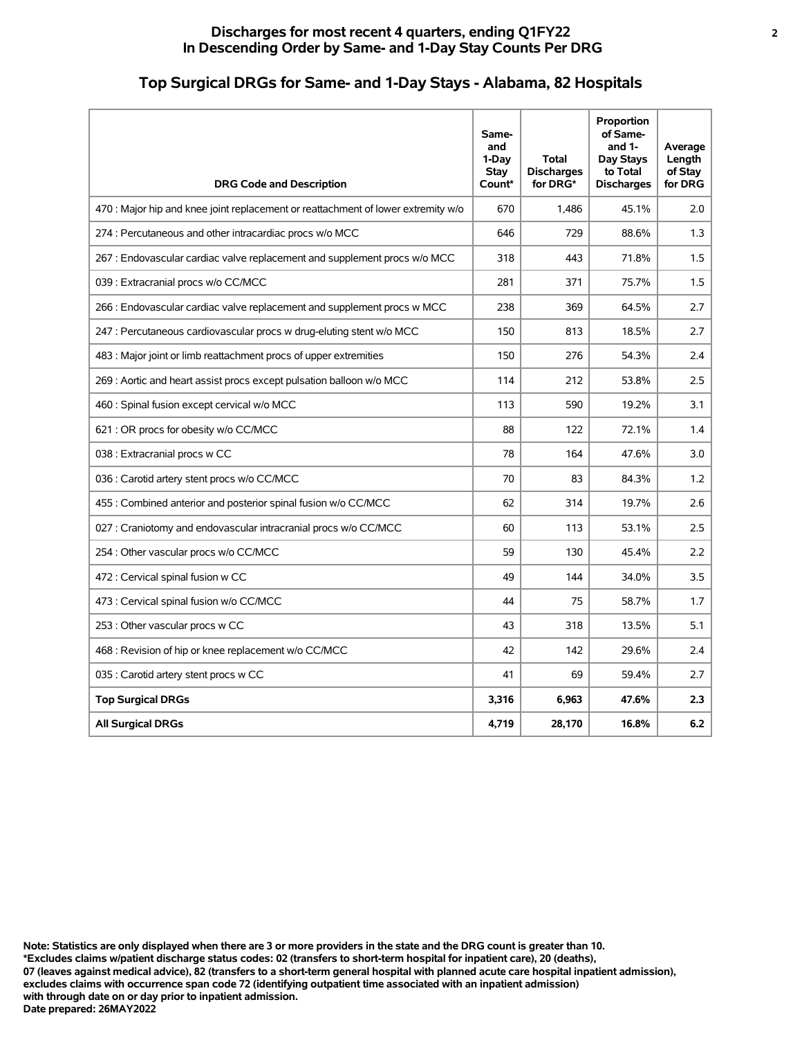# Discharges for most recent 4 quarters, ending Q1FY22
# In Descending Order by Same- and 1-Day Stay Counts Per DRG

## Top Surgical DRGs for Same- and 1-Day Stays - Alabama, 82 Hospitals

| DRG Code and Description | Same- and 1-Day Stay Count* | Total Discharges for DRG* | Proportion of Same- and 1-Day Stays to Total Discharges | Average Length of Stay for DRG |
|---|---|---|---|---|
| 470 : Major hip and knee joint replacement or reattachment of lower extremity w/o | 670 | 1,486 | 45.1% | 2.0 |
| 274 : Percutaneous and other intracardiac procs w/o MCC | 646 | 729 | 88.6% | 1.3 |
| 267 : Endovascular cardiac valve replacement and supplement procs w/o MCC | 318 | 443 | 71.8% | 1.5 |
| 039 : Extracranial procs w/o CC/MCC | 281 | 371 | 75.7% | 1.5 |
| 266 : Endovascular cardiac valve replacement and supplement procs w MCC | 238 | 369 | 64.5% | 2.7 |
| 247 : Percutaneous cardiovascular procs w drug-eluting stent w/o MCC | 150 | 813 | 18.5% | 2.7 |
| 483 : Major joint or limb reattachment procs of upper extremities | 150 | 276 | 54.3% | 2.4 |
| 269 : Aortic and heart assist procs except pulsation balloon w/o MCC | 114 | 212 | 53.8% | 2.5 |
| 460 : Spinal fusion except cervical w/o MCC | 113 | 590 | 19.2% | 3.1 |
| 621 : OR procs for obesity w/o CC/MCC | 88 | 122 | 72.1% | 1.4 |
| 038 : Extracranial procs w CC | 78 | 164 | 47.6% | 3.0 |
| 036 : Carotid artery stent procs w/o CC/MCC | 70 | 83 | 84.3% | 1.2 |
| 455 : Combined anterior and posterior spinal fusion w/o CC/MCC | 62 | 314 | 19.7% | 2.6 |
| 027 : Craniotomy and endovascular intracranial procs w/o CC/MCC | 60 | 113 | 53.1% | 2.5 |
| 254 : Other vascular procs w/o CC/MCC | 59 | 130 | 45.4% | 2.2 |
| 472 : Cervical spinal fusion w CC | 49 | 144 | 34.0% | 3.5 |
| 473 : Cervical spinal fusion w/o CC/MCC | 44 | 75 | 58.7% | 1.7 |
| 253 : Other vascular procs w CC | 43 | 318 | 13.5% | 5.1 |
| 468 : Revision of hip or knee replacement w/o CC/MCC | 42 | 142 | 29.6% | 2.4 |
| 035 : Carotid artery stent procs w CC | 41 | 69 | 59.4% | 2.7 |
| **Top Surgical DRGs** | **3,316** | **6,963** | **47.6%** | **2.3** |
| **All Surgical DRGs** | **4,719** | **28,170** | **16.8%** | **6.2** |

**Note: Statistics are only displayed when there are 3 or more providers in the state and the DRG count is greater than 10.**
**\*Excludes claims w/patient discharge status codes: 02 (transfers to short-term hospital for inpatient care), 20 (deaths),**
**07 (leaves against medical advice), 82 (transfers to a short-term general hospital with planned acute care hospital inpatient admission),**
**excludes claims with occurrence span code 72 (identifying outpatient time associated with an inpatient admission)**
**with through date on or day prior to inpatient admission.**
**Date prepared: 26MAY2022**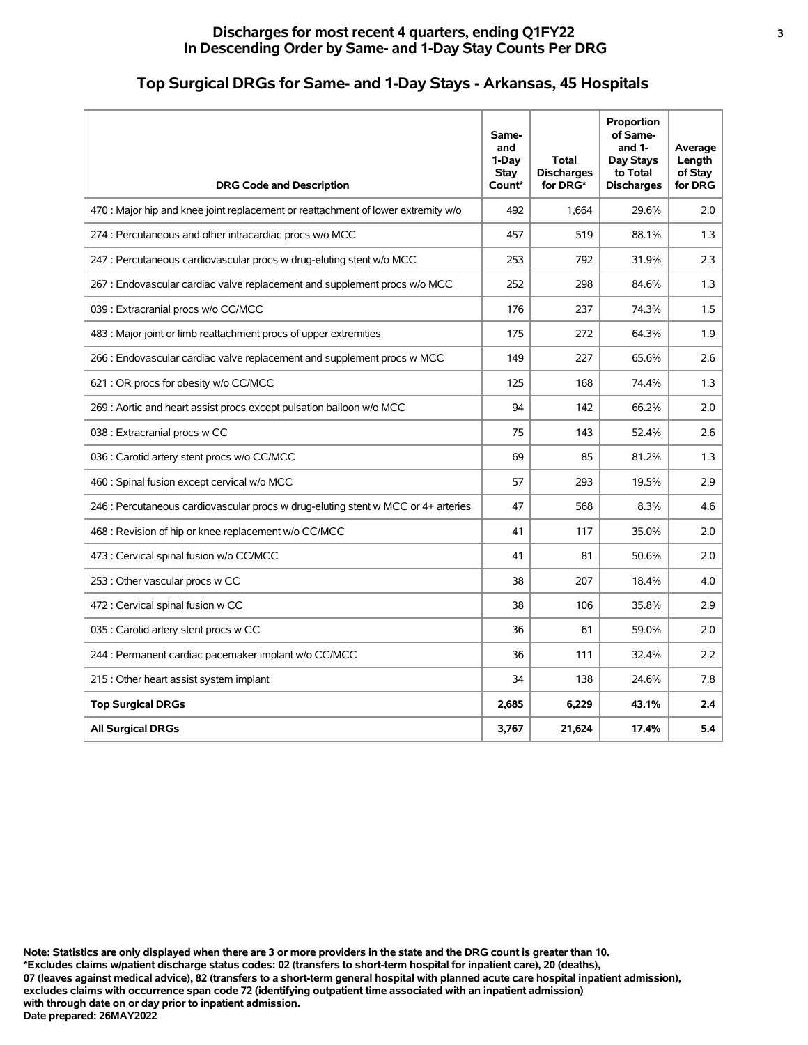## Discharges for most recent 4 quarters, ending Q1FY22
## In Descending Order by Same- and 1-Day Stay Counts Per DRG

# Top Surgical DRGs for Same- and 1-Day Stays - Arkansas, 45 Hospitals

| DRG Code and Description | Same- and 1-Day Stay Count* | Total Discharges for DRG* | Proportion of Same- and 1- Day Stays to Total Discharges | Average Length of Stay for DRG |
|---|---|---|---|---|
| 470 : Major hip and knee joint replacement or reattachment of lower extremity w/o | 492 | 1,664 | 29.6% | 2.0 |
| 274 : Percutaneous and other intracardiac procs w/o MCC | 457 | 519 | 88.1% | 1.3 |
| 247 : Percutaneous cardiovascular procs w drug-eluting stent w/o MCC | 253 | 792 | 31.9% | 2.3 |
| 267 : Endovascular cardiac valve replacement and supplement procs w/o MCC | 252 | 298 | 84.6% | 1.3 |
| 039 : Extracranial procs w/o CC/MCC | 176 | 237 | 74.3% | 1.5 |
| 483 : Major joint or limb reattachment procs of upper extremities | 175 | 272 | 64.3% | 1.9 |
| 266 : Endovascular cardiac valve replacement and supplement procs w MCC | 149 | 227 | 65.6% | 2.6 |
| 621 : OR procs for obesity w/o CC/MCC | 125 | 168 | 74.4% | 1.3 |
| 269 : Aortic and heart assist procs except pulsation balloon w/o MCC | 94 | 142 | 66.2% | 2.0 |
| 038 : Extracranial procs w CC | 75 | 143 | 52.4% | 2.6 |
| 036 : Carotid artery stent procs w/o CC/MCC | 69 | 85 | 81.2% | 1.3 |
| 460 : Spinal fusion except cervical w/o MCC | 57 | 293 | 19.5% | 2.9 |
| 246 : Percutaneous cardiovascular procs w drug-eluting stent w MCC or 4+ arteries | 47 | 568 | 8.3% | 4.6 |
| 468 : Revision of hip or knee replacement w/o CC/MCC | 41 | 117 | 35.0% | 2.0 |
| 473 : Cervical spinal fusion w/o CC/MCC | 41 | 81 | 50.6% | 2.0 |
| 253 : Other vascular procs w CC | 38 | 207 | 18.4% | 4.0 |
| 472 : Cervical spinal fusion w CC | 38 | 106 | 35.8% | 2.9 |
| 035 : Carotid artery stent procs w CC | 36 | 61 | 59.0% | 2.0 |
| 244 : Permanent cardiac pacemaker implant w/o CC/MCC | 36 | 111 | 32.4% | 2.2 |
| 215 : Other heart assist system implant | 34 | 138 | 24.6% | 7.8 |
| **Top Surgical DRGs** | **2,685** | **6,229** | **43.1%** | **2.4** |
| **All Surgical DRGs** | **3,767** | **21,624** | **17.4%** | **5.4** |

**Note: Statistics are only displayed when there are 3 or more providers in the state and the DRG count is greater than 10.**
**\*Excludes claims w/patient discharge status codes: 02 (transfers to short-term hospital for inpatient care), 20 (deaths), 07 (leaves against medical advice), 82 (transfers to a short-term general hospital with planned acute care hospital inpatient admission), excludes claims with occurrence span code 72 (identifying outpatient time associated with an inpatient admission) with through date on or day prior to inpatient admission.**
**Date prepared: 26MAY2022**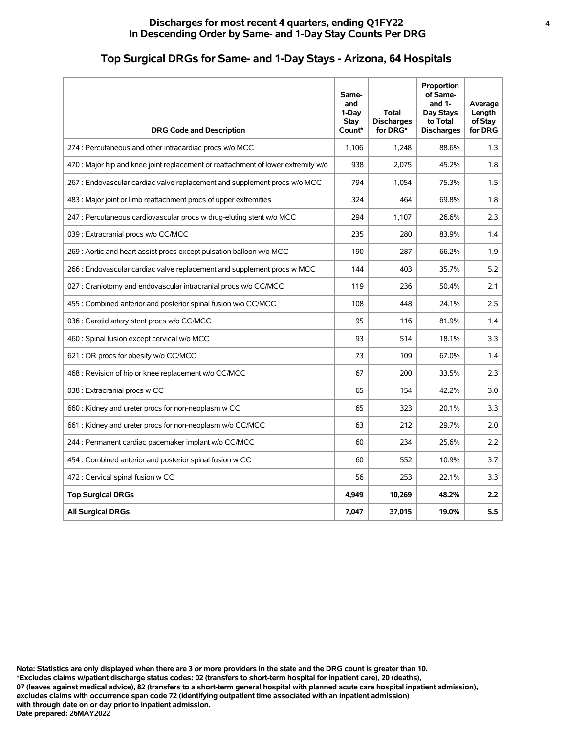**Discharges for most recent 4 quarters, ending Q1FY22**
**In Descending Order by Same- and 1-Day Stay Counts Per DRG**

## Top Surgical DRGs for Same- and 1-Day Stays - Arizona, 64 Hospitals

| DRG Code and Description | Same- and 1-Day Stay Count* | Total Discharges for DRG* | Proportion of Same- and 1-Day Stays to Total Discharges | Average Length of Stay for DRG |
|---|---|---|---|---|
| 274 : Percutaneous and other intracardiac procs w/o MCC | 1,106 | 1,248 | 88.6% | 1.3 |
| 470 : Major hip and knee joint replacement or reattachment of lower extremity w/o | 938 | 2,075 | 45.2% | 1.8 |
| 267 : Endovascular cardiac valve replacement and supplement procs w/o MCC | 794 | 1,054 | 75.3% | 1.5 |
| 483 : Major joint or limb reattachment procs of upper extremities | 324 | 464 | 69.8% | 1.8 |
| 247 : Percutaneous cardiovascular procs w drug-eluting stent w/o MCC | 294 | 1,107 | 26.6% | 2.3 |
| 039 : Extracranial procs w/o CC/MCC | 235 | 280 | 83.9% | 1.4 |
| 269 : Aortic and heart assist procs except pulsation balloon w/o MCC | 190 | 287 | 66.2% | 1.9 |
| 266 : Endovascular cardiac valve replacement and supplement procs w MCC | 144 | 403 | 35.7% | 5.2 |
| 027 : Craniotomy and endovascular intracranial procs w/o CC/MCC | 119 | 236 | 50.4% | 2.1 |
| 455 : Combined anterior and posterior spinal fusion w/o CC/MCC | 108 | 448 | 24.1% | 2.5 |
| 036 : Carotid artery stent procs w/o CC/MCC | 95 | 116 | 81.9% | 1.4 |
| 460 : Spinal fusion except cervical w/o MCC | 93 | 514 | 18.1% | 3.3 |
| 621 : OR procs for obesity w/o CC/MCC | 73 | 109 | 67.0% | 1.4 |
| 468 : Revision of hip or knee replacement w/o CC/MCC | 67 | 200 | 33.5% | 2.3 |
| 038 : Extracranial procs w CC | 65 | 154 | 42.2% | 3.0 |
| 660 : Kidney and ureter procs for non-neoplasm w CC | 65 | 323 | 20.1% | 3.3 |
| 661 : Kidney and ureter procs for non-neoplasm w/o CC/MCC | 63 | 212 | 29.7% | 2.0 |
| 244 : Permanent cardiac pacemaker implant w/o CC/MCC | 60 | 234 | 25.6% | 2.2 |
| 454 : Combined anterior and posterior spinal fusion w CC | 60 | 552 | 10.9% | 3.7 |
| 472 : Cervical spinal fusion w CC | 56 | 253 | 22.1% | 3.3 |
| **Top Surgical DRGs** | **4,949** | **10,269** | **48.2%** | **2.2** |
| **All Surgical DRGs** | **7,047** | **37,015** | **19.0%** | **5.5** |

**Note: Statistics are only displayed when there are 3 or more providers in the state and the DRG count is greater than 10.**
**\*Excludes claims w/patient discharge status codes: 02 (transfers to short-term hospital for inpatient care), 20 (deaths), 07 (leaves against medical advice), 82 (transfers to a short-term general hospital with planned acute care hospital inpatient admission), excludes claims with occurrence span code 72 (identifying outpatient time associated with an inpatient admission) with through date on or day prior to inpatient admission.**
**Date prepared: 26MAY2022**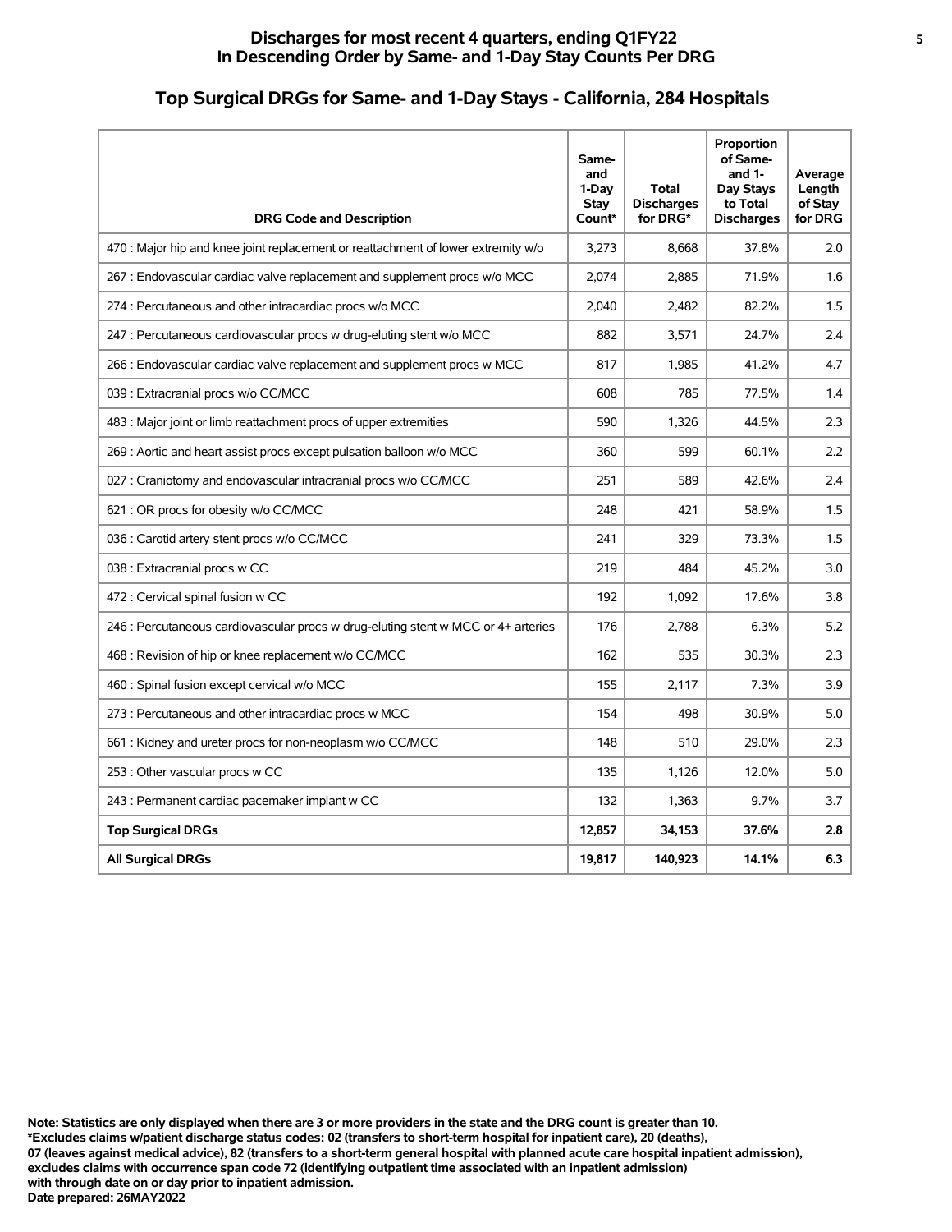## Discharges for most recent 4 quarters, ending Q1FY22
## In Descending Order by Same- and 1-Day Stay Counts Per DRG

## Top Surgical DRGs for Same- and 1-Day Stays - California, 284 Hospitals

| DRG Code and Description | Same- and 1-Day Stay Count* | Total Discharges for DRG* | Proportion of Same- and 1-Day Stays to Total Discharges | Average Length of Stay for DRG |
|---|---|---|---|---|
| 470 : Major hip and knee joint replacement or reattachment of lower extremity w/o | 3,273 | 8,668 | 37.8% | 2.0 |
| 267 : Endovascular cardiac valve replacement and supplement procs w/o MCC | 2,074 | 2,885 | 71.9% | 1.6 |
| 274 : Percutaneous and other intracardiac procs w/o MCC | 2,040 | 2,482 | 82.2% | 1.5 |
| 247 : Percutaneous cardiovascular procs w drug-eluting stent w/o MCC | 882 | 3,571 | 24.7% | 2.4 |
| 266 : Endovascular cardiac valve replacement and supplement procs w MCC | 817 | 1,985 | 41.2% | 4.7 |
| 039 : Extracranial procs w/o CC/MCC | 608 | 785 | 77.5% | 1.4 |
| 483 : Major joint or limb reattachment procs of upper extremities | 590 | 1,326 | 44.5% | 2.3 |
| 269 : Aortic and heart assist procs except pulsation balloon w/o MCC | 360 | 599 | 60.1% | 2.2 |
| 027 : Craniotomy and endovascular intracranial procs w/o CC/MCC | 251 | 589 | 42.6% | 2.4 |
| 621 : OR procs for obesity w/o CC/MCC | 248 | 421 | 58.9% | 1.5 |
| 036 : Carotid artery stent procs w/o CC/MCC | 241 | 329 | 73.3% | 1.5 |
| 038 : Extracranial procs w CC | 219 | 484 | 45.2% | 3.0 |
| 472 : Cervical spinal fusion w CC | 192 | 1,092 | 17.6% | 3.8 |
| 246 : Percutaneous cardiovascular procs w drug-eluting stent w MCC or 4+ arteries | 176 | 2,788 | 6.3% | 5.2 |
| 468 : Revision of hip or knee replacement w/o CC/MCC | 162 | 535 | 30.3% | 2.3 |
| 460 : Spinal fusion except cervical w/o MCC | 155 | 2,117 | 7.3% | 3.9 |
| 273 : Percutaneous and other intracardiac procs w MCC | 154 | 498 | 30.9% | 5.0 |
| 661 : Kidney and ureter procs for non-neoplasm w/o CC/MCC | 148 | 510 | 29.0% | 2.3 |
| 253 : Other vascular procs w CC | 135 | 1,126 | 12.0% | 5.0 |
| 243 : Permanent cardiac pacemaker implant w CC | 132 | 1,363 | 9.7% | 3.7 |
| **Top Surgical DRGs** | **12,857** | **34,153** | **37.6%** | **2.8** |
| **All Surgical DRGs** | **19,817** | **140,923** | **14.1%** | **6.3** |

**Note: Statistics are only displayed when there are 3 or more providers in the state and the DRG count is greater than 10.**
**\*Excludes claims w/patient discharge status codes: 02 (transfers to short-term hospital for inpatient care), 20 (deaths),**
**07 (leaves against medical advice), 82 (transfers to a short-term general hospital with planned acute care hospital inpatient admission),**
**excludes claims with occurrence span code 72 (identifying outpatient time associated with an inpatient admission)**
**with through date on or day prior to inpatient admission.**
**Date prepared: 26MAY2022**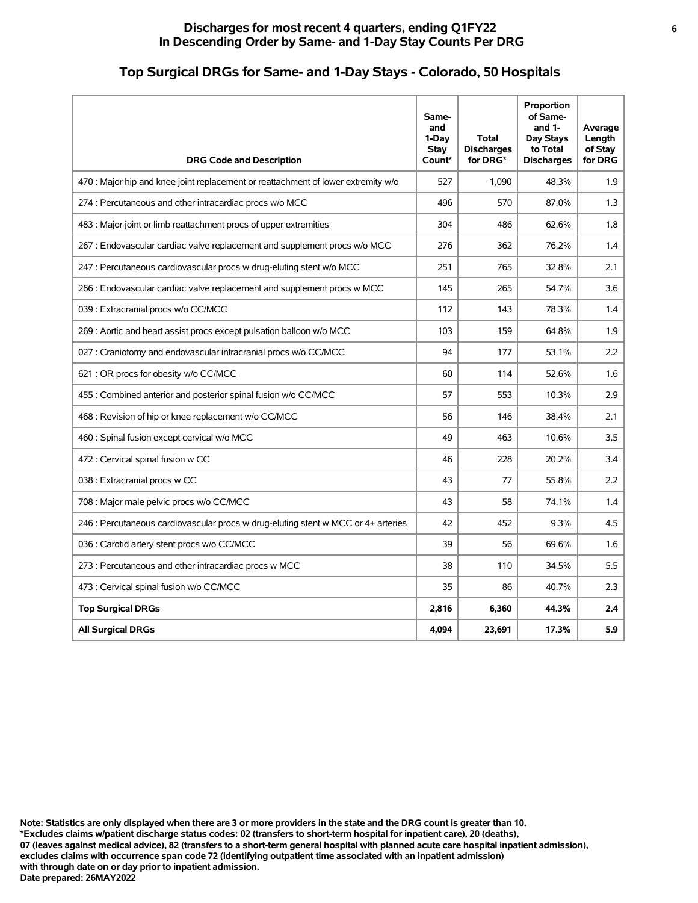# Discharges for most recent 4 quarters, ending Q1FY22
## In Descending Order by Same- and 1-Day Stay Counts Per DRG

## Top Surgical DRGs for Same- and 1-Day Stays - Colorado, 50 Hospitals

| DRG Code and Description | Same- and 1-Day Stay Count* | Total Discharges for DRG* | Proportion of Same- and 1- Day Stays to Total Discharges | Average Length of Stay for DRG |
|---|---|---|---|---|
| 470 : Major hip and knee joint replacement or reattachment of lower extremity w/o | 527 | 1,090 | 48.3% | 1.9 |
| 274 : Percutaneous and other intracardiac procs w/o MCC | 496 | 570 | 87.0% | 1.3 |
| 483 : Major joint or limb reattachment procs of upper extremities | 304 | 486 | 62.6% | 1.8 |
| 267 : Endovascular cardiac valve replacement and supplement procs w/o MCC | 276 | 362 | 76.2% | 1.4 |
| 247 : Percutaneous cardiovascular procs w drug-eluting stent w/o MCC | 251 | 765 | 32.8% | 2.1 |
| 266 : Endovascular cardiac valve replacement and supplement procs w MCC | 145 | 265 | 54.7% | 3.6 |
| 039 : Extracranial procs w/o CC/MCC | 112 | 143 | 78.3% | 1.4 |
| 269 : Aortic and heart assist procs except pulsation balloon w/o MCC | 103 | 159 | 64.8% | 1.9 |
| 027 : Craniotomy and endovascular intracranial procs w/o CC/MCC | 94 | 177 | 53.1% | 2.2 |
| 621 : OR procs for obesity w/o CC/MCC | 60 | 114 | 52.6% | 1.6 |
| 455 : Combined anterior and posterior spinal fusion w/o CC/MCC | 57 | 553 | 10.3% | 2.9 |
| 468 : Revision of hip or knee replacement w/o CC/MCC | 56 | 146 | 38.4% | 2.1 |
| 460 : Spinal fusion except cervical w/o MCC | 49 | 463 | 10.6% | 3.5 |
| 472 : Cervical spinal fusion w CC | 46 | 228 | 20.2% | 3.4 |
| 038 : Extracranial procs w CC | 43 | 77 | 55.8% | 2.2 |
| 708 : Major male pelvic procs w/o CC/MCC | 43 | 58 | 74.1% | 1.4 |
| 246 : Percutaneous cardiovascular procs w drug-eluting stent w MCC or 4+ arteries | 42 | 452 | 9.3% | 4.5 |
| 036 : Carotid artery stent procs w/o CC/MCC | 39 | 56 | 69.6% | 1.6 |
| 273 : Percutaneous and other intracardiac procs w MCC | 38 | 110 | 34.5% | 5.5 |
| 473 : Cervical spinal fusion w/o CC/MCC | 35 | 86 | 40.7% | 2.3 |
| **Top Surgical DRGs** | **2,816** | **6,360** | **44.3%** | **2.4** |
| **All Surgical DRGs** | **4,094** | **23,691** | **17.3%** | **5.9** |

**Note: Statistics are only displayed when there are 3 or more providers in the state and the DRG count is greater than 10.**
**\*Excludes claims w/patient discharge status codes: 02 (transfers to short-term hospital for inpatient care), 20 (deaths), 07 (leaves against medical advice), 82 (transfers to a short-term general hospital with planned acute care hospital inpatient admission), excludes claims with occurrence span code 72 (identifying outpatient time associated with an inpatient admission) with through date on or day prior to inpatient admission.**
**Date prepared: 26MAY2022**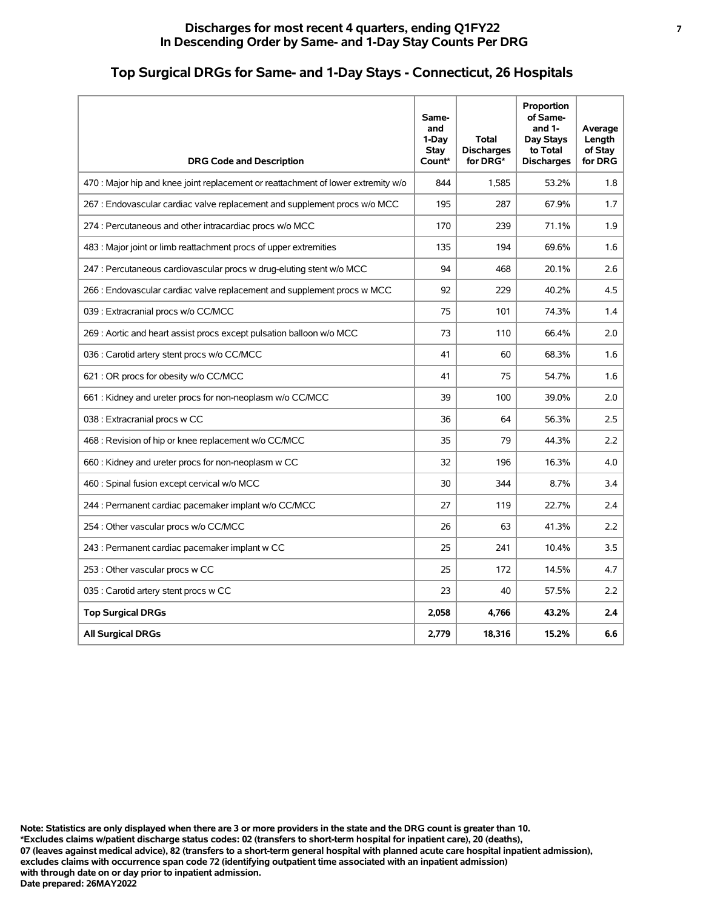## Discharges for most recent 4 quarters, ending Q1FY22
## In Descending Order by Same- and 1-Day Stay Counts Per DRG

### Top Surgical DRGs for Same- and 1-Day Stays - Connecticut, 26 Hospitals

| DRG Code and Description | Same- and 1-Day Stay Count* | Total Discharges for DRG* | Proportion of Same- and 1-Day Stays to Total Discharges | Average Length of Stay for DRG |
|---|---|---|---|---|
| 470 : Major hip and knee joint replacement or reattachment of lower extremity w/o | 844 | 1,585 | 53.2% | 1.8 |
| 267 : Endovascular cardiac valve replacement and supplement procs w/o MCC | 195 | 287 | 67.9% | 1.7 |
| 274 : Percutaneous and other intracardiac procs w/o MCC | 170 | 239 | 71.1% | 1.9 |
| 483 : Major joint or limb reattachment procs of upper extremities | 135 | 194 | 69.6% | 1.6 |
| 247 : Percutaneous cardiovascular procs w drug-eluting stent w/o MCC | 94 | 468 | 20.1% | 2.6 |
| 266 : Endovascular cardiac valve replacement and supplement procs w MCC | 92 | 229 | 40.2% | 4.5 |
| 039 : Extracranial procs w/o CC/MCC | 75 | 101 | 74.3% | 1.4 |
| 269 : Aortic and heart assist procs except pulsation balloon w/o MCC | 73 | 110 | 66.4% | 2.0 |
| 036 : Carotid artery stent procs w/o CC/MCC | 41 | 60 | 68.3% | 1.6 |
| 621 : OR procs for obesity w/o CC/MCC | 41 | 75 | 54.7% | 1.6 |
| 661 : Kidney and ureter procs for non-neoplasm w/o CC/MCC | 39 | 100 | 39.0% | 2.0 |
| 038 : Extracranial procs w CC | 36 | 64 | 56.3% | 2.5 |
| 468 : Revision of hip or knee replacement w/o CC/MCC | 35 | 79 | 44.3% | 2.2 |
| 660 : Kidney and ureter procs for non-neoplasm w CC | 32 | 196 | 16.3% | 4.0 |
| 460 : Spinal fusion except cervical w/o MCC | 30 | 344 | 8.7% | 3.4 |
| 244 : Permanent cardiac pacemaker implant w/o CC/MCC | 27 | 119 | 22.7% | 2.4 |
| 254 : Other vascular procs w/o CC/MCC | 26 | 63 | 41.3% | 2.2 |
| 243 : Permanent cardiac pacemaker implant w CC | 25 | 241 | 10.4% | 3.5 |
| 253 : Other vascular procs w CC | 25 | 172 | 14.5% | 4.7 |
| 035 : Carotid artery stent procs w CC | 23 | 40 | 57.5% | 2.2 |
| **Top Surgical DRGs** | **2,058** | **4,766** | **43.2%** | **2.4** |
| **All Surgical DRGs** | **2,779** | **18,316** | **15.2%** | **6.6** |

**Note: Statistics are only displayed when there are 3 or more providers in the state and the DRG count is greater than 10.**
**\*Excludes claims w/patient discharge status codes: 02 (transfers to short-term hospital for inpatient care), 20 (deaths), 07 (leaves against medical advice), 82 (transfers to a short-term general hospital with planned acute care hospital inpatient admission), excludes claims with occurrence span code 72 (identifying outpatient time associated with an inpatient admission) with through date on or day prior to inpatient admission.**
**Date prepared: 26MAY2022**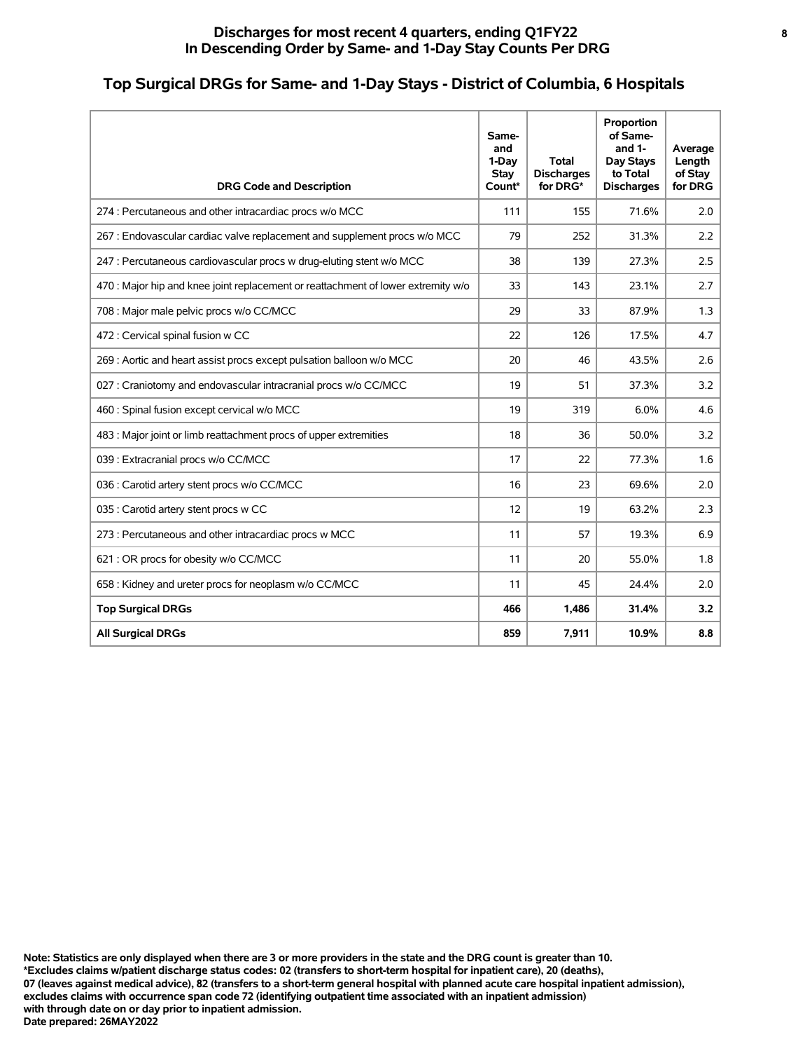**Discharges for most recent 4 quarters, ending Q1FY22**
**In Descending Order by Same- and 1-Day Stay Counts Per DRG**

## Top Surgical DRGs for Same- and 1-Day Stays - District of Columbia, 6 Hospitals

| DRG Code and Description | Same- and 1-Day Stay Count* | Total Discharges for DRG* | Proportion of Same- and 1-Day Stays to Total Discharges | Average Length of Stay for DRG |
|---|---|---|---|---|
| 274 : Percutaneous and other intracardiac procs w/o MCC | 111 | 155 | 71.6% | 2.0 |
| 267 : Endovascular cardiac valve replacement and supplement procs w/o MCC | 79 | 252 | 31.3% | 2.2 |
| 247 : Percutaneous cardiovascular procs w drug-eluting stent w/o MCC | 38 | 139 | 27.3% | 2.5 |
| 470 : Major hip and knee joint replacement or reattachment of lower extremity w/o | 33 | 143 | 23.1% | 2.7 |
| 708 : Major male pelvic procs w/o CC/MCC | 29 | 33 | 87.9% | 1.3 |
| 472 : Cervical spinal fusion w CC | 22 | 126 | 17.5% | 4.7 |
| 269 : Aortic and heart assist procs except pulsation balloon w/o MCC | 20 | 46 | 43.5% | 2.6 |
| 027 : Craniotomy and endovascular intracranial procs w/o CC/MCC | 19 | 51 | 37.3% | 3.2 |
| 460 : Spinal fusion except cervical w/o MCC | 19 | 319 | 6.0% | 4.6 |
| 483 : Major joint or limb reattachment procs of upper extremities | 18 | 36 | 50.0% | 3.2 |
| 039 : Extracranial procs w/o CC/MCC | 17 | 22 | 77.3% | 1.6 |
| 036 : Carotid artery stent procs w/o CC/MCC | 16 | 23 | 69.6% | 2.0 |
| 035 : Carotid artery stent procs w CC | 12 | 19 | 63.2% | 2.3 |
| 273 : Percutaneous and other intracardiac procs w MCC | 11 | 57 | 19.3% | 6.9 |
| 621 : OR procs for obesity w/o CC/MCC | 11 | 20 | 55.0% | 1.8 |
| 658 : Kidney and ureter procs for neoplasm w/o CC/MCC | 11 | 45 | 24.4% | 2.0 |
| **Top Surgical DRGs** | **466** | **1,486** | **31.4%** | **3.2** |
| **All Surgical DRGs** | **859** | **7,911** | **10.9%** | **8.8** |

**Note: Statistics are only displayed when there are 3 or more providers in the state and the DRG count is greater than 10.**
**\*Excludes claims w/patient discharge status codes: 02 (transfers to short-term hospital for inpatient care), 20 (deaths),**
**07 (leaves against medical advice), 82 (transfers to a short-term general hospital with planned acute care hospital inpatient admission),**
**excludes claims with occurrence span code 72 (identifying outpatient time associated with an inpatient admission)**
**with through date on or day prior to inpatient admission.**
**Date prepared: 26MAY2022**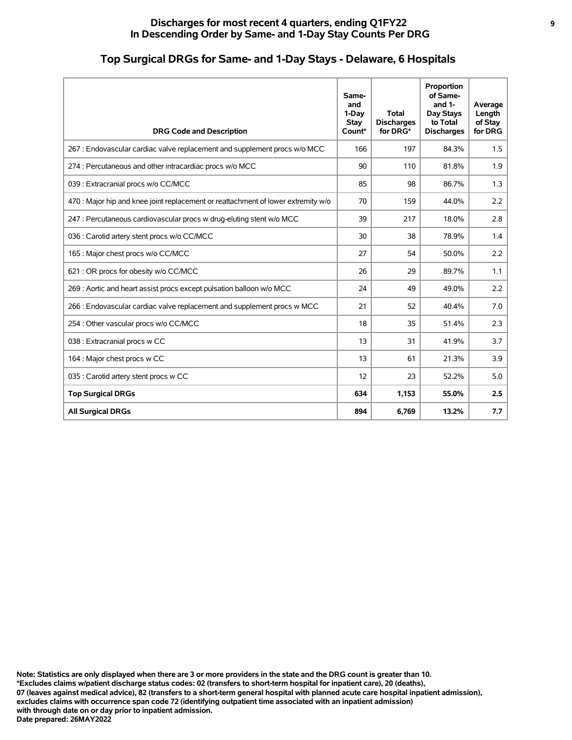# Discharges for most recent 4 quarters, ending Q1FY22
# In Descending Order by Same- and 1-Day Stay Counts Per DRG

## Top Surgical DRGs for Same- and 1-Day Stays - Delaware, 6 Hospitals

| DRG Code and Description | Same- and 1-Day Stay Count* | Total Discharges for DRG* | Proportion of Same- and 1- Day Stays to Total Discharges | Average Length of Stay for DRG |
|---|---|---|---|---|
| 267 : Endovascular cardiac valve replacement and supplement procs w/o MCC | 166 | 197 | 84.3% | 1.5 |
| 274 : Percutaneous and other intracardiac procs w/o MCC | 90 | 110 | 81.8% | 1.9 |
| 039 : Extracranial procs w/o CC/MCC | 85 | 98 | 86.7% | 1.3 |
| 470 : Major hip and knee joint replacement or reattachment of lower extremity w/o | 70 | 159 | 44.0% | 2.2 |
| 247 : Percutaneous cardiovascular procs w drug-eluting stent w/o MCC | 39 | 217 | 18.0% | 2.8 |
| 036 : Carotid artery stent procs w/o CC/MCC | 30 | 38 | 78.9% | 1.4 |
| 165 : Major chest procs w/o CC/MCC | 27 | 54 | 50.0% | 2.2 |
| 621 : OR procs for obesity w/o CC/MCC | 26 | 29 | 89.7% | 1.1 |
| 269 : Aortic and heart assist procs except pulsation balloon w/o MCC | 24 | 49 | 49.0% | 2.2 |
| 266 : Endovascular cardiac valve replacement and supplement procs w MCC | 21 | 52 | 40.4% | 7.0 |
| 254 : Other vascular procs w/o CC/MCC | 18 | 35 | 51.4% | 2.3 |
| 038 : Extracranial procs w CC | 13 | 31 | 41.9% | 3.7 |
| 164 : Major chest procs w CC | 13 | 61 | 21.3% | 3.9 |
| 035 : Carotid artery stent procs w CC | 12 | 23 | 52.2% | 5.0 |
| **Top Surgical DRGs** | **634** | **1,153** | **55.0%** | **2.5** |
| **All Surgical DRGs** | **894** | **6,769** | **13.2%** | **7.7** |

**Note: Statistics are only displayed when there are 3 or more providers in the state and the DRG count is greater than 10.**
**\*Excludes claims w/patient discharge status codes: 02 (transfers to short-term hospital for inpatient care), 20 (deaths), 07 (leaves against medical advice), 82 (transfers to a short-term general hospital with planned acute care hospital inpatient admission), excludes claims with occurrence span code 72 (identifying outpatient time associated with an inpatient admission) with through date on or day prior to inpatient admission.**
**Date prepared: 26MAY2022**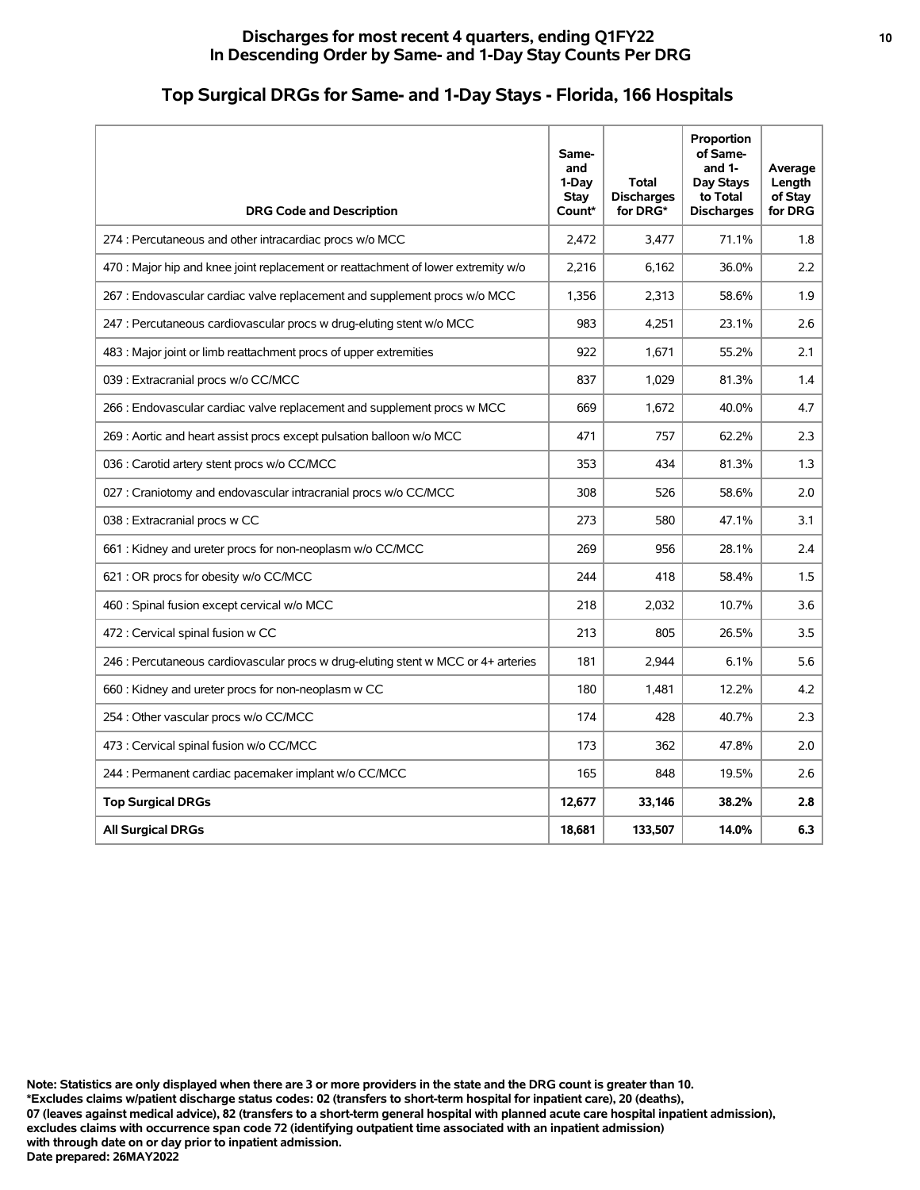# Discharges for most recent 4 quarters, ending Q1FY22
## In Descending Order by Same- and 1-Day Stay Counts Per DRG

## Top Surgical DRGs for Same- and 1-Day Stays - Florida, 166 Hospitals

| DRG Code and Description | Same- and 1-Day Stay Count* | Total Discharges for DRG* | Proportion of Same- and 1-Day Stays to Total Discharges | Average Length of Stay for DRG |
|---|---|---|---|---|
| 274 : Percutaneous and other intracardiac procs w/o MCC | 2,472 | 3,477 | 71.1% | 1.8 |
| 470 : Major hip and knee joint replacement or reattachment of lower extremity w/o | 2,216 | 6,162 | 36.0% | 2.2 |
| 267 : Endovascular cardiac valve replacement and supplement procs w/o MCC | 1,356 | 2,313 | 58.6% | 1.9 |
| 247 : Percutaneous cardiovascular procs w drug-eluting stent w/o MCC | 983 | 4,251 | 23.1% | 2.6 |
| 483 : Major joint or limb reattachment procs of upper extremities | 922 | 1,671 | 55.2% | 2.1 |
| 039 : Extracranial procs w/o CC/MCC | 837 | 1,029 | 81.3% | 1.4 |
| 266 : Endovascular cardiac valve replacement and supplement procs w MCC | 669 | 1,672 | 40.0% | 4.7 |
| 269 : Aortic and heart assist procs except pulsation balloon w/o MCC | 471 | 757 | 62.2% | 2.3 |
| 036 : Carotid artery stent procs w/o CC/MCC | 353 | 434 | 81.3% | 1.3 |
| 027 : Craniotomy and endovascular intracranial procs w/o CC/MCC | 308 | 526 | 58.6% | 2.0 |
| 038 : Extracranial procs w CC | 273 | 580 | 47.1% | 3.1 |
| 661 : Kidney and ureter procs for non-neoplasm w/o CC/MCC | 269 | 956 | 28.1% | 2.4 |
| 621 : OR procs for obesity w/o CC/MCC | 244 | 418 | 58.4% | 1.5 |
| 460 : Spinal fusion except cervical w/o MCC | 218 | 2,032 | 10.7% | 3.6 |
| 472 : Cervical spinal fusion w CC | 213 | 805 | 26.5% | 3.5 |
| 246 : Percutaneous cardiovascular procs w drug-eluting stent w MCC or 4+ arteries | 181 | 2,944 | 6.1% | 5.6 |
| 660 : Kidney and ureter procs for non-neoplasm w CC | 180 | 1,481 | 12.2% | 4.2 |
| 254 : Other vascular procs w/o CC/MCC | 174 | 428 | 40.7% | 2.3 |
| 473 : Cervical spinal fusion w/o CC/MCC | 173 | 362 | 47.8% | 2.0 |
| 244 : Permanent cardiac pacemaker implant w/o CC/MCC | 165 | 848 | 19.5% | 2.6 |
| **Top Surgical DRGs** | **12,677** | **33,146** | **38.2%** | **2.8** |
| **All Surgical DRGs** | **18,681** | **133,507** | **14.0%** | **6.3** |

**Note: Statistics are only displayed when there are 3 or more providers in the state and the DRG count is greater than 10.**
**\*Excludes claims w/patient discharge status codes: 02 (transfers to short-term hospital for inpatient care), 20 (deaths), 07 (leaves against medical advice), 82 (transfers to a short-term general hospital with planned acute care hospital inpatient admission), excludes claims with occurrence span code 72 (identifying outpatient time associated with an inpatient admission) with through date on or day prior to inpatient admission.**
**Date prepared: 26MAY2022**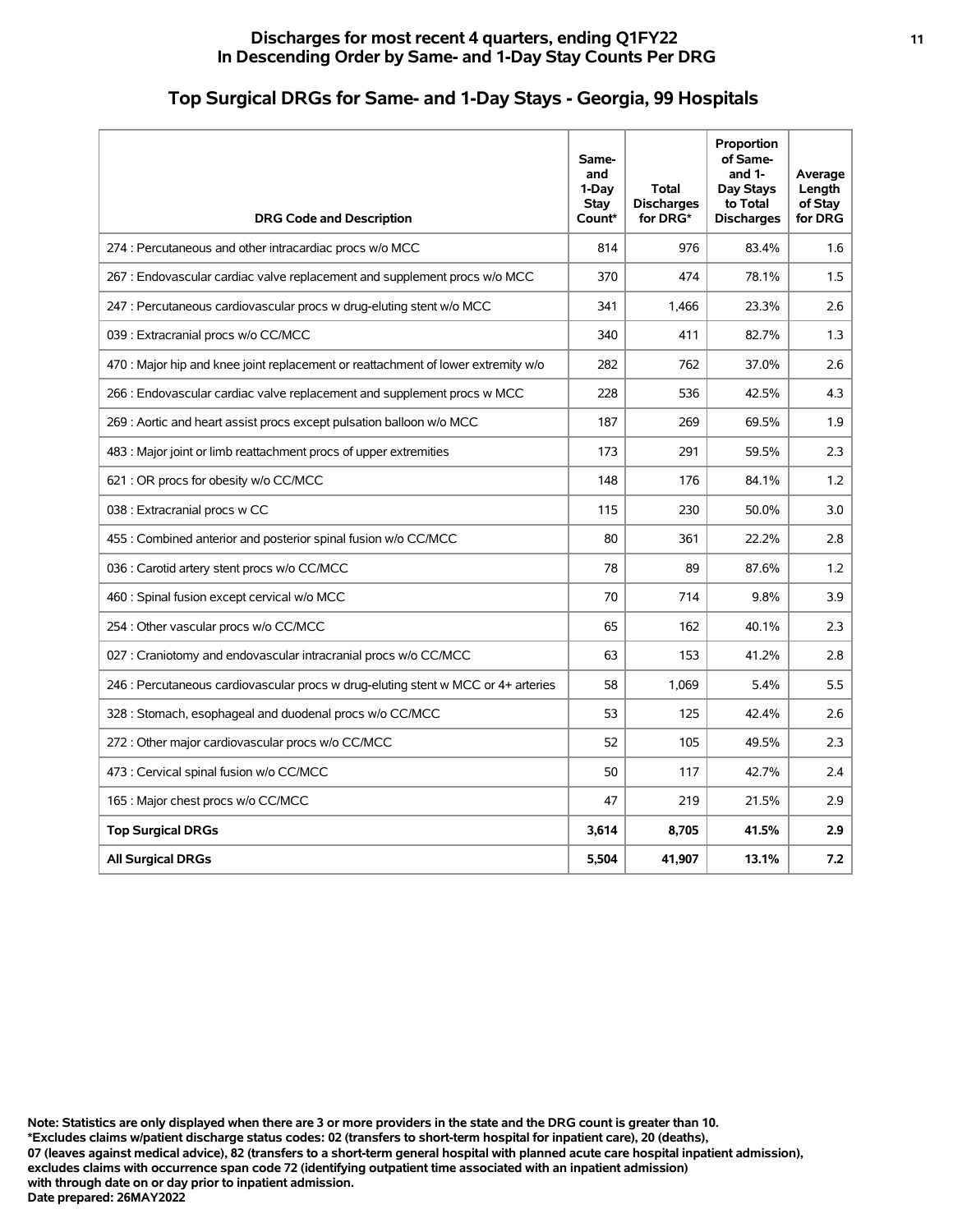# Discharges for most recent 4 quarters, ending Q1FY22
# In Descending Order by Same- and 1-Day Stay Counts Per DRG

## Top Surgical DRGs for Same- and 1-Day Stays - Georgia, 99 Hospitals

| DRG Code and Description | Same- and 1-Day Stay Count* | Total Discharges for DRG* | Proportion of Same- and 1-Day Stays to Total Discharges | Average Length of Stay for DRG |
|---|---|---|---|---|
| 274 : Percutaneous and other intracardiac procs w/o MCC | 814 | 976 | 83.4% | 1.6 |
| 267 : Endovascular cardiac valve replacement and supplement procs w/o MCC | 370 | 474 | 78.1% | 1.5 |
| 247 : Percutaneous cardiovascular procs w drug-eluting stent w/o MCC | 341 | 1,466 | 23.3% | 2.6 |
| 039 : Extracranial procs w/o CC/MCC | 340 | 411 | 82.7% | 1.3 |
| 470 : Major hip and knee joint replacement or reattachment of lower extremity w/o | 282 | 762 | 37.0% | 2.6 |
| 266 : Endovascular cardiac valve replacement and supplement procs w MCC | 228 | 536 | 42.5% | 4.3 |
| 269 : Aortic and heart assist procs except pulsation balloon w/o MCC | 187 | 269 | 69.5% | 1.9 |
| 483 : Major joint or limb reattachment procs of upper extremities | 173 | 291 | 59.5% | 2.3 |
| 621 : OR procs for obesity w/o CC/MCC | 148 | 176 | 84.1% | 1.2 |
| 038 : Extracranial procs w CC | 115 | 230 | 50.0% | 3.0 |
| 455 : Combined anterior and posterior spinal fusion w/o CC/MCC | 80 | 361 | 22.2% | 2.8 |
| 036 : Carotid artery stent procs w/o CC/MCC | 78 | 89 | 87.6% | 1.2 |
| 460 : Spinal fusion except cervical w/o MCC | 70 | 714 | 9.8% | 3.9 |
| 254 : Other vascular procs w/o CC/MCC | 65 | 162 | 40.1% | 2.3 |
| 027 : Craniotomy and endovascular intracranial procs w/o CC/MCC | 63 | 153 | 41.2% | 2.8 |
| 246 : Percutaneous cardiovascular procs w drug-eluting stent w MCC or 4+ arteries | 58 | 1,069 | 5.4% | 5.5 |
| 328 : Stomach, esophageal and duodenal procs w/o CC/MCC | 53 | 125 | 42.4% | 2.6 |
| 272 : Other major cardiovascular procs w/o CC/MCC | 52 | 105 | 49.5% | 2.3 |
| 473 : Cervical spinal fusion w/o CC/MCC | 50 | 117 | 42.7% | 2.4 |
| 165 : Major chest procs w/o CC/MCC | 47 | 219 | 21.5% | 2.9 |
| **Top Surgical DRGs** | **3,614** | **8,705** | **41.5%** | **2.9** |
| **All Surgical DRGs** | **5,504** | **41,907** | **13.1%** | **7.2** |

**Note: Statistics are only displayed when there are 3 or more providers in the state and the DRG count is greater than 10.**
**\*Excludes claims w/patient discharge status codes: 02 (transfers to short-term hospital for inpatient care), 20 (deaths), 07 (leaves against medical advice), 82 (transfers to a short-term general hospital with planned acute care hospital inpatient admission), excludes claims with occurrence span code 72 (identifying outpatient time associated with an inpatient admission) with through date on or day prior to inpatient admission.**
**Date prepared: 26MAY2022**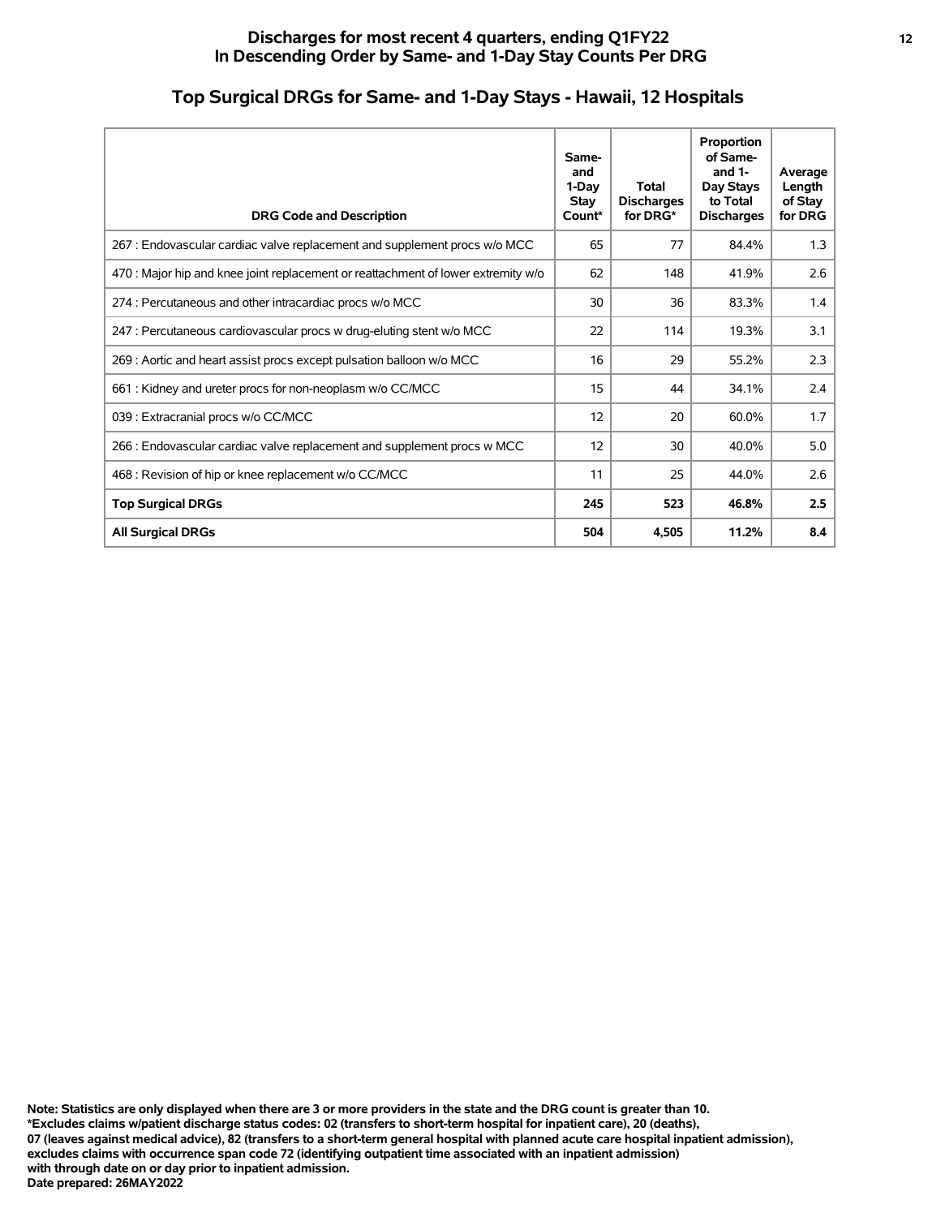**Discharges for most recent 4 quarters, ending Q1FY22**
**In Descending Order by Same- and 1-Day Stay Counts Per DRG**

## Top Surgical DRGs for Same- and 1-Day Stays - Hawaii, 12 Hospitals

| DRG Code and Description | Same- and 1-Day Stay Count* | Total Discharges for DRG* | Proportion of Same- and 1-Day Stays to Total Discharges | Average Length of Stay for DRG |
|---|---|---|---|---|
| 267 : Endovascular cardiac valve replacement and supplement procs w/o MCC | 65 | 77 | 84.4% | 1.3 |
| 470 : Major hip and knee joint replacement or reattachment of lower extremity w/o | 62 | 148 | 41.9% | 2.6 |
| 274 : Percutaneous and other intracardiac procs w/o MCC | 30 | 36 | 83.3% | 1.4 |
| 247 : Percutaneous cardiovascular procs w drug-eluting stent w/o MCC | 22 | 114 | 19.3% | 3.1 |
| 269 : Aortic and heart assist procs except pulsation balloon w/o MCC | 16 | 29 | 55.2% | 2.3 |
| 661 : Kidney and ureter procs for non-neoplasm w/o CC/MCC | 15 | 44 | 34.1% | 2.4 |
| 039 : Extracranial procs w/o CC/MCC | 12 | 20 | 60.0% | 1.7 |
| 266 : Endovascular cardiac valve replacement and supplement procs w MCC | 12 | 30 | 40.0% | 5.0 |
| 468 : Revision of hip or knee replacement w/o CC/MCC | 11 | 25 | 44.0% | 2.6 |
| **Top Surgical DRGs** | **245** | **523** | **46.8%** | **2.5** |
| **All Surgical DRGs** | **504** | **4,505** | **11.2%** | **8.4** |

**Note: Statistics are only displayed when there are 3 or more providers in the state and the DRG count is greater than 10.**
***Excludes claims w/patient discharge status codes: 02 (transfers to short-term hospital for inpatient care), 20 (deaths),**
**07 (leaves against medical advice), 82 (transfers to a short-term general hospital with planned acute care hospital inpatient admission),**
**excludes claims with occurrence span code 72 (identifying outpatient time associated with an inpatient admission)**
**with through date on or day prior to inpatient admission.**
**Date prepared: 26MAY2022**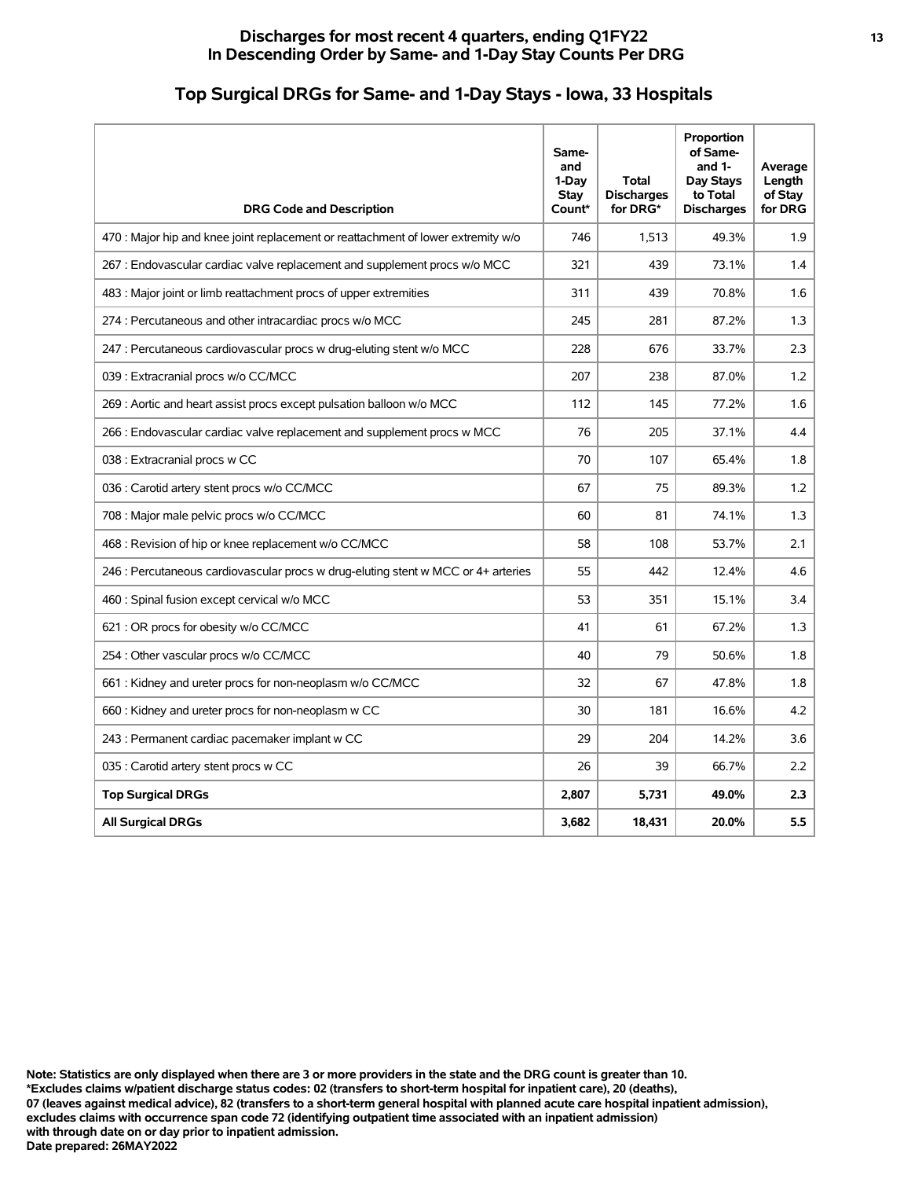# Discharges for most recent 4 quarters, ending Q1FY22
# In Descending Order by Same- and 1-Day Stay Counts Per DRG

## Top Surgical DRGs for Same- and 1-Day Stays - Iowa, 33 Hospitals

| DRG Code and Description | Same- and 1-Day Stay Count* | Total Discharges for DRG* | Proportion of Same- and 1-Day Stays to Total Discharges | Average Length of Stay for DRG |
|---|---|---|---|---|
| 470 : Major hip and knee joint replacement or reattachment of lower extremity w/o | 746 | 1,513 | 49.3% | 1.9 |
| 267 : Endovascular cardiac valve replacement and supplement procs w/o MCC | 321 | 439 | 73.1% | 1.4 |
| 483 : Major joint or limb reattachment procs of upper extremities | 311 | 439 | 70.8% | 1.6 |
| 274 : Percutaneous and other intracardiac procs w/o MCC | 245 | 281 | 87.2% | 1.3 |
| 247 : Percutaneous cardiovascular procs w drug-eluting stent w/o MCC | 228 | 676 | 33.7% | 2.3 |
| 039 : Extracranial procs w/o CC/MCC | 207 | 238 | 87.0% | 1.2 |
| 269 : Aortic and heart assist procs except pulsation balloon w/o MCC | 112 | 145 | 77.2% | 1.6 |
| 266 : Endovascular cardiac valve replacement and supplement procs w MCC | 76 | 205 | 37.1% | 4.4 |
| 038 : Extracranial procs w CC | 70 | 107 | 65.4% | 1.8 |
| 036 : Carotid artery stent procs w/o CC/MCC | 67 | 75 | 89.3% | 1.2 |
| 708 : Major male pelvic procs w/o CC/MCC | 60 | 81 | 74.1% | 1.3 |
| 468 : Revision of hip or knee replacement w/o CC/MCC | 58 | 108 | 53.7% | 2.1 |
| 246 : Percutaneous cardiovascular procs w drug-eluting stent w MCC or 4+ arteries | 55 | 442 | 12.4% | 4.6 |
| 460 : Spinal fusion except cervical w/o MCC | 53 | 351 | 15.1% | 3.4 |
| 621 : OR procs for obesity w/o CC/MCC | 41 | 61 | 67.2% | 1.3 |
| 254 : Other vascular procs w/o CC/MCC | 40 | 79 | 50.6% | 1.8 |
| 661 : Kidney and ureter procs for non-neoplasm w/o CC/MCC | 32 | 67 | 47.8% | 1.8 |
| 660 : Kidney and ureter procs for non-neoplasm w CC | 30 | 181 | 16.6% | 4.2 |
| 243 : Permanent cardiac pacemaker implant w CC | 29 | 204 | 14.2% | 3.6 |
| 035 : Carotid artery stent procs w CC | 26 | 39 | 66.7% | 2.2 |
| **Top Surgical DRGs** | **2,807** | **5,731** | **49.0%** | **2.3** |
| **All Surgical DRGs** | **3,682** | **18,431** | **20.0%** | **5.5** |

**Note: Statistics are only displayed when there are 3 or more providers in the state and the DRG count is greater than 10.**
**\*Excludes claims w/patient discharge status codes: 02 (transfers to short-term hospital for inpatient care), 20 (deaths),**
**07 (leaves against medical advice), 82 (transfers to a short-term general hospital with planned acute care hospital inpatient admission),**
**excludes claims with occurrence span code 72 (identifying outpatient time associated with an inpatient admission)**
**with through date on or day prior to inpatient admission.**
**Date prepared: 26MAY2022**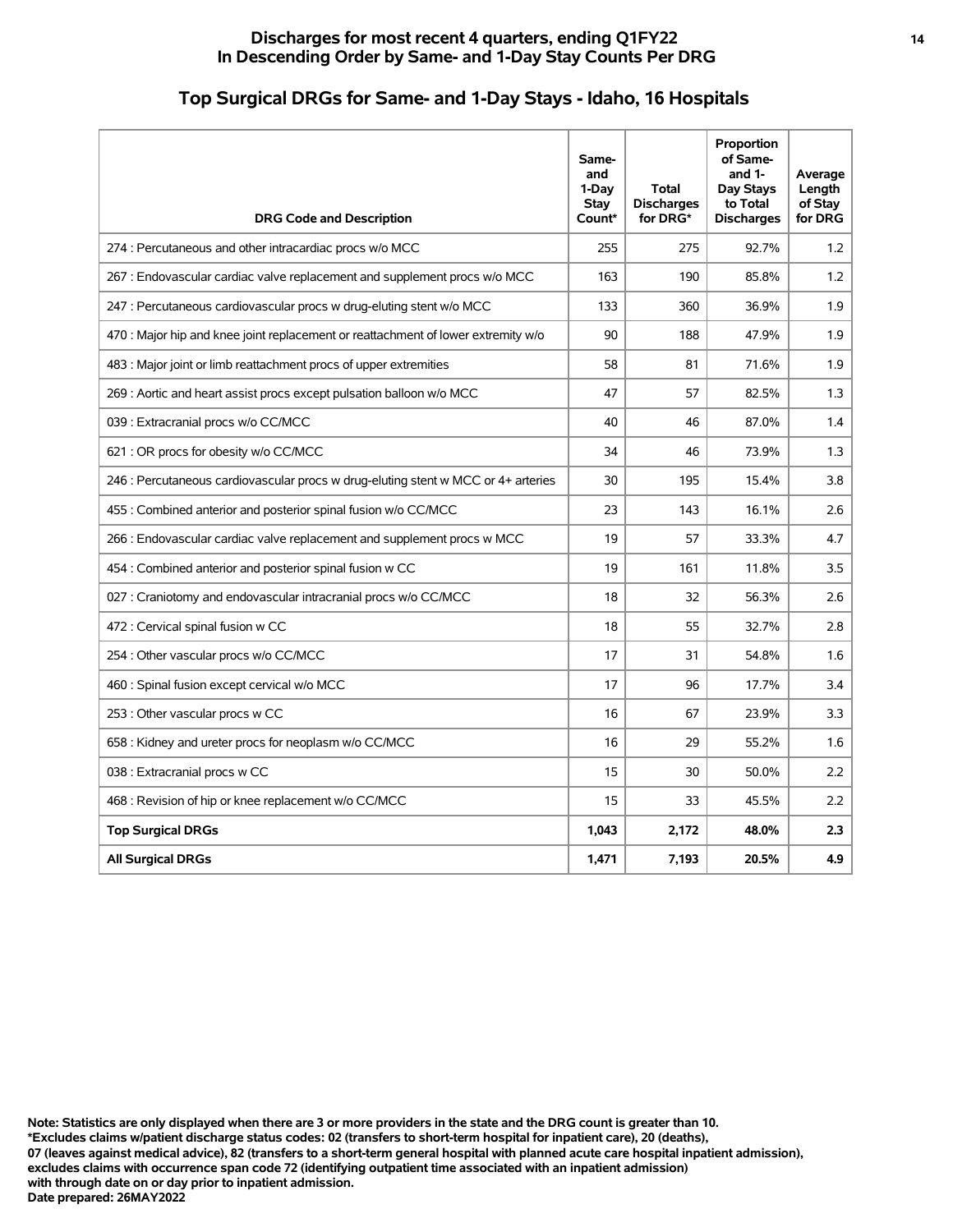## Discharges for most recent 4 quarters, ending Q1FY22
## In Descending Order by Same- and 1-Day Stay Counts Per DRG

### Top Surgical DRGs for Same- and 1-Day Stays - Idaho, 16 Hospitals

| DRG Code and Description | Same- and 1-Day Stay Count* | Total Discharges for DRG* | Proportion of Same- and 1- Day Stays to Total Discharges | Average Length of Stay for DRG |
|---|---|---|---|---|
| 274 : Percutaneous and other intracardiac procs w/o MCC | 255 | 275 | 92.7% | 1.2 |
| 267 : Endovascular cardiac valve replacement and supplement procs w/o MCC | 163 | 190 | 85.8% | 1.2 |
| 247 : Percutaneous cardiovascular procs w drug-eluting stent w/o MCC | 133 | 360 | 36.9% | 1.9 |
| 470 : Major hip and knee joint replacement or reattachment of lower extremity w/o | 90 | 188 | 47.9% | 1.9 |
| 483 : Major joint or limb reattachment procs of upper extremities | 58 | 81 | 71.6% | 1.9 |
| 269 : Aortic and heart assist procs except pulsation balloon w/o MCC | 47 | 57 | 82.5% | 1.3 |
| 039 : Extracranial procs w/o CC/MCC | 40 | 46 | 87.0% | 1.4 |
| 621 : OR procs for obesity w/o CC/MCC | 34 | 46 | 73.9% | 1.3 |
| 246 : Percutaneous cardiovascular procs w drug-eluting stent w MCC or 4+ arteries | 30 | 195 | 15.4% | 3.8 |
| 455 : Combined anterior and posterior spinal fusion w/o CC/MCC | 23 | 143 | 16.1% | 2.6 |
| 266 : Endovascular cardiac valve replacement and supplement procs w MCC | 19 | 57 | 33.3% | 4.7 |
| 454 : Combined anterior and posterior spinal fusion w CC | 19 | 161 | 11.8% | 3.5 |
| 027 : Craniotomy and endovascular intracranial procs w/o CC/MCC | 18 | 32 | 56.3% | 2.6 |
| 472 : Cervical spinal fusion w CC | 18 | 55 | 32.7% | 2.8 |
| 254 : Other vascular procs w/o CC/MCC | 17 | 31 | 54.8% | 1.6 |
| 460 : Spinal fusion except cervical w/o MCC | 17 | 96 | 17.7% | 3.4 |
| 253 : Other vascular procs w CC | 16 | 67 | 23.9% | 3.3 |
| 658 : Kidney and ureter procs for neoplasm w/o CC/MCC | 16 | 29 | 55.2% | 1.6 |
| 038 : Extracranial procs w CC | 15 | 30 | 50.0% | 2.2 |
| 468 : Revision of hip or knee replacement w/o CC/MCC | 15 | 33 | 45.5% | 2.2 |
| **Top Surgical DRGs** | **1,043** | **2,172** | **48.0%** | **2.3** |
| **All Surgical DRGs** | **1,471** | **7,193** | **20.5%** | **4.9** |

**Note: Statistics are only displayed when there are 3 or more providers in the state and the DRG count is greater than 10.**
**\*Excludes claims w/patient discharge status codes: 02 (transfers to short-term hospital for inpatient care), 20 (deaths), 07 (leaves against medical advice), 82 (transfers to a short-term general hospital with planned acute care hospital inpatient admission), excludes claims with occurrence span code 72 (identifying outpatient time associated with an inpatient admission) with through date on or day prior to inpatient admission.**
**Date prepared: 26MAY2022**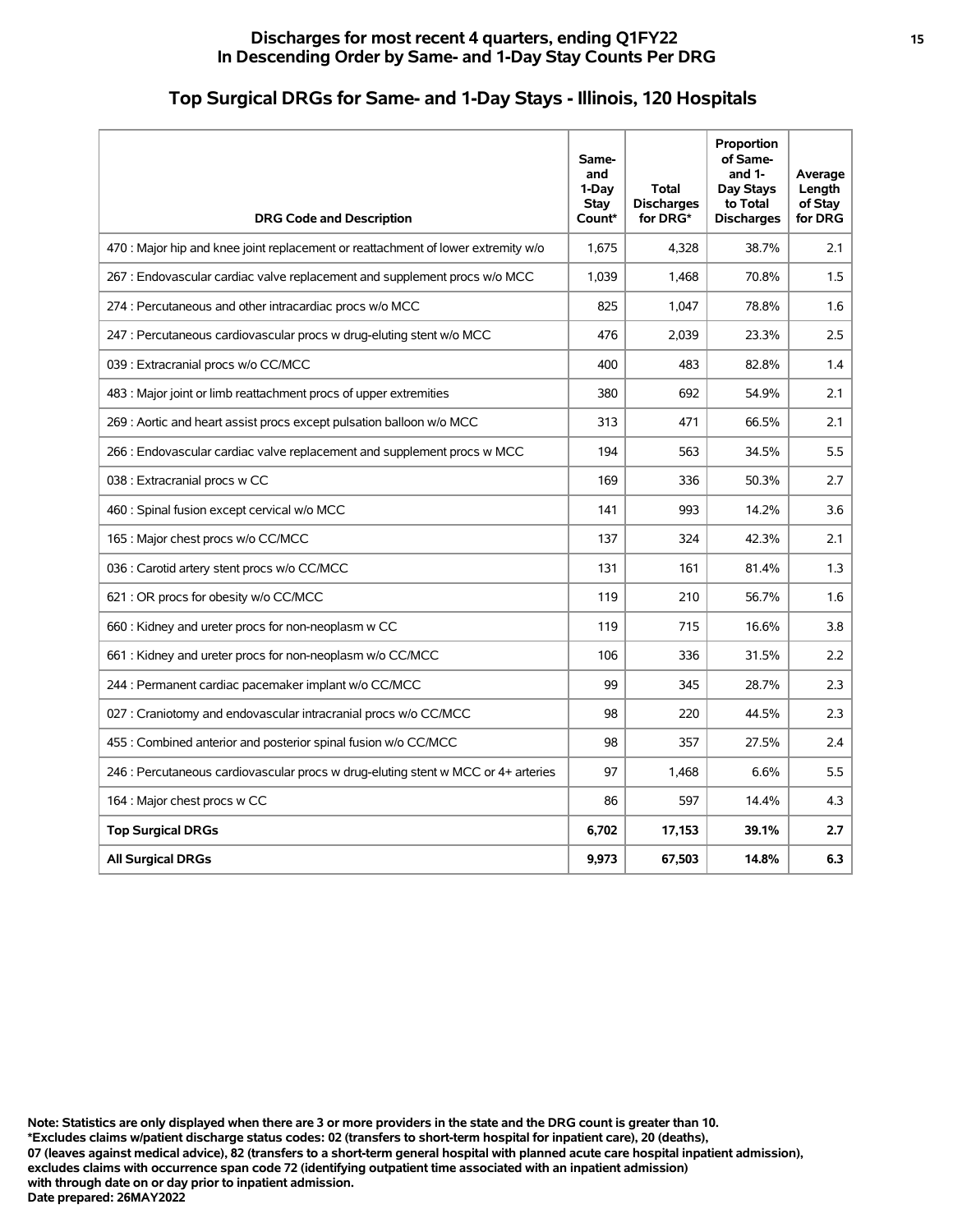## Discharges for most recent 4 quarters, ending Q1FY22
## In Descending Order by Same- and 1-Day Stay Counts Per DRG

# Top Surgical DRGs for Same- and 1-Day Stays - Illinois, 120 Hospitals

| DRG Code and Description | Same- and 1-Day Stay Count* | Total Discharges for DRG* | Proportion of Same- and 1- Day Stays to Total Discharges | Average Length of Stay for DRG |
|---|---|---|---|---|
| 470 : Major hip and knee joint replacement or reattachment of lower extremity w/o | 1,675 | 4,328 | 38.7% | 2.1 |
| 267 : Endovascular cardiac valve replacement and supplement procs w/o MCC | 1,039 | 1,468 | 70.8% | 1.5 |
| 274 : Percutaneous and other intracardiac procs w/o MCC | 825 | 1,047 | 78.8% | 1.6 |
| 247 : Percutaneous cardiovascular procs w drug-eluting stent w/o MCC | 476 | 2,039 | 23.3% | 2.5 |
| 039 : Extracranial procs w/o CC/MCC | 400 | 483 | 82.8% | 1.4 |
| 483 : Major joint or limb reattachment procs of upper extremities | 380 | 692 | 54.9% | 2.1 |
| 269 : Aortic and heart assist procs except pulsation balloon w/o MCC | 313 | 471 | 66.5% | 2.1 |
| 266 : Endovascular cardiac valve replacement and supplement procs w MCC | 194 | 563 | 34.5% | 5.5 |
| 038 : Extracranial procs w CC | 169 | 336 | 50.3% | 2.7 |
| 460 : Spinal fusion except cervical w/o MCC | 141 | 993 | 14.2% | 3.6 |
| 165 : Major chest procs w/o CC/MCC | 137 | 324 | 42.3% | 2.1 |
| 036 : Carotid artery stent procs w/o CC/MCC | 131 | 161 | 81.4% | 1.3 |
| 621 : OR procs for obesity w/o CC/MCC | 119 | 210 | 56.7% | 1.6 |
| 660 : Kidney and ureter procs for non-neoplasm w CC | 119 | 715 | 16.6% | 3.8 |
| 661 : Kidney and ureter procs for non-neoplasm w/o CC/MCC | 106 | 336 | 31.5% | 2.2 |
| 244 : Permanent cardiac pacemaker implant w/o CC/MCC | 99 | 345 | 28.7% | 2.3 |
| 027 : Craniotomy and endovascular intracranial procs w/o CC/MCC | 98 | 220 | 44.5% | 2.3 |
| 455 : Combined anterior and posterior spinal fusion w/o CC/MCC | 98 | 357 | 27.5% | 2.4 |
| 246 : Percutaneous cardiovascular procs w drug-eluting stent w MCC or 4+ arteries | 97 | 1,468 | 6.6% | 5.5 |
| 164 : Major chest procs w CC | 86 | 597 | 14.4% | 4.3 |
| **Top Surgical DRGs** | **6,702** | **17,153** | **39.1%** | **2.7** |
| **All Surgical DRGs** | **9,973** | **67,503** | **14.8%** | **6.3** |

**Note: Statistics are only displayed when there are 3 or more providers in the state and the DRG count is greater than 10.**
**\*Excludes claims w/patient discharge status codes: 02 (transfers to short-term hospital for inpatient care), 20 (deaths), 07 (leaves against medical advice), 82 (transfers to a short-term general hospital with planned acute care hospital inpatient admission), excludes claims with occurrence span code 72 (identifying outpatient time associated with an inpatient admission) with through date on or day prior to inpatient admission.**
**Date prepared: 26MAY2022**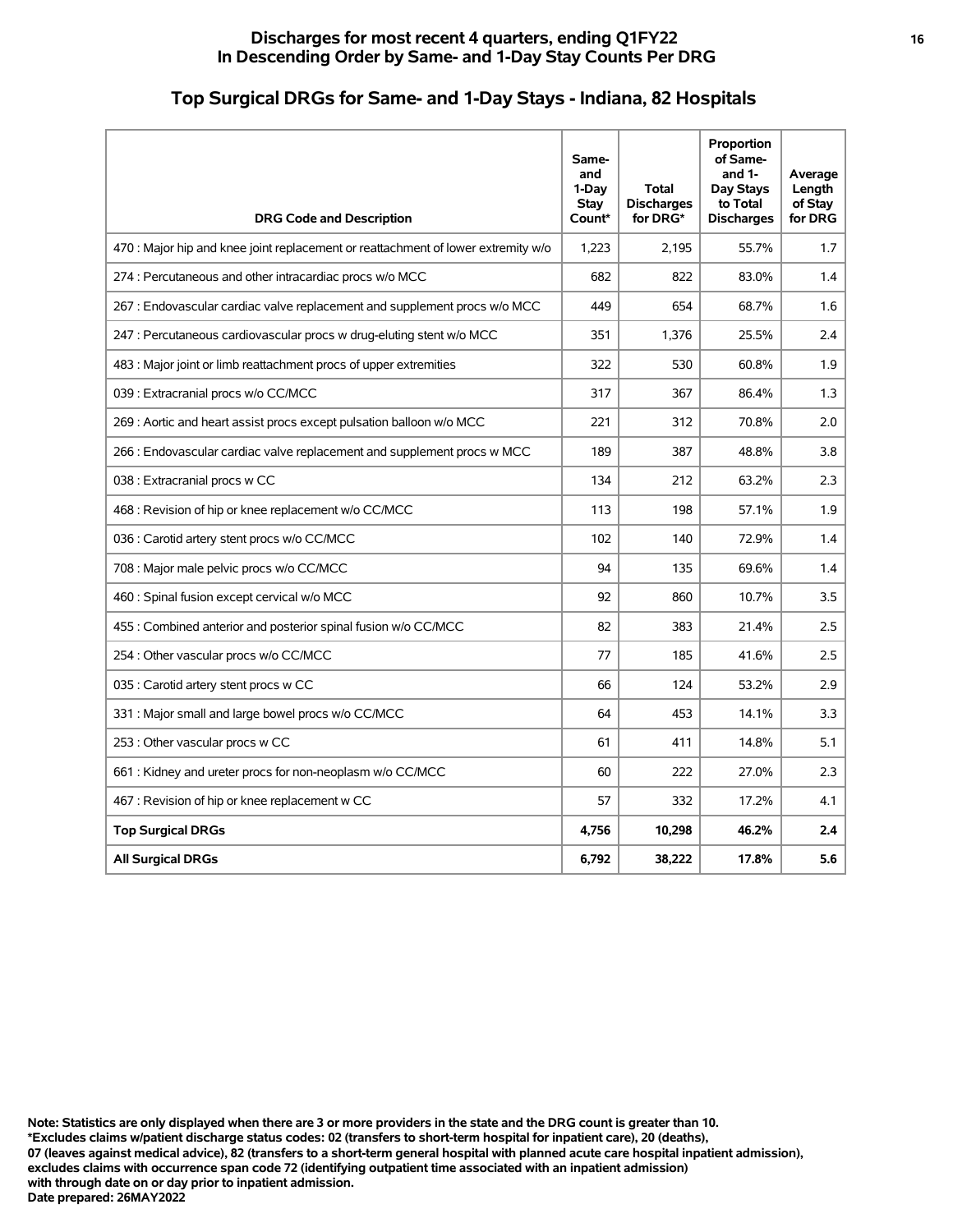**Discharges for most recent 4 quarters, ending Q1FY22**
**In Descending Order by Same- and 1-Day Stay Counts Per DRG**

## Top Surgical DRGs for Same- and 1-Day Stays - Indiana, 82 Hospitals

| DRG Code and Description | Same- and 1-Day Stay Count* | Total Discharges for DRG* | Proportion of Same- and 1-Day Stays to Total Discharges | Average Length of Stay for DRG |
|---|---|---|---|---|
| 470 : Major hip and knee joint replacement or reattachment of lower extremity w/o | 1,223 | 2,195 | 55.7% | 1.7 |
| 274 : Percutaneous and other intracardiac procs w/o MCC | 682 | 822 | 83.0% | 1.4 |
| 267 : Endovascular cardiac valve replacement and supplement procs w/o MCC | 449 | 654 | 68.7% | 1.6 |
| 247 : Percutaneous cardiovascular procs w drug-eluting stent w/o MCC | 351 | 1,376 | 25.5% | 2.4 |
| 483 : Major joint or limb reattachment procs of upper extremities | 322 | 530 | 60.8% | 1.9 |
| 039 : Extracranial procs w/o CC/MCC | 317 | 367 | 86.4% | 1.3 |
| 269 : Aortic and heart assist procs except pulsation balloon w/o MCC | 221 | 312 | 70.8% | 2.0 |
| 266 : Endovascular cardiac valve replacement and supplement procs w MCC | 189 | 387 | 48.8% | 3.8 |
| 038 : Extracranial procs w CC | 134 | 212 | 63.2% | 2.3 |
| 468 : Revision of hip or knee replacement w/o CC/MCC | 113 | 198 | 57.1% | 1.9 |
| 036 : Carotid artery stent procs w/o CC/MCC | 102 | 140 | 72.9% | 1.4 |
| 708 : Major male pelvic procs w/o CC/MCC | 94 | 135 | 69.6% | 1.4 |
| 460 : Spinal fusion except cervical w/o MCC | 92 | 860 | 10.7% | 3.5 |
| 455 : Combined anterior and posterior spinal fusion w/o CC/MCC | 82 | 383 | 21.4% | 2.5 |
| 254 : Other vascular procs w/o CC/MCC | 77 | 185 | 41.6% | 2.5 |
| 035 : Carotid artery stent procs w CC | 66 | 124 | 53.2% | 2.9 |
| 331 : Major small and large bowel procs w/o CC/MCC | 64 | 453 | 14.1% | 3.3 |
| 253 : Other vascular procs w CC | 61 | 411 | 14.8% | 5.1 |
| 661 : Kidney and ureter procs for non-neoplasm w/o CC/MCC | 60 | 222 | 27.0% | 2.3 |
| 467 : Revision of hip or knee replacement w CC | 57 | 332 | 17.2% | 4.1 |
| **Top Surgical DRGs** | **4,756** | **10,298** | **46.2%** | **2.4** |
| **All Surgical DRGs** | **6,792** | **38,222** | **17.8%** | **5.6** |

**Note: Statistics are only displayed when there are 3 or more providers in the state and the DRG count is greater than 10.**
***Excludes claims w/patient discharge status codes: 02 (transfers to short-term hospital for inpatient care), 20 (deaths),**
**07 (leaves against medical advice), 82 (transfers to a short-term general hospital with planned acute care hospital inpatient admission),**
**excludes claims with occurrence span code 72 (identifying outpatient time associated with an inpatient admission)**
**with through date on or day prior to inpatient admission.**
**Date prepared: 26MAY2022**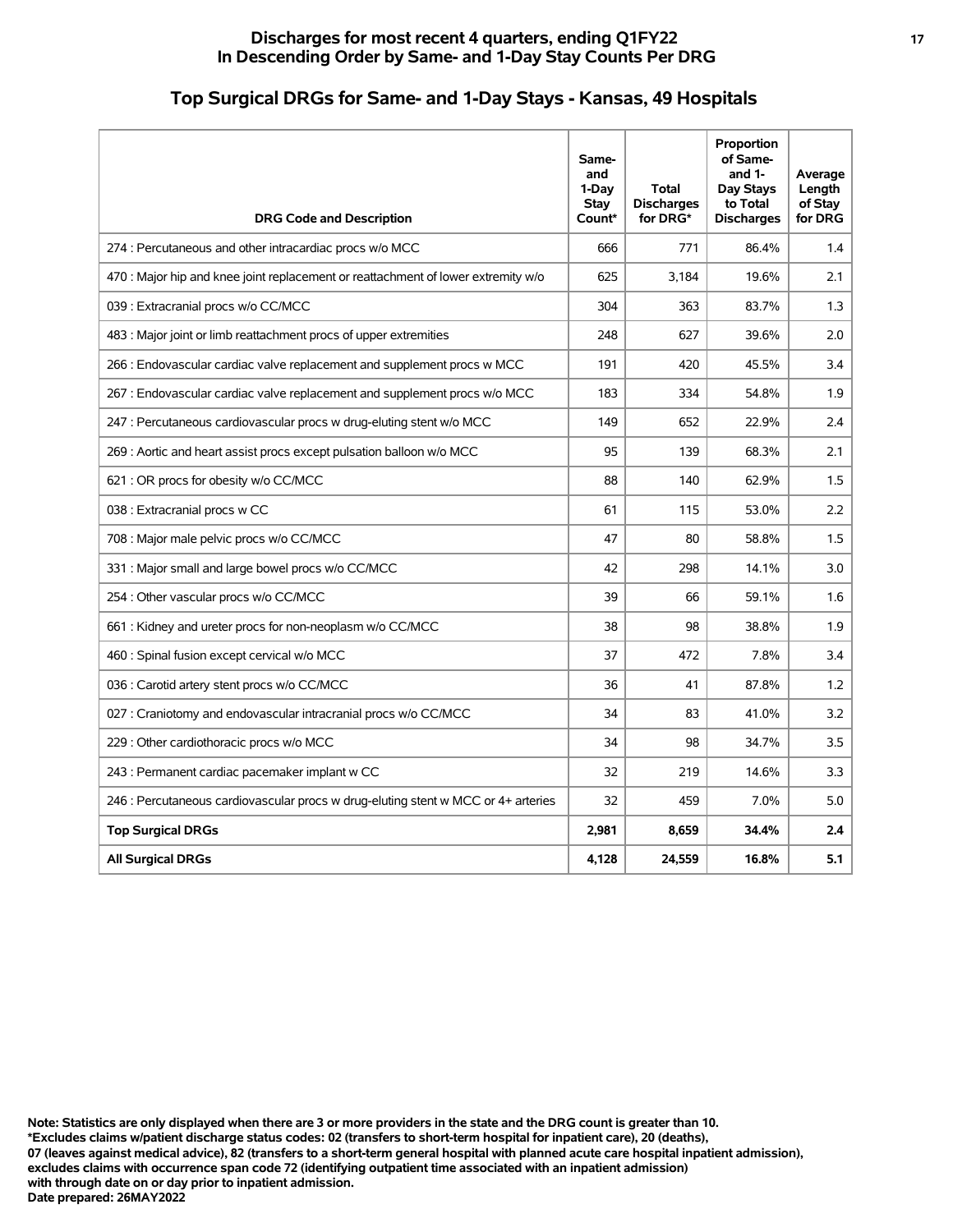## Discharges for most recent 4 quarters, ending Q1FY22
## In Descending Order by Same- and 1-Day Stay Counts Per DRG

## Top Surgical DRGs for Same- and 1-Day Stays - Kansas, 49 Hospitals

| DRG Code and Description | Same- and 1-Day Stay Count* | Total Discharges for DRG* | Proportion of Same- and 1-Day Stays to Total Discharges | Average Length of Stay for DRG |
|---|---|---|---|---|
| 274 : Percutaneous and other intracardiac procs w/o MCC | 666 | 771 | 86.4% | 1.4 |
| 470 : Major hip and knee joint replacement or reattachment of lower extremity w/o | 625 | 3,184 | 19.6% | 2.1 |
| 039 : Extracranial procs w/o CC/MCC | 304 | 363 | 83.7% | 1.3 |
| 483 : Major joint or limb reattachment procs of upper extremities | 248 | 627 | 39.6% | 2.0 |
| 266 : Endovascular cardiac valve replacement and supplement procs w MCC | 191 | 420 | 45.5% | 3.4 |
| 267 : Endovascular cardiac valve replacement and supplement procs w/o MCC | 183 | 334 | 54.8% | 1.9 |
| 247 : Percutaneous cardiovascular procs w drug-eluting stent w/o MCC | 149 | 652 | 22.9% | 2.4 |
| 269 : Aortic and heart assist procs except pulsation balloon w/o MCC | 95 | 139 | 68.3% | 2.1 |
| 621 : OR procs for obesity w/o CC/MCC | 88 | 140 | 62.9% | 1.5 |
| 038 : Extracranial procs w CC | 61 | 115 | 53.0% | 2.2 |
| 708 : Major male pelvic procs w/o CC/MCC | 47 | 80 | 58.8% | 1.5 |
| 331 : Major small and large bowel procs w/o CC/MCC | 42 | 298 | 14.1% | 3.0 |
| 254 : Other vascular procs w/o CC/MCC | 39 | 66 | 59.1% | 1.6 |
| 661 : Kidney and ureter procs for non-neoplasm w/o CC/MCC | 38 | 98 | 38.8% | 1.9 |
| 460 : Spinal fusion except cervical w/o MCC | 37 | 472 | 7.8% | 3.4 |
| 036 : Carotid artery stent procs w/o CC/MCC | 36 | 41 | 87.8% | 1.2 |
| 027 : Craniotomy and endovascular intracranial procs w/o CC/MCC | 34 | 83 | 41.0% | 3.2 |
| 229 : Other cardiothoracic procs w/o MCC | 34 | 98 | 34.7% | 3.5 |
| 243 : Permanent cardiac pacemaker implant w CC | 32 | 219 | 14.6% | 3.3 |
| 246 : Percutaneous cardiovascular procs w drug-eluting stent w MCC or 4+ arteries | 32 | 459 | 7.0% | 5.0 |
| **Top Surgical DRGs** | **2,981** | **8,659** | **34.4%** | **2.4** |
| **All Surgical DRGs** | **4,128** | **24,559** | **16.8%** | **5.1** |

**Note: Statistics are only displayed when there are 3 or more providers in the state and the DRG count is greater than 10.**
**\*Excludes claims w/patient discharge status codes: 02 (transfers to short-term hospital for inpatient care), 20 (deaths), 07 (leaves against medical advice), 82 (transfers to a short-term general hospital with planned acute care hospital inpatient admission), excludes claims with occurrence span code 72 (identifying outpatient time associated with an inpatient admission) with through date on or day prior to inpatient admission.**
**Date prepared: 26MAY2022**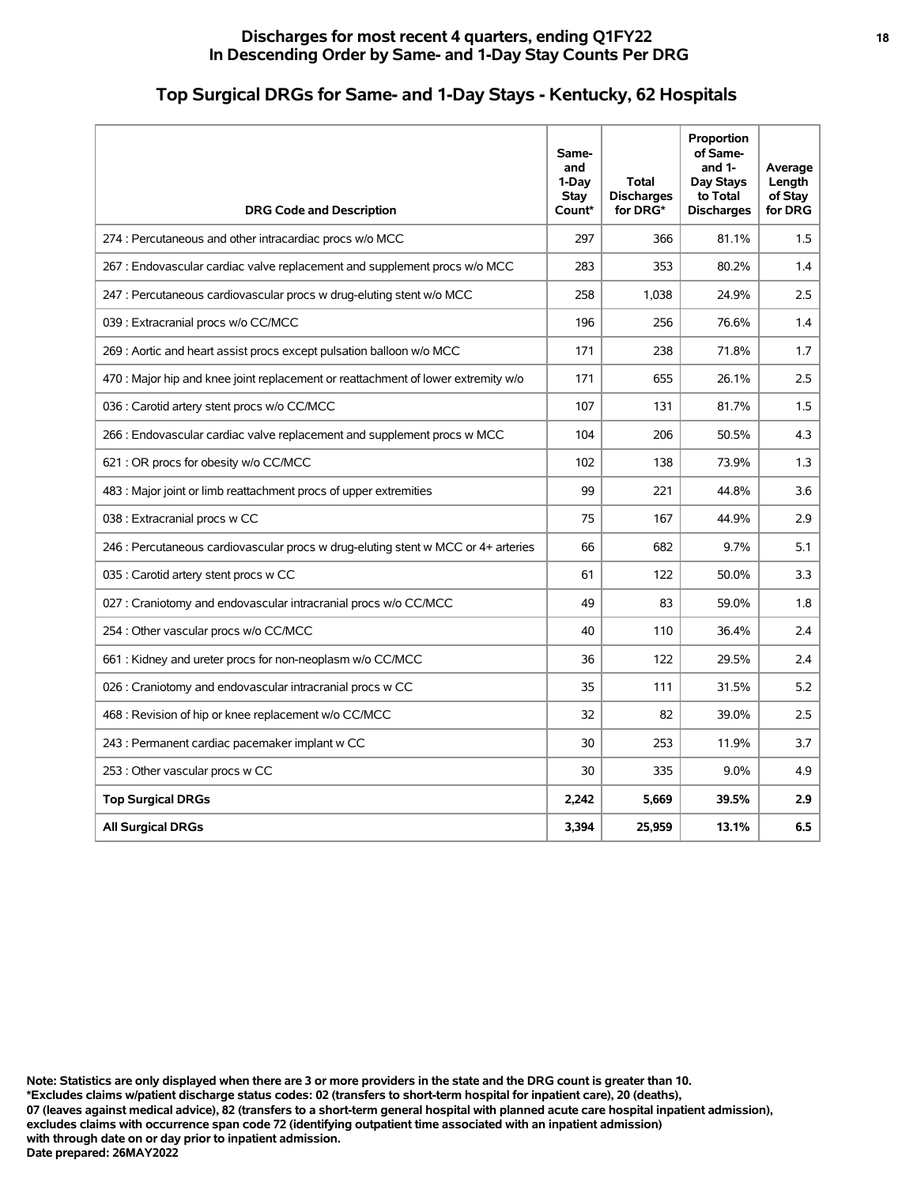# Discharges for most recent 4 quarters, ending Q1FY22
## In Descending Order by Same- and 1-Day Stay Counts Per DRG

## Top Surgical DRGs for Same- and 1-Day Stays - Kentucky, 62 Hospitals

| DRG Code and Description | Same- and 1-Day Stay Count* | Total Discharges for DRG* | Proportion of Same- and 1-Day Stays to Total Discharges | Average Length of Stay for DRG |
|---|---|---|---|---|
| 274 : Percutaneous and other intracardiac procs w/o MCC | 297 | 366 | 81.1% | 1.5 |
| 267 : Endovascular cardiac valve replacement and supplement procs w/o MCC | 283 | 353 | 80.2% | 1.4 |
| 247 : Percutaneous cardiovascular procs w drug-eluting stent w/o MCC | 258 | 1,038 | 24.9% | 2.5 |
| 039 : Extracranial procs w/o CC/MCC | 196 | 256 | 76.6% | 1.4 |
| 269 : Aortic and heart assist procs except pulsation balloon w/o MCC | 171 | 238 | 71.8% | 1.7 |
| 470 : Major hip and knee joint replacement or reattachment of lower extremity w/o | 171 | 655 | 26.1% | 2.5 |
| 036 : Carotid artery stent procs w/o CC/MCC | 107 | 131 | 81.7% | 1.5 |
| 266 : Endovascular cardiac valve replacement and supplement procs w MCC | 104 | 206 | 50.5% | 4.3 |
| 621 : OR procs for obesity w/o CC/MCC | 102 | 138 | 73.9% | 1.3 |
| 483 : Major joint or limb reattachment procs of upper extremities | 99 | 221 | 44.8% | 3.6 |
| 038 : Extracranial procs w CC | 75 | 167 | 44.9% | 2.9 |
| 246 : Percutaneous cardiovascular procs w drug-eluting stent w MCC or 4+ arteries | 66 | 682 | 9.7% | 5.1 |
| 035 : Carotid artery stent procs w CC | 61 | 122 | 50.0% | 3.3 |
| 027 : Craniotomy and endovascular intracranial procs w/o CC/MCC | 49 | 83 | 59.0% | 1.8 |
| 254 : Other vascular procs w/o CC/MCC | 40 | 110 | 36.4% | 2.4 |
| 661 : Kidney and ureter procs for non-neoplasm w/o CC/MCC | 36 | 122 | 29.5% | 2.4 |
| 026 : Craniotomy and endovascular intracranial procs w CC | 35 | 111 | 31.5% | 5.2 |
| 468 : Revision of hip or knee replacement w/o CC/MCC | 32 | 82 | 39.0% | 2.5 |
| 243 : Permanent cardiac pacemaker implant w CC | 30 | 253 | 11.9% | 3.7 |
| 253 : Other vascular procs w CC | 30 | 335 | 9.0% | 4.9 |
| **Top Surgical DRGs** | **2,242** | **5,669** | **39.5%** | **2.9** |
| **All Surgical DRGs** | **3,394** | **25,959** | **13.1%** | **6.5** |

**Note: Statistics are only displayed when there are 3 or more providers in the state and the DRG count is greater than 10.**
**\*Excludes claims w/patient discharge status codes: 02 (transfers to short-term hospital for inpatient care), 20 (deaths), 07 (leaves against medical advice), 82 (transfers to a short-term general hospital with planned acute care hospital inpatient admission), excludes claims with occurrence span code 72 (identifying outpatient time associated with an inpatient admission) with through date on or day prior to inpatient admission.**
**Date prepared: 26MAY2022**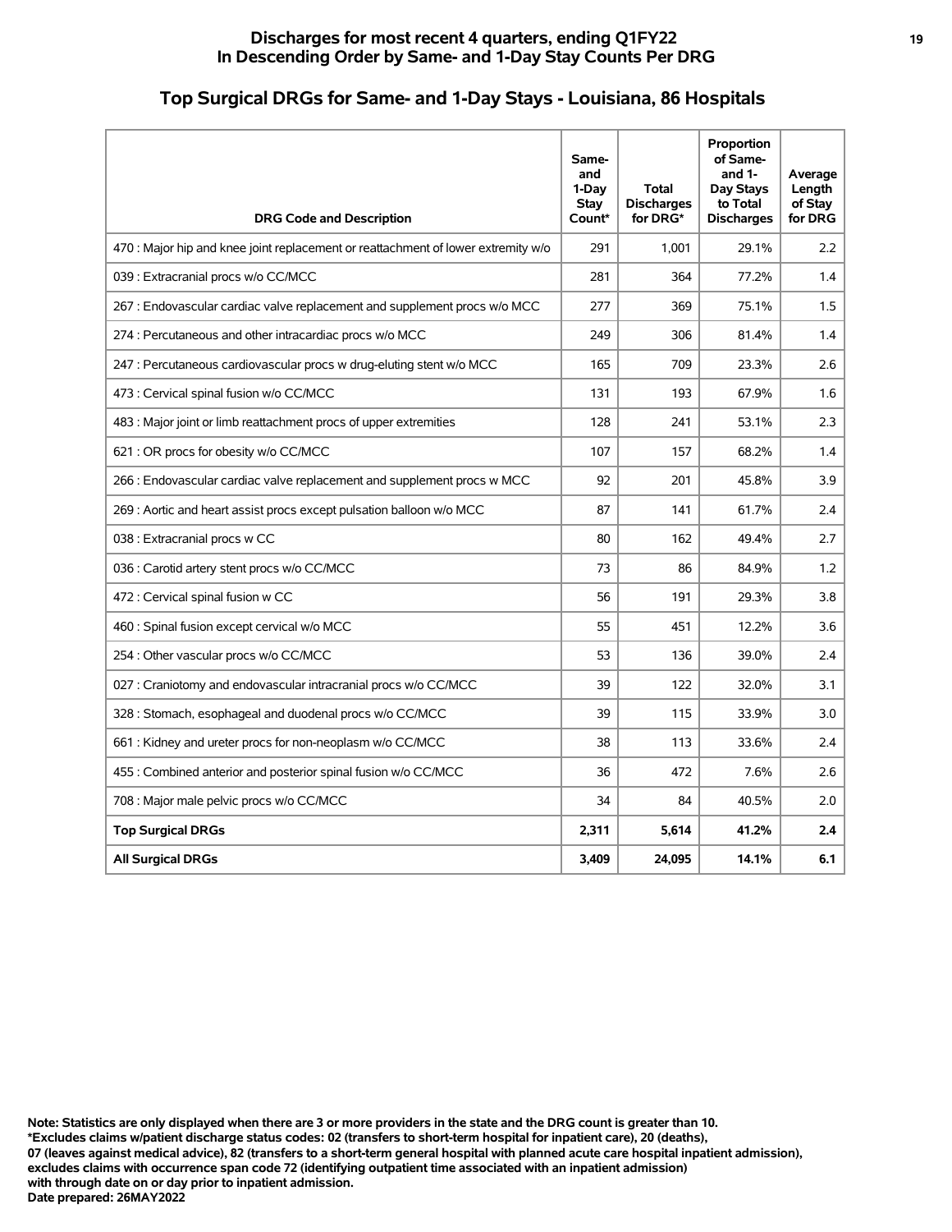# Discharges for most recent 4 quarters, ending Q1FY22
# In Descending Order by Same- and 1-Day Stay Counts Per DRG

## Top Surgical DRGs for Same- and 1-Day Stays - Louisiana, 86 Hospitals

| DRG Code and Description | Same- and 1-Day Stay Count* | Total Discharges for DRG* | Proportion of Same- and 1-Day Stays to Total Discharges | Average Length of Stay for DRG |
|---|---|---|---|---|
| 470 : Major hip and knee joint replacement or reattachment of lower extremity w/o | 291 | 1,001 | 29.1% | 2.2 |
| 039 : Extracranial procs w/o CC/MCC | 281 | 364 | 77.2% | 1.4 |
| 267 : Endovascular cardiac valve replacement and supplement procs w/o MCC | 277 | 369 | 75.1% | 1.5 |
| 274 : Percutaneous and other intracardiac procs w/o MCC | 249 | 306 | 81.4% | 1.4 |
| 247 : Percutaneous cardiovascular procs w drug-eluting stent w/o MCC | 165 | 709 | 23.3% | 2.6 |
| 473 : Cervical spinal fusion w/o CC/MCC | 131 | 193 | 67.9% | 1.6 |
| 483 : Major joint or limb reattachment procs of upper extremities | 128 | 241 | 53.1% | 2.3 |
| 621 : OR procs for obesity w/o CC/MCC | 107 | 157 | 68.2% | 1.4 |
| 266 : Endovascular cardiac valve replacement and supplement procs w MCC | 92 | 201 | 45.8% | 3.9 |
| 269 : Aortic and heart assist procs except pulsation balloon w/o MCC | 87 | 141 | 61.7% | 2.4 |
| 038 : Extracranial procs w CC | 80 | 162 | 49.4% | 2.7 |
| 036 : Carotid artery stent procs w/o CC/MCC | 73 | 86 | 84.9% | 1.2 |
| 472 : Cervical spinal fusion w CC | 56 | 191 | 29.3% | 3.8 |
| 460 : Spinal fusion except cervical w/o MCC | 55 | 451 | 12.2% | 3.6 |
| 254 : Other vascular procs w/o CC/MCC | 53 | 136 | 39.0% | 2.4 |
| 027 : Craniotomy and endovascular intracranial procs w/o CC/MCC | 39 | 122 | 32.0% | 3.1 |
| 328 : Stomach, esophageal and duodenal procs w/o CC/MCC | 39 | 115 | 33.9% | 3.0 |
| 661 : Kidney and ureter procs for non-neoplasm w/o CC/MCC | 38 | 113 | 33.6% | 2.4 |
| 455 : Combined anterior and posterior spinal fusion w/o CC/MCC | 36 | 472 | 7.6% | 2.6 |
| 708 : Major male pelvic procs w/o CC/MCC | 34 | 84 | 40.5% | 2.0 |
| **Top Surgical DRGs** | **2,311** | **5,614** | **41.2%** | **2.4** |
| **All Surgical DRGs** | **3,409** | **24,095** | **14.1%** | **6.1** |

**Note: Statistics are only displayed when there are 3 or more providers in the state and the DRG count is greater than 10.**
**\*Excludes claims w/patient discharge status codes: 02 (transfers to short-term hospital for inpatient care), 20 (deaths),**
**07 (leaves against medical advice), 82 (transfers to a short-term general hospital with planned acute care hospital inpatient admission),**
**excludes claims with occurrence span code 72 (identifying outpatient time associated with an inpatient admission)**
**with through date on or day prior to inpatient admission.**
**Date prepared: 26MAY2022**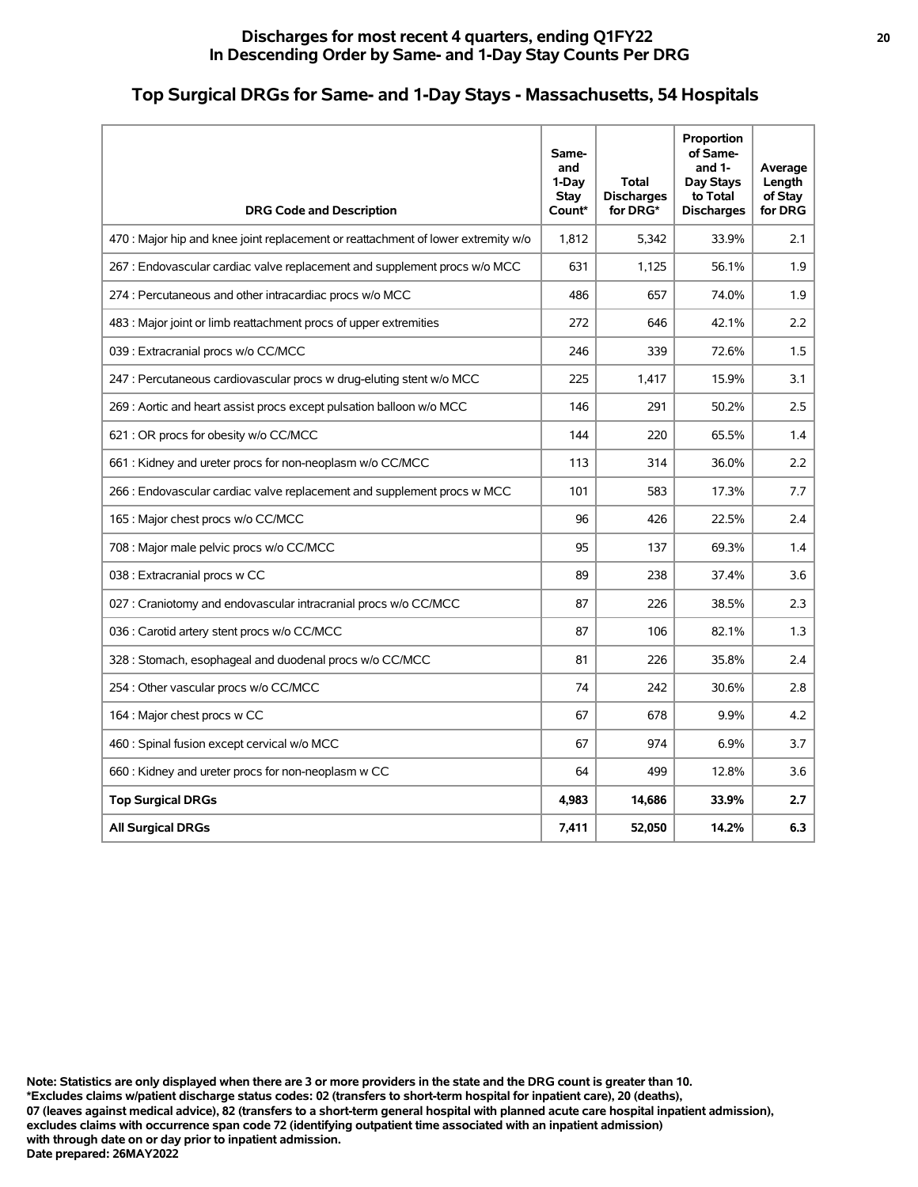# Discharges for most recent 4 quarters, ending Q1FY22
## In Descending Order by Same- and 1-Day Stay Counts Per DRG

## Top Surgical DRGs for Same- and 1-Day Stays - Massachusetts, 54 Hospitals

| DRG Code and Description | Same- and 1-Day Stay Count* | Total Discharges for DRG* | Proportion of Same- and 1-Day Stays to Total Discharges | Average Length of Stay for DRG |
|---|---|---|---|---|
| 470 : Major hip and knee joint replacement or reattachment of lower extremity w/o | 1,812 | 5,342 | 33.9% | 2.1 |
| 267 : Endovascular cardiac valve replacement and supplement procs w/o MCC | 631 | 1,125 | 56.1% | 1.9 |
| 274 : Percutaneous and other intracardiac procs w/o MCC | 486 | 657 | 74.0% | 1.9 |
| 483 : Major joint or limb reattachment procs of upper extremities | 272 | 646 | 42.1% | 2.2 |
| 039 : Extracranial procs w/o CC/MCC | 246 | 339 | 72.6% | 1.5 |
| 247 : Percutaneous cardiovascular procs w drug-eluting stent w/o MCC | 225 | 1,417 | 15.9% | 3.1 |
| 269 : Aortic and heart assist procs except pulsation balloon w/o MCC | 146 | 291 | 50.2% | 2.5 |
| 621 : OR procs for obesity w/o CC/MCC | 144 | 220 | 65.5% | 1.4 |
| 661 : Kidney and ureter procs for non-neoplasm w/o CC/MCC | 113 | 314 | 36.0% | 2.2 |
| 266 : Endovascular cardiac valve replacement and supplement procs w MCC | 101 | 583 | 17.3% | 7.7 |
| 165 : Major chest procs w/o CC/MCC | 96 | 426 | 22.5% | 2.4 |
| 708 : Major male pelvic procs w/o CC/MCC | 95 | 137 | 69.3% | 1.4 |
| 038 : Extracranial procs w CC | 89 | 238 | 37.4% | 3.6 |
| 027 : Craniotomy and endovascular intracranial procs w/o CC/MCC | 87 | 226 | 38.5% | 2.3 |
| 036 : Carotid artery stent procs w/o CC/MCC | 87 | 106 | 82.1% | 1.3 |
| 328 : Stomach, esophageal and duodenal procs w/o CC/MCC | 81 | 226 | 35.8% | 2.4 |
| 254 : Other vascular procs w/o CC/MCC | 74 | 242 | 30.6% | 2.8 |
| 164 : Major chest procs w CC | 67 | 678 | 9.9% | 4.2 |
| 460 : Spinal fusion except cervical w/o MCC | 67 | 974 | 6.9% | 3.7 |
| 660 : Kidney and ureter procs for non-neoplasm w CC | 64 | 499 | 12.8% | 3.6 |
| **Top Surgical DRGs** | **4,983** | **14,686** | **33.9%** | **2.7** |
| **All Surgical DRGs** | **7,411** | **52,050** | **14.2%** | **6.3** |

**Note: Statistics are only displayed when there are 3 or more providers in the state and the DRG count is greater than 10.**
**\*Excludes claims w/patient discharge status codes: 02 (transfers to short-term hospital for inpatient care), 20 (deaths), 07 (leaves against medical advice), 82 (transfers to a short-term general hospital with planned acute care hospital inpatient admission), excludes claims with occurrence span code 72 (identifying outpatient time associated with an inpatient admission) with through date on or day prior to inpatient admission.**
**Date prepared: 26MAY2022**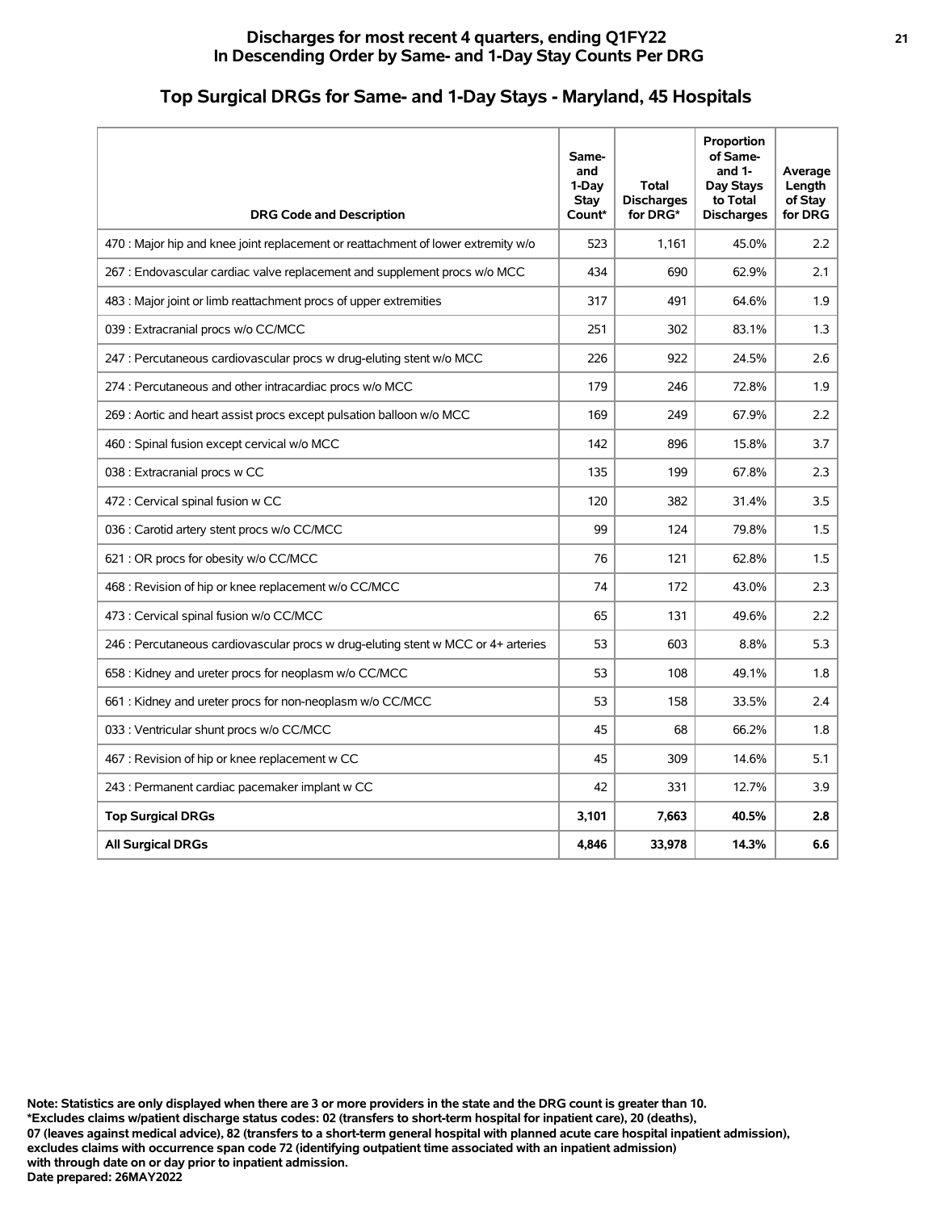## Discharges for most recent 4 quarters, ending Q1FY22
## In Descending Order by Same- and 1-Day Stay Counts Per DRG

# Top Surgical DRGs for Same- and 1-Day Stays - Maryland, 45 Hospitals

| DRG Code and Description | Same- and 1-Day Stay Count* | Total Discharges for DRG* | Proportion of Same- and 1- Day Stays to Total Discharges | Average Length of Stay for DRG |
|---|---|---|---|---|
| 470 : Major hip and knee joint replacement or reattachment of lower extremity w/o | 523 | 1,161 | 45.0% | 2.2 |
| 267 : Endovascular cardiac valve replacement and supplement procs w/o MCC | 434 | 690 | 62.9% | 2.1 |
| 483 : Major joint or limb reattachment procs of upper extremities | 317 | 491 | 64.6% | 1.9 |
| 039 : Extracranial procs w/o CC/MCC | 251 | 302 | 83.1% | 1.3 |
| 247 : Percutaneous cardiovascular procs w drug-eluting stent w/o MCC | 226 | 922 | 24.5% | 2.6 |
| 274 : Percutaneous and other intracardiac procs w/o MCC | 179 | 246 | 72.8% | 1.9 |
| 269 : Aortic and heart assist procs except pulsation balloon w/o MCC | 169 | 249 | 67.9% | 2.2 |
| 460 : Spinal fusion except cervical w/o MCC | 142 | 896 | 15.8% | 3.7 |
| 038 : Extracranial procs w CC | 135 | 199 | 67.8% | 2.3 |
| 472 : Cervical spinal fusion w CC | 120 | 382 | 31.4% | 3.5 |
| 036 : Carotid artery stent procs w/o CC/MCC | 99 | 124 | 79.8% | 1.5 |
| 621 : OR procs for obesity w/o CC/MCC | 76 | 121 | 62.8% | 1.5 |
| 468 : Revision of hip or knee replacement w/o CC/MCC | 74 | 172 | 43.0% | 2.3 |
| 473 : Cervical spinal fusion w/o CC/MCC | 65 | 131 | 49.6% | 2.2 |
| 246 : Percutaneous cardiovascular procs w drug-eluting stent w MCC or 4+ arteries | 53 | 603 | 8.8% | 5.3 |
| 658 : Kidney and ureter procs for neoplasm w/o CC/MCC | 53 | 108 | 49.1% | 1.8 |
| 661 : Kidney and ureter procs for non-neoplasm w/o CC/MCC | 53 | 158 | 33.5% | 2.4 |
| 033 : Ventricular shunt procs w/o CC/MCC | 45 | 68 | 66.2% | 1.8 |
| 467 : Revision of hip or knee replacement w CC | 45 | 309 | 14.6% | 5.1 |
| 243 : Permanent cardiac pacemaker implant w CC | 42 | 331 | 12.7% | 3.9 |
| **Top Surgical DRGs** | **3,101** | **7,663** | **40.5%** | **2.8** |
| **All Surgical DRGs** | **4,846** | **33,978** | **14.3%** | **6.6** |

**Note: Statistics are only displayed when there are 3 or more providers in the state and the DRG count is greater than 10.**
**\*Excludes claims w/patient discharge status codes: 02 (transfers to short-term hospital for inpatient care), 20 (deaths), 07 (leaves against medical advice), 82 (transfers to a short-term general hospital with planned acute care hospital inpatient admission), excludes claims with occurrence span code 72 (identifying outpatient time associated with an inpatient admission) with through date on or day prior to inpatient admission.**
**Date prepared: 26MAY2022**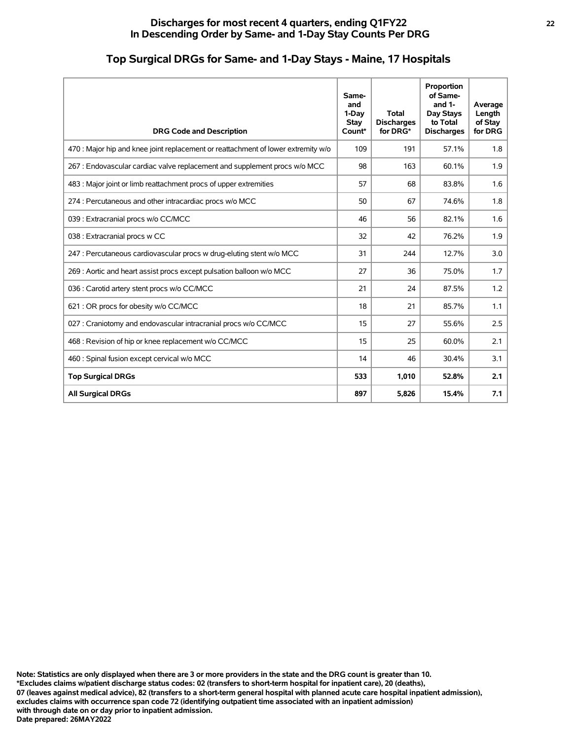**Discharges for most recent 4 quarters, ending Q1FY22**
**In Descending Order by Same- and 1-Day Stay Counts Per DRG**

## Top Surgical DRGs for Same- and 1-Day Stays - Maine, 17 Hospitals

| DRG Code and Description | Same- and 1-Day Stay Count* | Total Discharges for DRG* | Proportion of Same- and 1-Day Stays to Total Discharges | Average Length of Stay for DRG |
|---|---|---|---|---|
| 470 : Major hip and knee joint replacement or reattachment of lower extremity w/o | 109 | 191 | 57.1% | 1.8 |
| 267 : Endovascular cardiac valve replacement and supplement procs w/o MCC | 98 | 163 | 60.1% | 1.9 |
| 483 : Major joint or limb reattachment procs of upper extremities | 57 | 68 | 83.8% | 1.6 |
| 274 : Percutaneous and other intracardiac procs w/o MCC | 50 | 67 | 74.6% | 1.8 |
| 039 : Extracranial procs w/o CC/MCC | 46 | 56 | 82.1% | 1.6 |
| 038 : Extracranial procs w CC | 32 | 42 | 76.2% | 1.9 |
| 247 : Percutaneous cardiovascular procs w drug-eluting stent w/o MCC | 31 | 244 | 12.7% | 3.0 |
| 269 : Aortic and heart assist procs except pulsation balloon w/o MCC | 27 | 36 | 75.0% | 1.7 |
| 036 : Carotid artery stent procs w/o CC/MCC | 21 | 24 | 87.5% | 1.2 |
| 621 : OR procs for obesity w/o CC/MCC | 18 | 21 | 85.7% | 1.1 |
| 027 : Craniotomy and endovascular intracranial procs w/o CC/MCC | 15 | 27 | 55.6% | 2.5 |
| 468 : Revision of hip or knee replacement w/o CC/MCC | 15 | 25 | 60.0% | 2.1 |
| 460 : Spinal fusion except cervical w/o MCC | 14 | 46 | 30.4% | 3.1 |
| **Top Surgical DRGs** | **533** | **1,010** | **52.8%** | **2.1** |
| **All Surgical DRGs** | **897** | **5,826** | **15.4%** | **7.1** |

**Note: Statistics are only displayed when there are 3 or more providers in the state and the DRG count is greater than 10.**
**\*Excludes claims w/patient discharge status codes: 02 (transfers to short-term hospital for inpatient care), 20 (deaths), 07 (leaves against medical advice), 82 (transfers to a short-term general hospital with planned acute care hospital inpatient admission), excludes claims with occurrence span code 72 (identifying outpatient time associated with an inpatient admission) with through date on or day prior to inpatient admission.**
**Date prepared: 26MAY2022**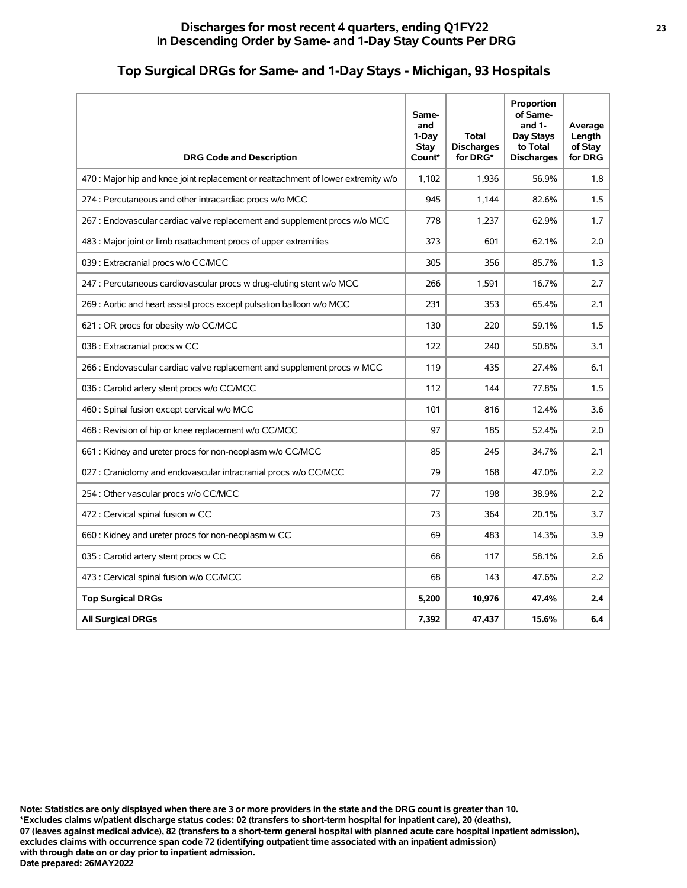# Discharges for most recent 4 quarters, ending Q1FY22
# In Descending Order by Same- and 1-Day Stay Counts Per DRG

## Top Surgical DRGs for Same- and 1-Day Stays - Michigan, 93 Hospitals

| DRG Code and Description | Same- and 1-Day Stay Count* | Total Discharges for DRG* | Proportion of Same- and 1-Day Stays to Total Discharges | Average Length of Stay for DRG |
|---|---|---|---|---|
| 470 : Major hip and knee joint replacement or reattachment of lower extremity w/o | 1,102 | 1,936 | 56.9% | 1.8 |
| 274 : Percutaneous and other intracardiac procs w/o MCC | 945 | 1,144 | 82.6% | 1.5 |
| 267 : Endovascular cardiac valve replacement and supplement procs w/o MCC | 778 | 1,237 | 62.9% | 1.7 |
| 483 : Major joint or limb reattachment procs of upper extremities | 373 | 601 | 62.1% | 2.0 |
| 039 : Extracranial procs w/o CC/MCC | 305 | 356 | 85.7% | 1.3 |
| 247 : Percutaneous cardiovascular procs w drug-eluting stent w/o MCC | 266 | 1,591 | 16.7% | 2.7 |
| 269 : Aortic and heart assist procs except pulsation balloon w/o MCC | 231 | 353 | 65.4% | 2.1 |
| 621 : OR procs for obesity w/o CC/MCC | 130 | 220 | 59.1% | 1.5 |
| 038 : Extracranial procs w CC | 122 | 240 | 50.8% | 3.1 |
| 266 : Endovascular cardiac valve replacement and supplement procs w MCC | 119 | 435 | 27.4% | 6.1 |
| 036 : Carotid artery stent procs w/o CC/MCC | 112 | 144 | 77.8% | 1.5 |
| 460 : Spinal fusion except cervical w/o MCC | 101 | 816 | 12.4% | 3.6 |
| 468 : Revision of hip or knee replacement w/o CC/MCC | 97 | 185 | 52.4% | 2.0 |
| 661 : Kidney and ureter procs for non-neoplasm w/o CC/MCC | 85 | 245 | 34.7% | 2.1 |
| 027 : Craniotomy and endovascular intracranial procs w/o CC/MCC | 79 | 168 | 47.0% | 2.2 |
| 254 : Other vascular procs w/o CC/MCC | 77 | 198 | 38.9% | 2.2 |
| 472 : Cervical spinal fusion w CC | 73 | 364 | 20.1% | 3.7 |
| 660 : Kidney and ureter procs for non-neoplasm w CC | 69 | 483 | 14.3% | 3.9 |
| 035 : Carotid artery stent procs w CC | 68 | 117 | 58.1% | 2.6 |
| 473 : Cervical spinal fusion w/o CC/MCC | 68 | 143 | 47.6% | 2.2 |
| **Top Surgical DRGs** | **5,200** | **10,976** | **47.4%** | **2.4** |
| **All Surgical DRGs** | **7,392** | **47,437** | **15.6%** | **6.4** |

**Note: Statistics are only displayed when there are 3 or more providers in the state and the DRG count is greater than 10.**
**\*Excludes claims w/patient discharge status codes: 02 (transfers to short-term hospital for inpatient care), 20 (deaths), 07 (leaves against medical advice), 82 (transfers to a short-term general hospital with planned acute care hospital inpatient admission), excludes claims with occurrence span code 72 (identifying outpatient time associated with an inpatient admission) with through date on or day prior to inpatient admission.**
**Date prepared: 26MAY2022**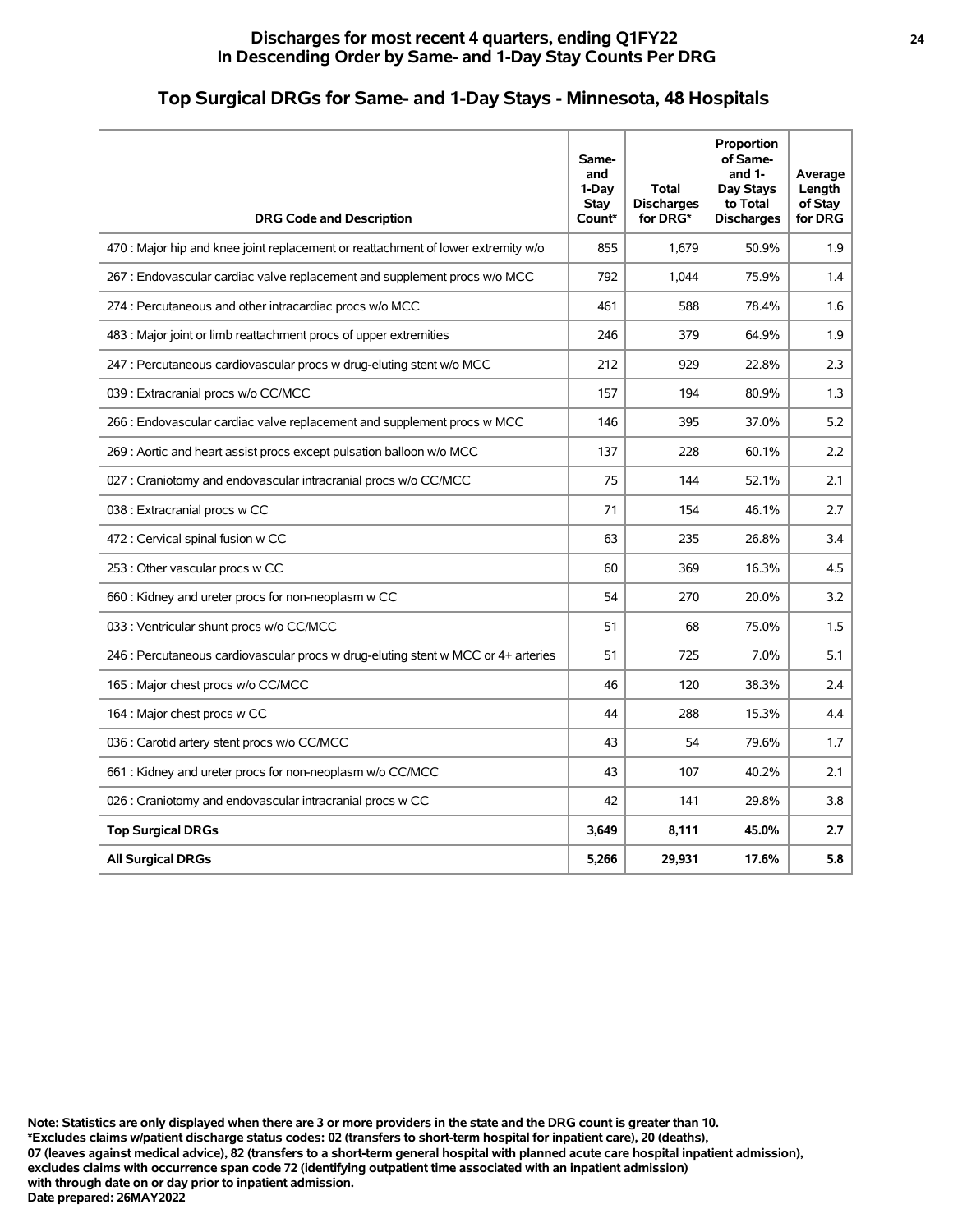## Discharges for most recent 4 quarters, ending Q1FY22
## In Descending Order by Same- and 1-Day Stay Counts Per DRG

## Top Surgical DRGs for Same- and 1-Day Stays - Minnesota, 48 Hospitals

| DRG Code and Description | Same- and 1-Day Stay Count* | Total Discharges for DRG* | Proportion of Same- and 1-Day Stays to Total Discharges | Average Length of Stay for DRG |
|---|---|---|---|---|
| 470 : Major hip and knee joint replacement or reattachment of lower extremity w/o | 855 | 1,679 | 50.9% | 1.9 |
| 267 : Endovascular cardiac valve replacement and supplement procs w/o MCC | 792 | 1,044 | 75.9% | 1.4 |
| 274 : Percutaneous and other intracardiac procs w/o MCC | 461 | 588 | 78.4% | 1.6 |
| 483 : Major joint or limb reattachment procs of upper extremities | 246 | 379 | 64.9% | 1.9 |
| 247 : Percutaneous cardiovascular procs w drug-eluting stent w/o MCC | 212 | 929 | 22.8% | 2.3 |
| 039 : Extracranial procs w/o CC/MCC | 157 | 194 | 80.9% | 1.3 |
| 266 : Endovascular cardiac valve replacement and supplement procs w MCC | 146 | 395 | 37.0% | 5.2 |
| 269 : Aortic and heart assist procs except pulsation balloon w/o MCC | 137 | 228 | 60.1% | 2.2 |
| 027 : Craniotomy and endovascular intracranial procs w/o CC/MCC | 75 | 144 | 52.1% | 2.1 |
| 038 : Extracranial procs w CC | 71 | 154 | 46.1% | 2.7 |
| 472 : Cervical spinal fusion w CC | 63 | 235 | 26.8% | 3.4 |
| 253 : Other vascular procs w CC | 60 | 369 | 16.3% | 4.5 |
| 660 : Kidney and ureter procs for non-neoplasm w CC | 54 | 270 | 20.0% | 3.2 |
| 033 : Ventricular shunt procs w/o CC/MCC | 51 | 68 | 75.0% | 1.5 |
| 246 : Percutaneous cardiovascular procs w drug-eluting stent w MCC or 4+ arteries | 51 | 725 | 7.0% | 5.1 |
| 165 : Major chest procs w/o CC/MCC | 46 | 120 | 38.3% | 2.4 |
| 164 : Major chest procs w CC | 44 | 288 | 15.3% | 4.4 |
| 036 : Carotid artery stent procs w/o CC/MCC | 43 | 54 | 79.6% | 1.7 |
| 661 : Kidney and ureter procs for non-neoplasm w/o CC/MCC | 43 | 107 | 40.2% | 2.1 |
| 026 : Craniotomy and endovascular intracranial procs w CC | 42 | 141 | 29.8% | 3.8 |
| **Top Surgical DRGs** | **3,649** | **8,111** | **45.0%** | **2.7** |
| **All Surgical DRGs** | **5,266** | **29,931** | **17.6%** | **5.8** |

**Note: Statistics are only displayed when there are 3 or more providers in the state and the DRG count is greater than 10.**
**\*Excludes claims w/patient discharge status codes: 02 (transfers to short-term hospital for inpatient care), 20 (deaths), 07 (leaves against medical advice), 82 (transfers to a short-term general hospital with planned acute care hospital inpatient admission), excludes claims with occurrence span code 72 (identifying outpatient time associated with an inpatient admission) with through date on or day prior to inpatient admission.**
**Date prepared: 26MAY2022**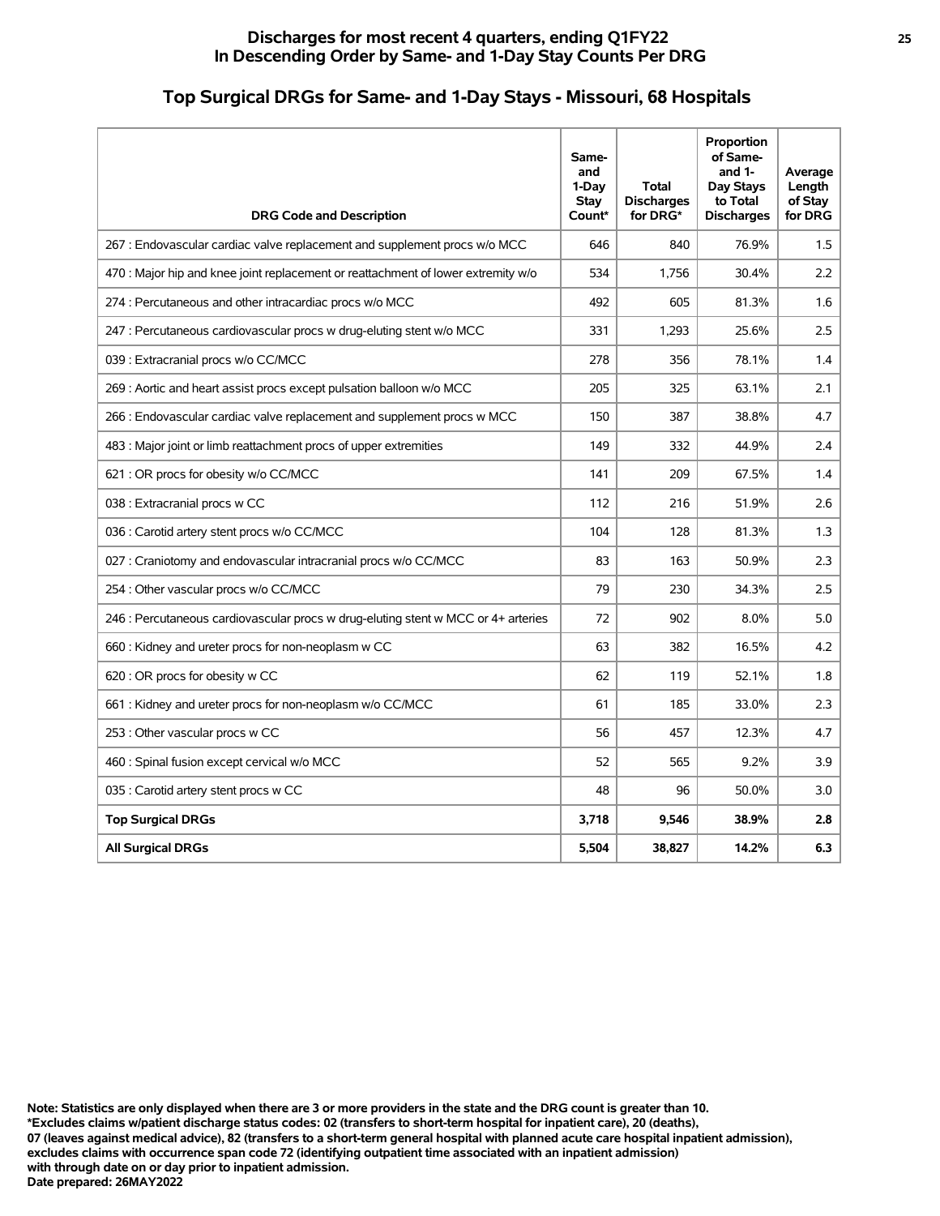## Discharges for most recent 4 quarters, ending Q1FY22
## In Descending Order by Same- and 1-Day Stay Counts Per DRG

# Top Surgical DRGs for Same- and 1-Day Stays - Missouri, 68 Hospitals

| DRG Code and Description | Same- and 1-Day Stay Count* | Total Discharges for DRG* | Proportion of Same- and 1- Day Stays to Total Discharges | Average Length of Stay for DRG |
|---|---|---|---|---|
| 267 : Endovascular cardiac valve replacement and supplement procs w/o MCC | 646 | 840 | 76.9% | 1.5 |
| 470 : Major hip and knee joint replacement or reattachment of lower extremity w/o | 534 | 1,756 | 30.4% | 2.2 |
| 274 : Percutaneous and other intracardiac procs w/o MCC | 492 | 605 | 81.3% | 1.6 |
| 247 : Percutaneous cardiovascular procs w drug-eluting stent w/o MCC | 331 | 1,293 | 25.6% | 2.5 |
| 039 : Extracranial procs w/o CC/MCC | 278 | 356 | 78.1% | 1.4 |
| 269 : Aortic and heart assist procs except pulsation balloon w/o MCC | 205 | 325 | 63.1% | 2.1 |
| 266 : Endovascular cardiac valve replacement and supplement procs w MCC | 150 | 387 | 38.8% | 4.7 |
| 483 : Major joint or limb reattachment procs of upper extremities | 149 | 332 | 44.9% | 2.4 |
| 621 : OR procs for obesity w/o CC/MCC | 141 | 209 | 67.5% | 1.4 |
| 038 : Extracranial procs w CC | 112 | 216 | 51.9% | 2.6 |
| 036 : Carotid artery stent procs w/o CC/MCC | 104 | 128 | 81.3% | 1.3 |
| 027 : Craniotomy and endovascular intracranial procs w/o CC/MCC | 83 | 163 | 50.9% | 2.3 |
| 254 : Other vascular procs w/o CC/MCC | 79 | 230 | 34.3% | 2.5 |
| 246 : Percutaneous cardiovascular procs w drug-eluting stent w MCC or 4+ arteries | 72 | 902 | 8.0% | 5.0 |
| 660 : Kidney and ureter procs for non-neoplasm w CC | 63 | 382 | 16.5% | 4.2 |
| 620 : OR procs for obesity w CC | 62 | 119 | 52.1% | 1.8 |
| 661 : Kidney and ureter procs for non-neoplasm w/o CC/MCC | 61 | 185 | 33.0% | 2.3 |
| 253 : Other vascular procs w CC | 56 | 457 | 12.3% | 4.7 |
| 460 : Spinal fusion except cervical w/o MCC | 52 | 565 | 9.2% | 3.9 |
| 035 : Carotid artery stent procs w CC | 48 | 96 | 50.0% | 3.0 |
| **Top Surgical DRGs** | **3,718** | **9,546** | **38.9%** | **2.8** |
| **All Surgical DRGs** | **5,504** | **38,827** | **14.2%** | **6.3** |

**Note: Statistics are only displayed when there are 3 or more providers in the state and the DRG count is greater than 10.**
**\*Excludes claims w/patient discharge status codes: 02 (transfers to short-term hospital for inpatient care), 20 (deaths), 07 (leaves against medical advice), 82 (transfers to a short-term general hospital with planned acute care hospital inpatient admission), excludes claims with occurrence span code 72 (identifying outpatient time associated with an inpatient admission) with through date on or day prior to inpatient admission.**
**Date prepared: 26MAY2022**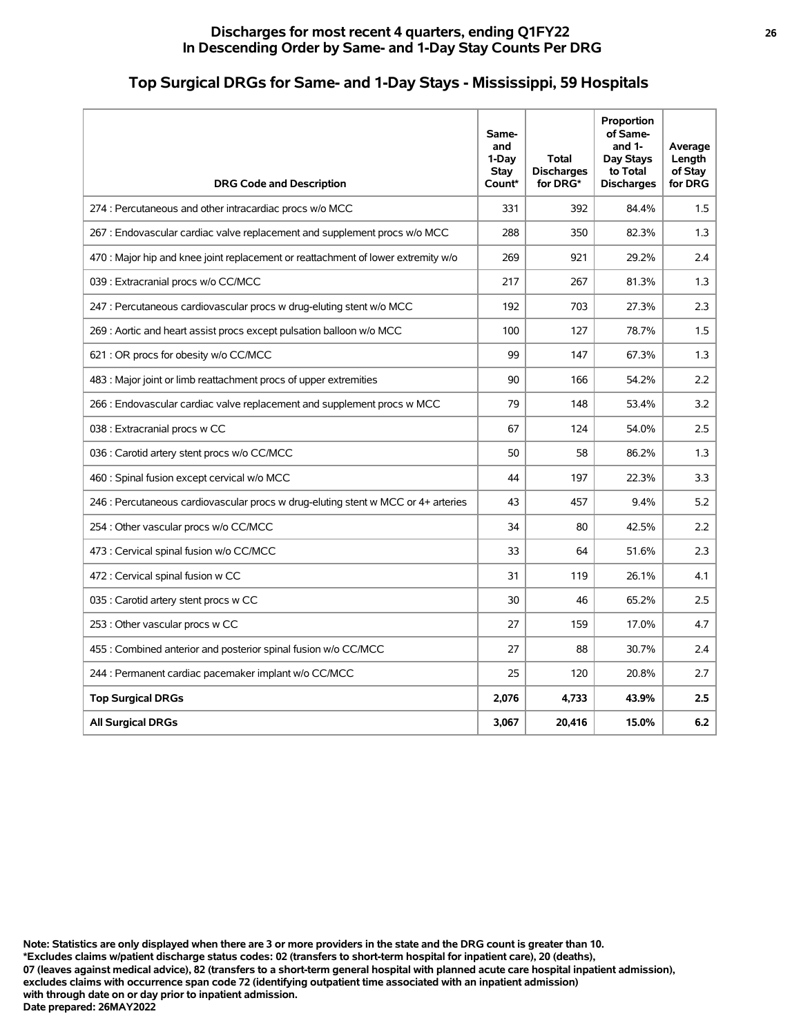## Discharges for most recent 4 quarters, ending Q1FY22
## In Descending Order by Same- and 1-Day Stay Counts Per DRG

# Top Surgical DRGs for Same- and 1-Day Stays - Mississippi, 59 Hospitals

| DRG Code and Description | Same- and 1-Day Stay Count* | Total Discharges for DRG* | Proportion of Same- and 1-Day Stays to Total Discharges | Average Length of Stay for DRG |
|---|---|---|---|---|
| 274 : Percutaneous and other intracardiac procs w/o MCC | 331 | 392 | 84.4% | 1.5 |
| 267 : Endovascular cardiac valve replacement and supplement procs w/o MCC | 288 | 350 | 82.3% | 1.3 |
| 470 : Major hip and knee joint replacement or reattachment of lower extremity w/o | 269 | 921 | 29.2% | 2.4 |
| 039 : Extracranial procs w/o CC/MCC | 217 | 267 | 81.3% | 1.3 |
| 247 : Percutaneous cardiovascular procs w drug-eluting stent w/o MCC | 192 | 703 | 27.3% | 2.3 |
| 269 : Aortic and heart assist procs except pulsation balloon w/o MCC | 100 | 127 | 78.7% | 1.5 |
| 621 : OR procs for obesity w/o CC/MCC | 99 | 147 | 67.3% | 1.3 |
| 483 : Major joint or limb reattachment procs of upper extremities | 90 | 166 | 54.2% | 2.2 |
| 266 : Endovascular cardiac valve replacement and supplement procs w MCC | 79 | 148 | 53.4% | 3.2 |
| 038 : Extracranial procs w CC | 67 | 124 | 54.0% | 2.5 |
| 036 : Carotid artery stent procs w/o CC/MCC | 50 | 58 | 86.2% | 1.3 |
| 460 : Spinal fusion except cervical w/o MCC | 44 | 197 | 22.3% | 3.3 |
| 246 : Percutaneous cardiovascular procs w drug-eluting stent w MCC or 4+ arteries | 43 | 457 | 9.4% | 5.2 |
| 254 : Other vascular procs w/o CC/MCC | 34 | 80 | 42.5% | 2.2 |
| 473 : Cervical spinal fusion w/o CC/MCC | 33 | 64 | 51.6% | 2.3 |
| 472 : Cervical spinal fusion w CC | 31 | 119 | 26.1% | 4.1 |
| 035 : Carotid artery stent procs w CC | 30 | 46 | 65.2% | 2.5 |
| 253 : Other vascular procs w CC | 27 | 159 | 17.0% | 4.7 |
| 455 : Combined anterior and posterior spinal fusion w/o CC/MCC | 27 | 88 | 30.7% | 2.4 |
| 244 : Permanent cardiac pacemaker implant w/o CC/MCC | 25 | 120 | 20.8% | 2.7 |
| **Top Surgical DRGs** | **2,076** | **4,733** | **43.9%** | **2.5** |
| **All Surgical DRGs** | **3,067** | **20,416** | **15.0%** | **6.2** |

**Note: Statistics are only displayed when there are 3 or more providers in the state and the DRG count is greater than 10.**
**\*Excludes claims w/patient discharge status codes: 02 (transfers to short-term hospital for inpatient care), 20 (deaths), 07 (leaves against medical advice), 82 (transfers to a short-term general hospital with planned acute care hospital inpatient admission), excludes claims with occurrence span code 72 (identifying outpatient time associated with an inpatient admission) with through date on or day prior to inpatient admission.**
**Date prepared: 26MAY2022**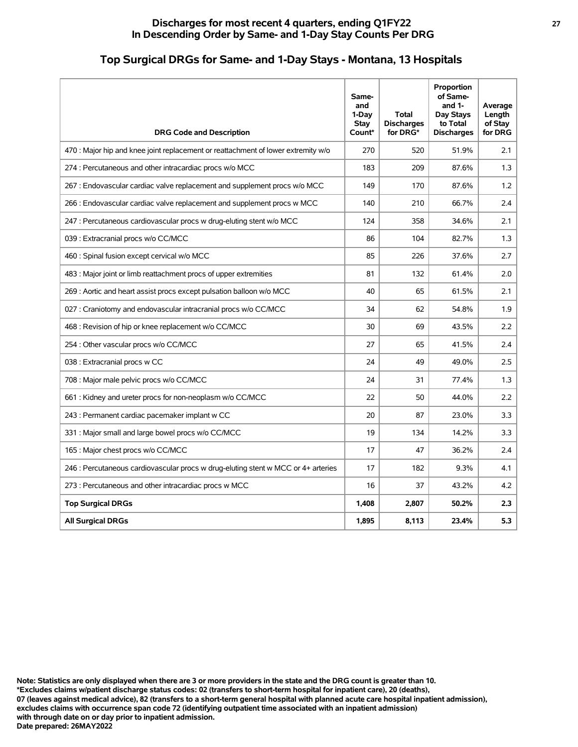## Discharges for most recent 4 quarters, ending Q1FY22
## In Descending Order by Same- and 1-Day Stay Counts Per DRG

# Top Surgical DRGs for Same- and 1-Day Stays - Montana, 13 Hospitals

| DRG Code and Description | Same- and 1-Day Stay Count* | Total Discharges for DRG* | Proportion of Same- and 1- Day Stays to Total Discharges | Average Length of Stay for DRG |
|---|---|---|---|---|
| 470 : Major hip and knee joint replacement or reattachment of lower extremity w/o | 270 | 520 | 51.9% | 2.1 |
| 274 : Percutaneous and other intracardiac procs w/o MCC | 183 | 209 | 87.6% | 1.3 |
| 267 : Endovascular cardiac valve replacement and supplement procs w/o MCC | 149 | 170 | 87.6% | 1.2 |
| 266 : Endovascular cardiac valve replacement and supplement procs w MCC | 140 | 210 | 66.7% | 2.4 |
| 247 : Percutaneous cardiovascular procs w drug-eluting stent w/o MCC | 124 | 358 | 34.6% | 2.1 |
| 039 : Extracranial procs w/o CC/MCC | 86 | 104 | 82.7% | 1.3 |
| 460 : Spinal fusion except cervical w/o MCC | 85 | 226 | 37.6% | 2.7 |
| 483 : Major joint or limb reattachment procs of upper extremities | 81 | 132 | 61.4% | 2.0 |
| 269 : Aortic and heart assist procs except pulsation balloon w/o MCC | 40 | 65 | 61.5% | 2.1 |
| 027 : Craniotomy and endovascular intracranial procs w/o CC/MCC | 34 | 62 | 54.8% | 1.9 |
| 468 : Revision of hip or knee replacement w/o CC/MCC | 30 | 69 | 43.5% | 2.2 |
| 254 : Other vascular procs w/o CC/MCC | 27 | 65 | 41.5% | 2.4 |
| 038 : Extracranial procs w CC | 24 | 49 | 49.0% | 2.5 |
| 708 : Major male pelvic procs w/o CC/MCC | 24 | 31 | 77.4% | 1.3 |
| 661 : Kidney and ureter procs for non-neoplasm w/o CC/MCC | 22 | 50 | 44.0% | 2.2 |
| 243 : Permanent cardiac pacemaker implant w CC | 20 | 87 | 23.0% | 3.3 |
| 331 : Major small and large bowel procs w/o CC/MCC | 19 | 134 | 14.2% | 3.3 |
| 165 : Major chest procs w/o CC/MCC | 17 | 47 | 36.2% | 2.4 |
| 246 : Percutaneous cardiovascular procs w drug-eluting stent w MCC or 4+ arteries | 17 | 182 | 9.3% | 4.1 |
| 273 : Percutaneous and other intracardiac procs w MCC | 16 | 37 | 43.2% | 4.2 |
| **Top Surgical DRGs** | **1,408** | **2,807** | **50.2%** | **2.3** |
| **All Surgical DRGs** | **1,895** | **8,113** | **23.4%** | **5.3** |

**Note: Statistics are only displayed when there are 3 or more providers in the state and the DRG count is greater than 10.**
**\*Excludes claims w/patient discharge status codes: 02 (transfers to short-term hospital for inpatient care), 20 (deaths), 07 (leaves against medical advice), 82 (transfers to a short-term general hospital with planned acute care hospital inpatient admission), excludes claims with occurrence span code 72 (identifying outpatient time associated with an inpatient admission) with through date on or day prior to inpatient admission.**
**Date prepared: 26MAY2022**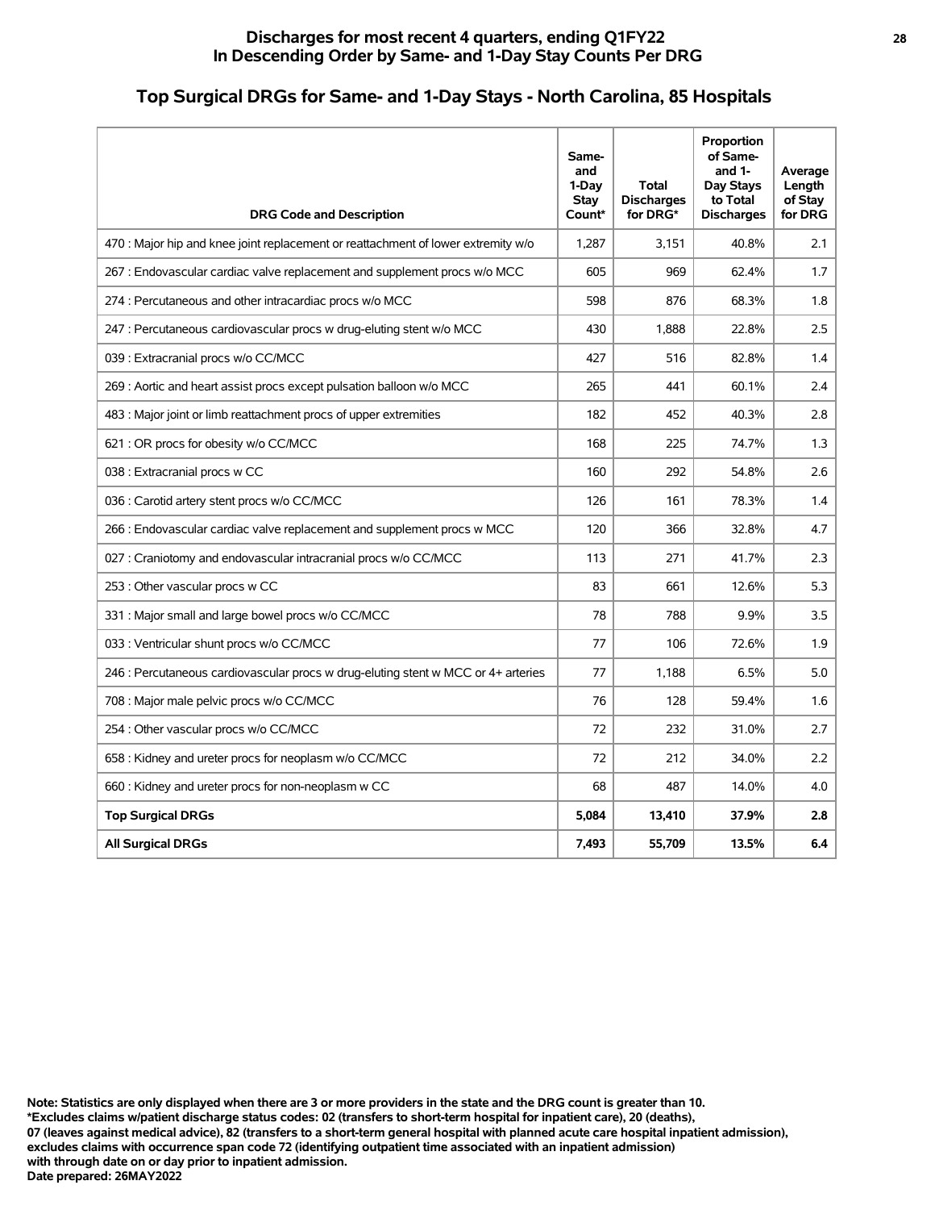# Discharges for most recent 4 quarters, ending Q1FY22
# In Descending Order by Same- and 1-Day Stay Counts Per DRG

## Top Surgical DRGs for Same- and 1-Day Stays - North Carolina, 85 Hospitals

| DRG Code and Description | Same- and 1-Day Stay Count* | Total Discharges for DRG* | Proportion of Same- and 1-Day Stays to Total Discharges | Average Length of Stay for DRG |
|---|---|---|---|---|
| 470 : Major hip and knee joint replacement or reattachment of lower extremity w/o | 1,287 | 3,151 | 40.8% | 2.1 |
| 267 : Endovascular cardiac valve replacement and supplement procs w/o MCC | 605 | 969 | 62.4% | 1.7 |
| 274 : Percutaneous and other intracardiac procs w/o MCC | 598 | 876 | 68.3% | 1.8 |
| 247 : Percutaneous cardiovascular procs w drug-eluting stent w/o MCC | 430 | 1,888 | 22.8% | 2.5 |
| 039 : Extracranial procs w/o CC/MCC | 427 | 516 | 82.8% | 1.4 |
| 269 : Aortic and heart assist procs except pulsation balloon w/o MCC | 265 | 441 | 60.1% | 2.4 |
| 483 : Major joint or limb reattachment procs of upper extremities | 182 | 452 | 40.3% | 2.8 |
| 621 : OR procs for obesity w/o CC/MCC | 168 | 225 | 74.7% | 1.3 |
| 038 : Extracranial procs w CC | 160 | 292 | 54.8% | 2.6 |
| 036 : Carotid artery stent procs w/o CC/MCC | 126 | 161 | 78.3% | 1.4 |
| 266 : Endovascular cardiac valve replacement and supplement procs w MCC | 120 | 366 | 32.8% | 4.7 |
| 027 : Craniotomy and endovascular intracranial procs w/o CC/MCC | 113 | 271 | 41.7% | 2.3 |
| 253 : Other vascular procs w CC | 83 | 661 | 12.6% | 5.3 |
| 331 : Major small and large bowel procs w/o CC/MCC | 78 | 788 | 9.9% | 3.5 |
| 033 : Ventricular shunt procs w/o CC/MCC | 77 | 106 | 72.6% | 1.9 |
| 246 : Percutaneous cardiovascular procs w drug-eluting stent w MCC or 4+ arteries | 77 | 1,188 | 6.5% | 5.0 |
| 708 : Major male pelvic procs w/o CC/MCC | 76 | 128 | 59.4% | 1.6 |
| 254 : Other vascular procs w/o CC/MCC | 72 | 232 | 31.0% | 2.7 |
| 658 : Kidney and ureter procs for neoplasm w/o CC/MCC | 72 | 212 | 34.0% | 2.2 |
| 660 : Kidney and ureter procs for non-neoplasm w CC | 68 | 487 | 14.0% | 4.0 |
| **Top Surgical DRGs** | **5,084** | **13,410** | **37.9%** | **2.8** |
| **All Surgical DRGs** | **7,493** | **55,709** | **13.5%** | **6.4** |

**Note: Statistics are only displayed when there are 3 or more providers in the state and the DRG count is greater than 10.**
**\*Excludes claims w/patient discharge status codes: 02 (transfers to short-term hospital for inpatient care), 20 (deaths), 07 (leaves against medical advice), 82 (transfers to a short-term general hospital with planned acute care hospital inpatient admission), excludes claims with occurrence span code 72 (identifying outpatient time associated with an inpatient admission) with through date on or day prior to inpatient admission.**
**Date prepared: 26MAY2022**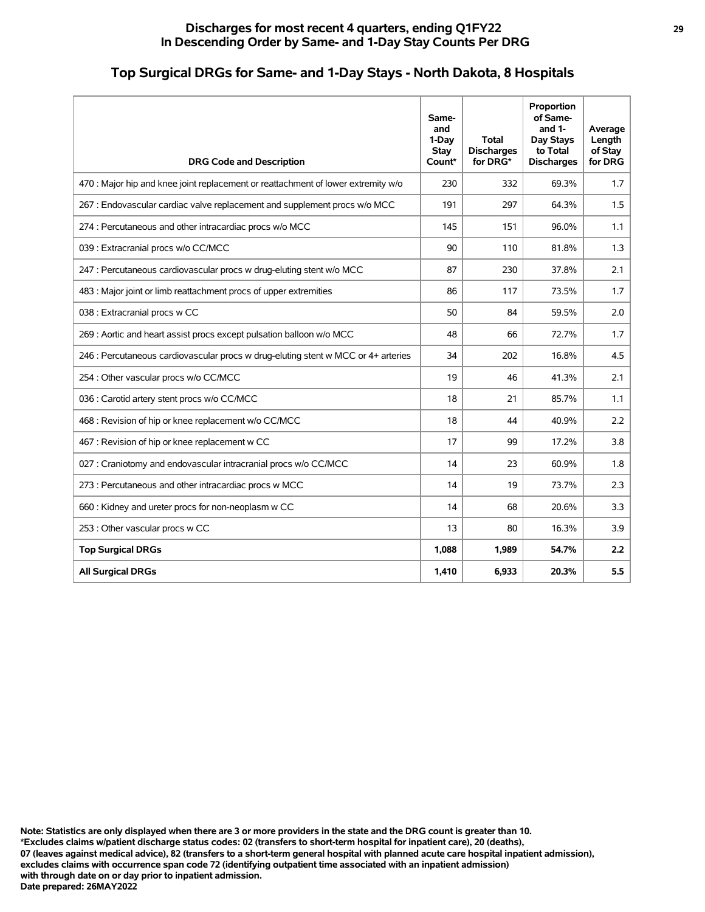## Discharges for most recent 4 quarters, ending Q1FY22
## In Descending Order by Same- and 1-Day Stay Counts Per DRG

# Top Surgical DRGs for Same- and 1-Day Stays - North Dakota, 8 Hospitals

| DRG Code and Description | Same- and 1-Day Stay Count* | Total Discharges for DRG* | Proportion of Same- and 1- Day Stays to Total Discharges | Average Length of Stay for DRG |
|---|---|---|---|---|
| 470 : Major hip and knee joint replacement or reattachment of lower extremity w/o | 230 | 332 | 69.3% | 1.7 |
| 267 : Endovascular cardiac valve replacement and supplement procs w/o MCC | 191 | 297 | 64.3% | 1.5 |
| 274 : Percutaneous and other intracardiac procs w/o MCC | 145 | 151 | 96.0% | 1.1 |
| 039 : Extracranial procs w/o CC/MCC | 90 | 110 | 81.8% | 1.3 |
| 247 : Percutaneous cardiovascular procs w drug-eluting stent w/o MCC | 87 | 230 | 37.8% | 2.1 |
| 483 : Major joint or limb reattachment procs of upper extremities | 86 | 117 | 73.5% | 1.7 |
| 038 : Extracranial procs w CC | 50 | 84 | 59.5% | 2.0 |
| 269 : Aortic and heart assist procs except pulsation balloon w/o MCC | 48 | 66 | 72.7% | 1.7 |
| 246 : Percutaneous cardiovascular procs w drug-eluting stent w MCC or 4+ arteries | 34 | 202 | 16.8% | 4.5 |
| 254 : Other vascular procs w/o CC/MCC | 19 | 46 | 41.3% | 2.1 |
| 036 : Carotid artery stent procs w/o CC/MCC | 18 | 21 | 85.7% | 1.1 |
| 468 : Revision of hip or knee replacement w/o CC/MCC | 18 | 44 | 40.9% | 2.2 |
| 467 : Revision of hip or knee replacement w CC | 17 | 99 | 17.2% | 3.8 |
| 027 : Craniotomy and endovascular intracranial procs w/o CC/MCC | 14 | 23 | 60.9% | 1.8 |
| 273 : Percutaneous and other intracardiac procs w MCC | 14 | 19 | 73.7% | 2.3 |
| 660 : Kidney and ureter procs for non-neoplasm w CC | 14 | 68 | 20.6% | 3.3 |
| 253 : Other vascular procs w CC | 13 | 80 | 16.3% | 3.9 |
| **Top Surgical DRGs** | **1,088** | **1,989** | **54.7%** | **2.2** |
| **All Surgical DRGs** | **1,410** | **6,933** | **20.3%** | **5.5** |

**Note: Statistics are only displayed when there are 3 or more providers in the state and the DRG count is greater than 10.**
**\*Excludes claims w/patient discharge status codes: 02 (transfers to short-term hospital for inpatient care), 20 (deaths), 07 (leaves against medical advice), 82 (transfers to a short-term general hospital with planned acute care hospital inpatient admission), excludes claims with occurrence span code 72 (identifying outpatient time associated with an inpatient admission) with through date on or day prior to inpatient admission.**
**Date prepared: 26MAY2022**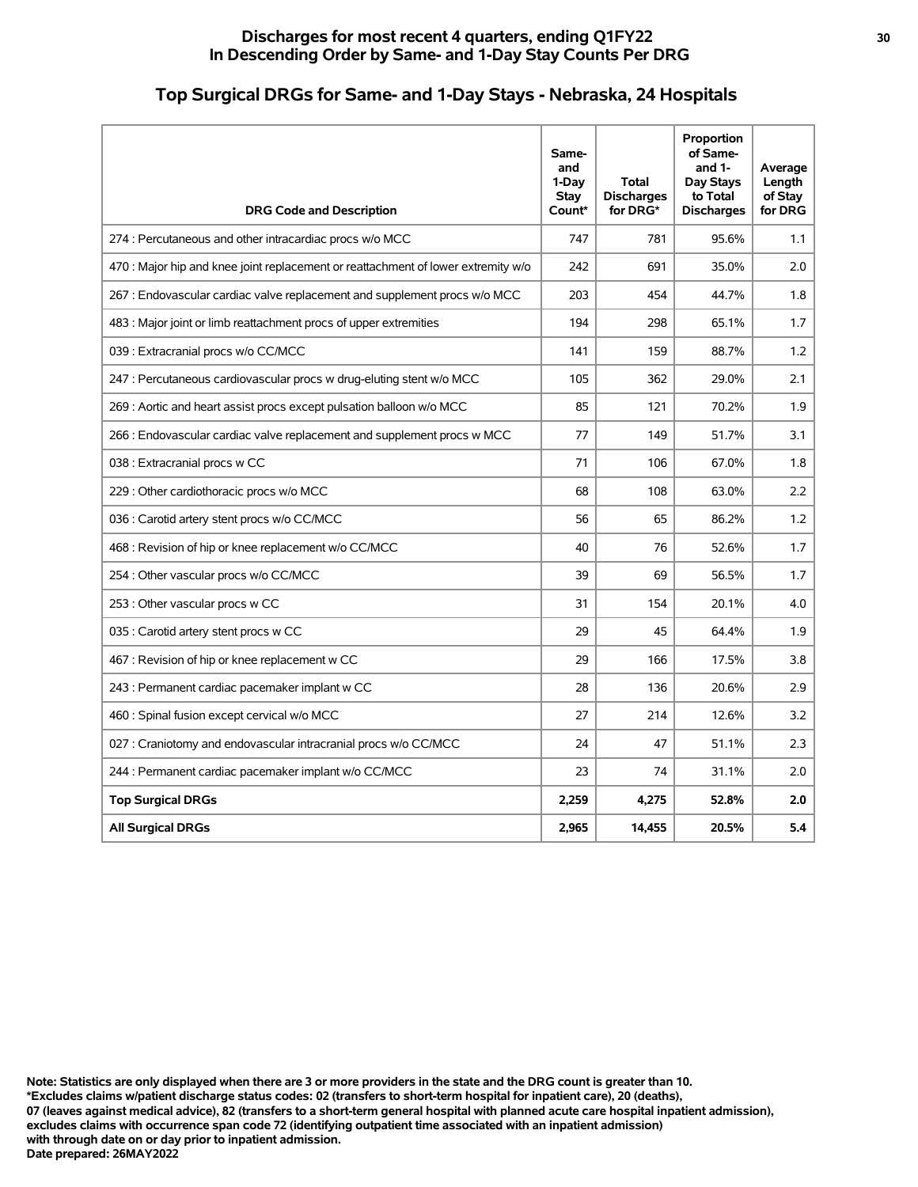# Discharges for most recent 4 quarters, ending Q1FY22
# In Descending Order by Same- and 1-Day Stay Counts Per DRG

## Top Surgical DRGs for Same- and 1-Day Stays - Nebraska, 24 Hospitals

| DRG Code and Description | Same- and 1-Day Stay Count* | Total Discharges for DRG* | Proportion of Same- and 1-Day Stays to Total Discharges | Average Length of Stay for DRG |
|---|---|---|---|---|
| 274 : Percutaneous and other intracardiac procs w/o MCC | 747 | 781 | 95.6% | 1.1 |
| 470 : Major hip and knee joint replacement or reattachment of lower extremity w/o | 242 | 691 | 35.0% | 2.0 |
| 267 : Endovascular cardiac valve replacement and supplement procs w/o MCC | 203 | 454 | 44.7% | 1.8 |
| 483 : Major joint or limb reattachment procs of upper extremities | 194 | 298 | 65.1% | 1.7 |
| 039 : Extracranial procs w/o CC/MCC | 141 | 159 | 88.7% | 1.2 |
| 247 : Percutaneous cardiovascular procs w drug-eluting stent w/o MCC | 105 | 362 | 29.0% | 2.1 |
| 269 : Aortic and heart assist procs except pulsation balloon w/o MCC | 85 | 121 | 70.2% | 1.9 |
| 266 : Endovascular cardiac valve replacement and supplement procs w MCC | 77 | 149 | 51.7% | 3.1 |
| 038 : Extracranial procs w CC | 71 | 106 | 67.0% | 1.8 |
| 229 : Other cardiothoracic procs w/o MCC | 68 | 108 | 63.0% | 2.2 |
| 036 : Carotid artery stent procs w/o CC/MCC | 56 | 65 | 86.2% | 1.2 |
| 468 : Revision of hip or knee replacement w/o CC/MCC | 40 | 76 | 52.6% | 1.7 |
| 254 : Other vascular procs w/o CC/MCC | 39 | 69 | 56.5% | 1.7 |
| 253 : Other vascular procs w CC | 31 | 154 | 20.1% | 4.0 |
| 035 : Carotid artery stent procs w CC | 29 | 45 | 64.4% | 1.9 |
| 467 : Revision of hip or knee replacement w CC | 29 | 166 | 17.5% | 3.8 |
| 243 : Permanent cardiac pacemaker implant w CC | 28 | 136 | 20.6% | 2.9 |
| 460 : Spinal fusion except cervical w/o MCC | 27 | 214 | 12.6% | 3.2 |
| 027 : Craniotomy and endovascular intracranial procs w/o CC/MCC | 24 | 47 | 51.1% | 2.3 |
| 244 : Permanent cardiac pacemaker implant w/o CC/MCC | 23 | 74 | 31.1% | 2.0 |
| **Top Surgical DRGs** | **2,259** | **4,275** | **52.8%** | **2.0** |
| **All Surgical DRGs** | **2,965** | **14,455** | **20.5%** | **5.4** |

**Note: Statistics are only displayed when there are 3 or more providers in the state and the DRG count is greater than 10.**
**\*Excludes claims w/patient discharge status codes: 02 (transfers to short-term hospital for inpatient care), 20 (deaths),**
**07 (leaves against medical advice), 82 (transfers to a short-term general hospital with planned acute care hospital inpatient admission),**
**excludes claims with occurrence span code 72 (identifying outpatient time associated with an inpatient admission)**
**with through date on or day prior to inpatient admission.**
**Date prepared: 26MAY2022**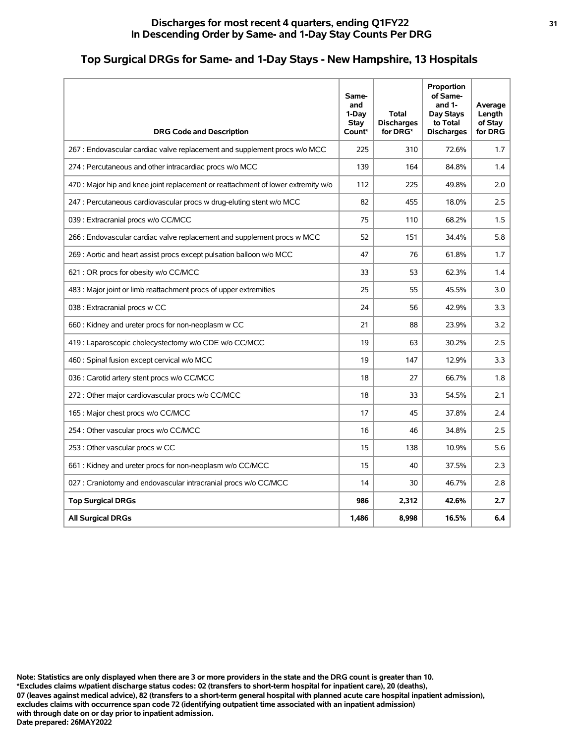# Discharges for most recent 4 quarters, ending Q1FY22
# In Descending Order by Same- and 1-Day Stay Counts Per DRG

## Top Surgical DRGs for Same- and 1-Day Stays - New Hampshire, 13 Hospitals

| DRG Code and Description | Same- and 1-Day Stay Count* | Total Discharges for DRG* | Proportion of Same- and 1-Day Stays to Total Discharges | Average Length of Stay for DRG |
|---|---|---|---|---|
| 267 : Endovascular cardiac valve replacement and supplement procs w/o MCC | 225 | 310 | 72.6% | 1.7 |
| 274 : Percutaneous and other intracardiac procs w/o MCC | 139 | 164 | 84.8% | 1.4 |
| 470 : Major hip and knee joint replacement or reattachment of lower extremity w/o | 112 | 225 | 49.8% | 2.0 |
| 247 : Percutaneous cardiovascular procs w drug-eluting stent w/o MCC | 82 | 455 | 18.0% | 2.5 |
| 039 : Extracranial procs w/o CC/MCC | 75 | 110 | 68.2% | 1.5 |
| 266 : Endovascular cardiac valve replacement and supplement procs w MCC | 52 | 151 | 34.4% | 5.8 |
| 269 : Aortic and heart assist procs except pulsation balloon w/o MCC | 47 | 76 | 61.8% | 1.7 |
| 621 : OR procs for obesity w/o CC/MCC | 33 | 53 | 62.3% | 1.4 |
| 483 : Major joint or limb reattachment procs of upper extremities | 25 | 55 | 45.5% | 3.0 |
| 038 : Extracranial procs w CC | 24 | 56 | 42.9% | 3.3 |
| 660 : Kidney and ureter procs for non-neoplasm w CC | 21 | 88 | 23.9% | 3.2 |
| 419 : Laparoscopic cholecystectomy w/o CDE w/o CC/MCC | 19 | 63 | 30.2% | 2.5 |
| 460 : Spinal fusion except cervical w/o MCC | 19 | 147 | 12.9% | 3.3 |
| 036 : Carotid artery stent procs w/o CC/MCC | 18 | 27 | 66.7% | 1.8 |
| 272 : Other major cardiovascular procs w/o CC/MCC | 18 | 33 | 54.5% | 2.1 |
| 165 : Major chest procs w/o CC/MCC | 17 | 45 | 37.8% | 2.4 |
| 254 : Other vascular procs w/o CC/MCC | 16 | 46 | 34.8% | 2.5 |
| 253 : Other vascular procs w CC | 15 | 138 | 10.9% | 5.6 |
| 661 : Kidney and ureter procs for non-neoplasm w/o CC/MCC | 15 | 40 | 37.5% | 2.3 |
| 027 : Craniotomy and endovascular intracranial procs w/o CC/MCC | 14 | 30 | 46.7% | 2.8 |
| **Top Surgical DRGs** | **986** | **2,312** | **42.6%** | **2.7** |
| **All Surgical DRGs** | **1,486** | **8,998** | **16.5%** | **6.4** |

**Note: Statistics are only displayed when there are 3 or more providers in the state and the DRG count is greater than 10.**
**\*Excludes claims w/patient discharge status codes: 02 (transfers to short-term hospital for inpatient care), 20 (deaths), 07 (leaves against medical advice), 82 (transfers to a short-term general hospital with planned acute care hospital inpatient admission), excludes claims with occurrence span code 72 (identifying outpatient time associated with an inpatient admission) with through date on or day prior to inpatient admission.**
**Date prepared: 26MAY2022**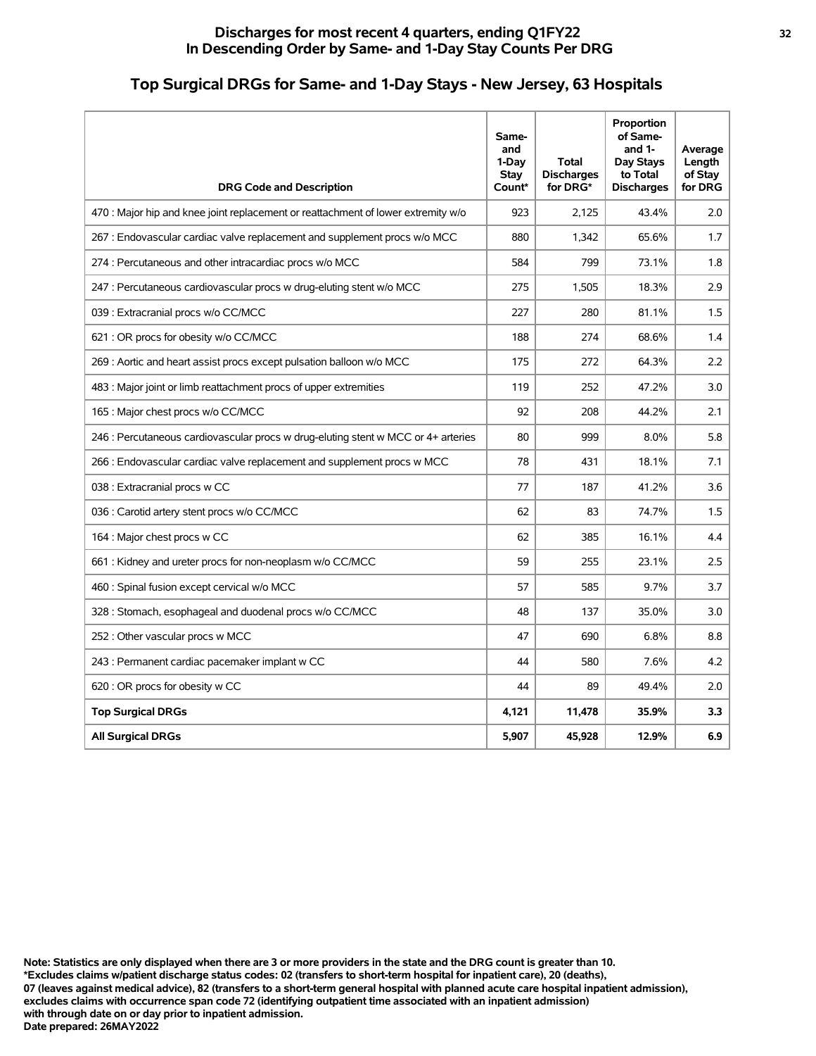# Discharges for most recent 4 quarters, ending Q1FY22
## In Descending Order by Same- and 1-Day Stay Counts Per DRG

## Top Surgical DRGs for Same- and 1-Day Stays - New Jersey, 63 Hospitals

| DRG Code and Description | Same- and 1-Day Stay Count* | Total Discharges for DRG* | Proportion of Same- and 1-Day Stays to Total Discharges | Average Length of Stay for DRG |
|---|---|---|---|---|
| 470 : Major hip and knee joint replacement or reattachment of lower extremity w/o | 923 | 2,125 | 43.4% | 2.0 |
| 267 : Endovascular cardiac valve replacement and supplement procs w/o MCC | 880 | 1,342 | 65.6% | 1.7 |
| 274 : Percutaneous and other intracardiac procs w/o MCC | 584 | 799 | 73.1% | 1.8 |
| 247 : Percutaneous cardiovascular procs w drug-eluting stent w/o MCC | 275 | 1,505 | 18.3% | 2.9 |
| 039 : Extracranial procs w/o CC/MCC | 227 | 280 | 81.1% | 1.5 |
| 621 : OR procs for obesity w/o CC/MCC | 188 | 274 | 68.6% | 1.4 |
| 269 : Aortic and heart assist procs except pulsation balloon w/o MCC | 175 | 272 | 64.3% | 2.2 |
| 483 : Major joint or limb reattachment procs of upper extremities | 119 | 252 | 47.2% | 3.0 |
| 165 : Major chest procs w/o CC/MCC | 92 | 208 | 44.2% | 2.1 |
| 246 : Percutaneous cardiovascular procs w drug-eluting stent w MCC or 4+ arteries | 80 | 999 | 8.0% | 5.8 |
| 266 : Endovascular cardiac valve replacement and supplement procs w MCC | 78 | 431 | 18.1% | 7.1 |
| 038 : Extracranial procs w CC | 77 | 187 | 41.2% | 3.6 |
| 036 : Carotid artery stent procs w/o CC/MCC | 62 | 83 | 74.7% | 1.5 |
| 164 : Major chest procs w CC | 62 | 385 | 16.1% | 4.4 |
| 661 : Kidney and ureter procs for non-neoplasm w/o CC/MCC | 59 | 255 | 23.1% | 2.5 |
| 460 : Spinal fusion except cervical w/o MCC | 57 | 585 | 9.7% | 3.7 |
| 328 : Stomach, esophageal and duodenal procs w/o CC/MCC | 48 | 137 | 35.0% | 3.0 |
| 252 : Other vascular procs w MCC | 47 | 690 | 6.8% | 8.8 |
| 243 : Permanent cardiac pacemaker implant w CC | 44 | 580 | 7.6% | 4.2 |
| 620 : OR procs for obesity w CC | 44 | 89 | 49.4% | 2.0 |
| **Top Surgical DRGs** | **4,121** | **11,478** | **35.9%** | **3.3** |
| **All Surgical DRGs** | **5,907** | **45,928** | **12.9%** | **6.9** |

**Note: Statistics are only displayed when there are 3 or more providers in the state and the DRG count is greater than 10.**
**\*Excludes claims w/patient discharge status codes: 02 (transfers to short-term hospital for inpatient care), 20 (deaths),**
**07 (leaves against medical advice), 82 (transfers to a short-term general hospital with planned acute care hospital inpatient admission),**
**excludes claims with occurrence span code 72 (identifying outpatient time associated with an inpatient admission)**
**with through date on or day prior to inpatient admission.**
**Date prepared: 26MAY2022**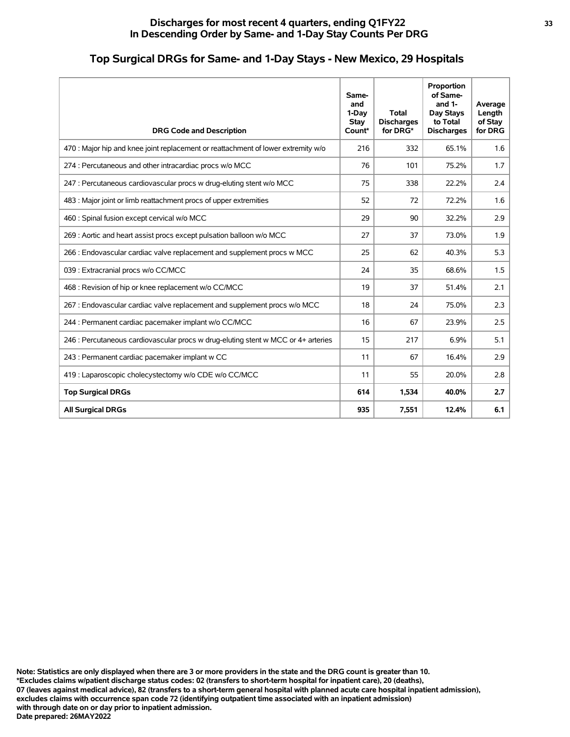# Discharges for most recent 4 quarters, ending Q1FY22
## In Descending Order by Same- and 1-Day Stay Counts Per DRG

## Top Surgical DRGs for Same- and 1-Day Stays - New Mexico, 29 Hospitals

| DRG Code and Description | Same- and 1-Day Stay Count* | Total Discharges for DRG* | Proportion of Same- and 1-Day Stays to Total Discharges | Average Length of Stay for DRG |
|---|---|---|---|---|
| 470 : Major hip and knee joint replacement or reattachment of lower extremity w/o | 216 | 332 | 65.1% | 1.6 |
| 274 : Percutaneous and other intracardiac procs w/o MCC | 76 | 101 | 75.2% | 1.7 |
| 247 : Percutaneous cardiovascular procs w drug-eluting stent w/o MCC | 75 | 338 | 22.2% | 2.4 |
| 483 : Major joint or limb reattachment procs of upper extremities | 52 | 72 | 72.2% | 1.6 |
| 460 : Spinal fusion except cervical w/o MCC | 29 | 90 | 32.2% | 2.9 |
| 269 : Aortic and heart assist procs except pulsation balloon w/o MCC | 27 | 37 | 73.0% | 1.9 |
| 266 : Endovascular cardiac valve replacement and supplement procs w MCC | 25 | 62 | 40.3% | 5.3 |
| 039 : Extracranial procs w/o CC/MCC | 24 | 35 | 68.6% | 1.5 |
| 468 : Revision of hip or knee replacement w/o CC/MCC | 19 | 37 | 51.4% | 2.1 |
| 267 : Endovascular cardiac valve replacement and supplement procs w/o MCC | 18 | 24 | 75.0% | 2.3 |
| 244 : Permanent cardiac pacemaker implant w/o CC/MCC | 16 | 67 | 23.9% | 2.5 |
| 246 : Percutaneous cardiovascular procs w drug-eluting stent w MCC or 4+ arteries | 15 | 217 | 6.9% | 5.1 |
| 243 : Permanent cardiac pacemaker implant w CC | 11 | 67 | 16.4% | 2.9 |
| 419 : Laparoscopic cholecystectomy w/o CDE w/o CC/MCC | 11 | 55 | 20.0% | 2.8 |
| **Top Surgical DRGs** | **614** | **1,534** | **40.0%** | **2.7** |
| **All Surgical DRGs** | **935** | **7,551** | **12.4%** | **6.1** |

**Note: Statistics are only displayed when there are 3 or more providers in the state and the DRG count is greater than 10.**
**\*Excludes claims w/patient discharge status codes: 02 (transfers to short-term hospital for inpatient care), 20 (deaths), 07 (leaves against medical advice), 82 (transfers to a short-term general hospital with planned acute care hospital inpatient admission), excludes claims with occurrence span code 72 (identifying outpatient time associated with an inpatient admission) with through date on or day prior to inpatient admission.**
**Date prepared: 26MAY2022**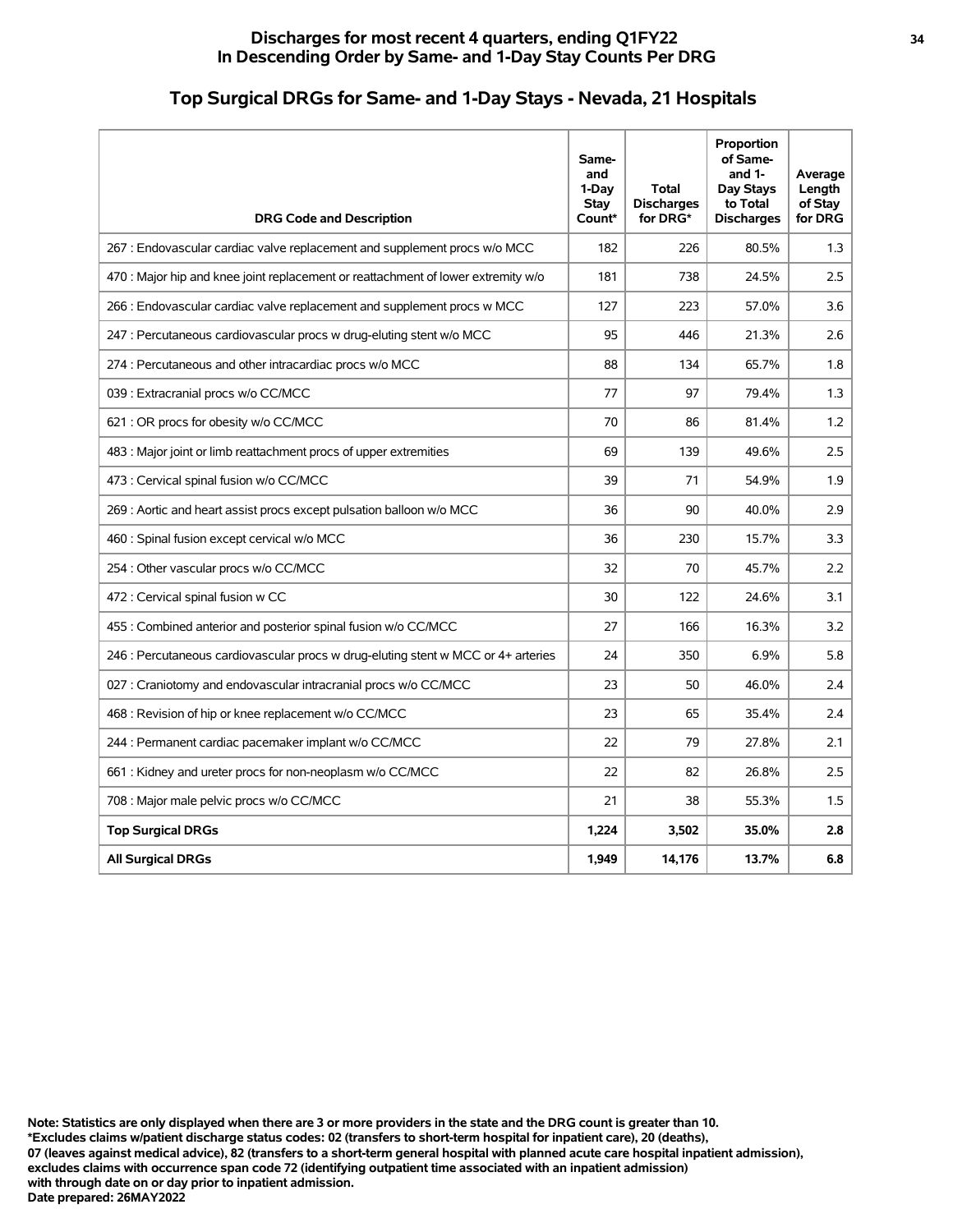# Discharges for most recent 4 quarters, ending Q1FY22
# In Descending Order by Same- and 1-Day Stay Counts Per DRG

## Top Surgical DRGs for Same- and 1-Day Stays - Nevada, 21 Hospitals

| DRG Code and Description | Same- and 1-Day Stay Count* | Total Discharges for DRG* | Proportion of Same- and 1-Day Stays to Total Discharges | Average Length of Stay for DRG |
|---|---|---|---|---|
| 267 : Endovascular cardiac valve replacement and supplement procs w/o MCC | 182 | 226 | 80.5% | 1.3 |
| 470 : Major hip and knee joint replacement or reattachment of lower extremity w/o | 181 | 738 | 24.5% | 2.5 |
| 266 : Endovascular cardiac valve replacement and supplement procs w MCC | 127 | 223 | 57.0% | 3.6 |
| 247 : Percutaneous cardiovascular procs w drug-eluting stent w/o MCC | 95 | 446 | 21.3% | 2.6 |
| 274 : Percutaneous and other intracardiac procs w/o MCC | 88 | 134 | 65.7% | 1.8 |
| 039 : Extracranial procs w/o CC/MCC | 77 | 97 | 79.4% | 1.3 |
| 621 : OR procs for obesity w/o CC/MCC | 70 | 86 | 81.4% | 1.2 |
| 483 : Major joint or limb reattachment procs of upper extremities | 69 | 139 | 49.6% | 2.5 |
| 473 : Cervical spinal fusion w/o CC/MCC | 39 | 71 | 54.9% | 1.9 |
| 269 : Aortic and heart assist procs except pulsation balloon w/o MCC | 36 | 90 | 40.0% | 2.9 |
| 460 : Spinal fusion except cervical w/o MCC | 36 | 230 | 15.7% | 3.3 |
| 254 : Other vascular procs w/o CC/MCC | 32 | 70 | 45.7% | 2.2 |
| 472 : Cervical spinal fusion w CC | 30 | 122 | 24.6% | 3.1 |
| 455 : Combined anterior and posterior spinal fusion w/o CC/MCC | 27 | 166 | 16.3% | 3.2 |
| 246 : Percutaneous cardiovascular procs w drug-eluting stent w MCC or 4+ arteries | 24 | 350 | 6.9% | 5.8 |
| 027 : Craniotomy and endovascular intracranial procs w/o CC/MCC | 23 | 50 | 46.0% | 2.4 |
| 468 : Revision of hip or knee replacement w/o CC/MCC | 23 | 65 | 35.4% | 2.4 |
| 244 : Permanent cardiac pacemaker implant w/o CC/MCC | 22 | 79 | 27.8% | 2.1 |
| 661 : Kidney and ureter procs for non-neoplasm w/o CC/MCC | 22 | 82 | 26.8% | 2.5 |
| 708 : Major male pelvic procs w/o CC/MCC | 21 | 38 | 55.3% | 1.5 |
| **Top Surgical DRGs** | **1,224** | **3,502** | **35.0%** | **2.8** |
| **All Surgical DRGs** | **1,949** | **14,176** | **13.7%** | **6.8** |

**Note: Statistics are only displayed when there are 3 or more providers in the state and the DRG count is greater than 10.**
**\*Excludes claims w/patient discharge status codes: 02 (transfers to short-term hospital for inpatient care), 20 (deaths), 07 (leaves against medical advice), 82 (transfers to a short-term general hospital with planned acute care hospital inpatient admission), excludes claims with occurrence span code 72 (identifying outpatient time associated with an inpatient admission) with through date on or day prior to inpatient admission.**
**Date prepared: 26MAY2022**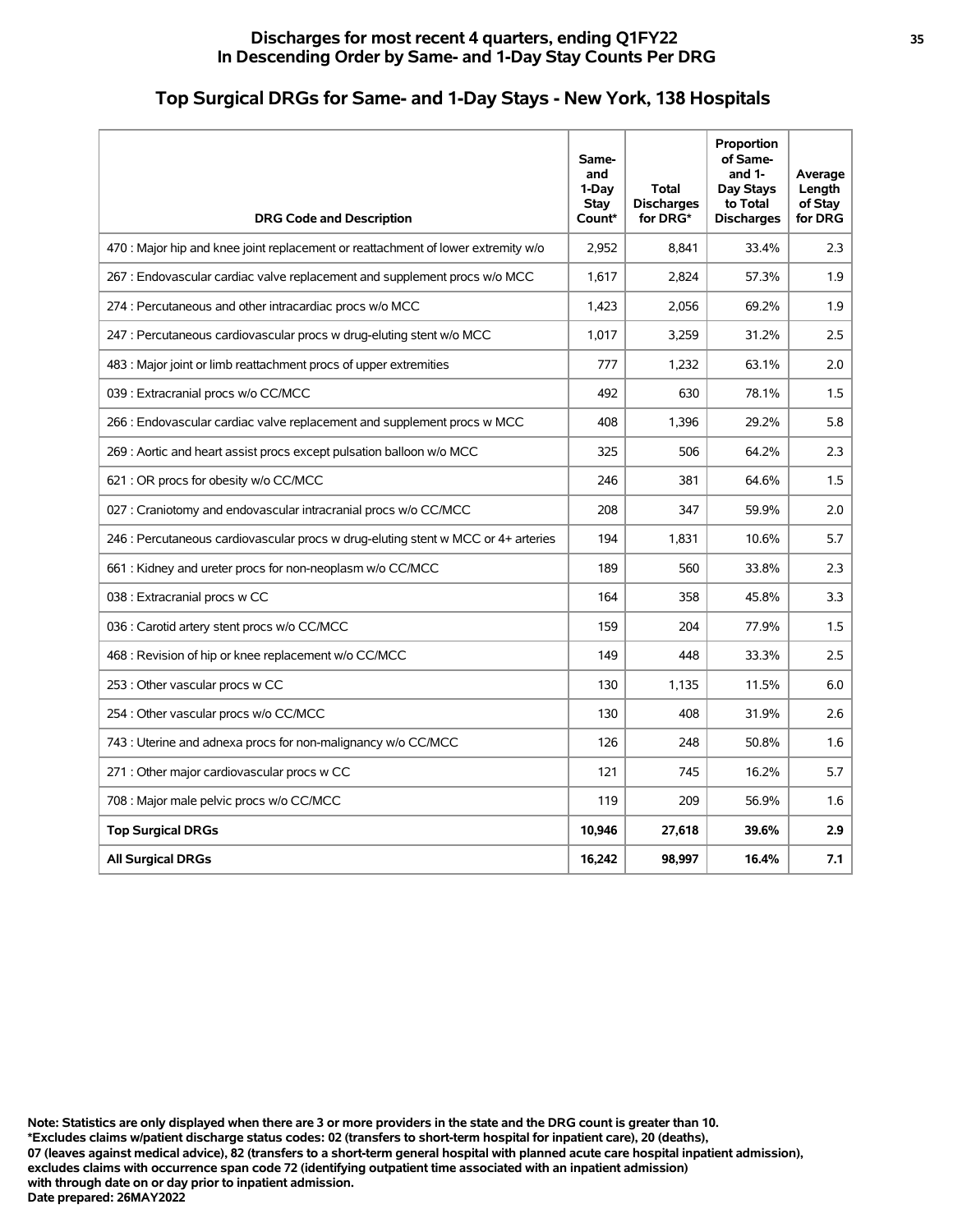## Discharges for most recent 4 quarters, ending Q1FY22
## In Descending Order by Same- and 1-Day Stay Counts Per DRG

### Top Surgical DRGs for Same- and 1-Day Stays - New York, 138 Hospitals

| DRG Code and Description | Same- and 1-Day Stay Count* | Total Discharges for DRG* | Proportion of Same- and 1- Day Stays to Total Discharges | Average Length of Stay for DRG |
|---|---|---|---|---|
| 470 : Major hip and knee joint replacement or reattachment of lower extremity w/o | 2,952 | 8,841 | 33.4% | 2.3 |
| 267 : Endovascular cardiac valve replacement and supplement procs w/o MCC | 1,617 | 2,824 | 57.3% | 1.9 |
| 274 : Percutaneous and other intracardiac procs w/o MCC | 1,423 | 2,056 | 69.2% | 1.9 |
| 247 : Percutaneous cardiovascular procs w drug-eluting stent w/o MCC | 1,017 | 3,259 | 31.2% | 2.5 |
| 483 : Major joint or limb reattachment procs of upper extremities | 777 | 1,232 | 63.1% | 2.0 |
| 039 : Extracranial procs w/o CC/MCC | 492 | 630 | 78.1% | 1.5 |
| 266 : Endovascular cardiac valve replacement and supplement procs w MCC | 408 | 1,396 | 29.2% | 5.8 |
| 269 : Aortic and heart assist procs except pulsation balloon w/o MCC | 325 | 506 | 64.2% | 2.3 |
| 621 : OR procs for obesity w/o CC/MCC | 246 | 381 | 64.6% | 1.5 |
| 027 : Craniotomy and endovascular intracranial procs w/o CC/MCC | 208 | 347 | 59.9% | 2.0 |
| 246 : Percutaneous cardiovascular procs w drug-eluting stent w MCC or 4+ arteries | 194 | 1,831 | 10.6% | 5.7 |
| 661 : Kidney and ureter procs for non-neoplasm w/o CC/MCC | 189 | 560 | 33.8% | 2.3 |
| 038 : Extracranial procs w CC | 164 | 358 | 45.8% | 3.3 |
| 036 : Carotid artery stent procs w/o CC/MCC | 159 | 204 | 77.9% | 1.5 |
| 468 : Revision of hip or knee replacement w/o CC/MCC | 149 | 448 | 33.3% | 2.5 |
| 253 : Other vascular procs w CC | 130 | 1,135 | 11.5% | 6.0 |
| 254 : Other vascular procs w/o CC/MCC | 130 | 408 | 31.9% | 2.6 |
| 743 : Uterine and adnexa procs for non-malignancy w/o CC/MCC | 126 | 248 | 50.8% | 1.6 |
| 271 : Other major cardiovascular procs w CC | 121 | 745 | 16.2% | 5.7 |
| 708 : Major male pelvic procs w/o CC/MCC | 119 | 209 | 56.9% | 1.6 |
| **Top Surgical DRGs** | **10,946** | **27,618** | **39.6%** | **2.9** |
| **All Surgical DRGs** | **16,242** | **98,997** | **16.4%** | **7.1** |

**Note: Statistics are only displayed when there are 3 or more providers in the state and the DRG count is greater than 10.**
**\*Excludes claims w/patient discharge status codes: 02 (transfers to short-term hospital for inpatient care), 20 (deaths), 07 (leaves against medical advice), 82 (transfers to a short-term general hospital with planned acute care hospital inpatient admission), excludes claims with occurrence span code 72 (identifying outpatient time associated with an inpatient admission) with through date on or day prior to inpatient admission.**
**Date prepared: 26MAY2022**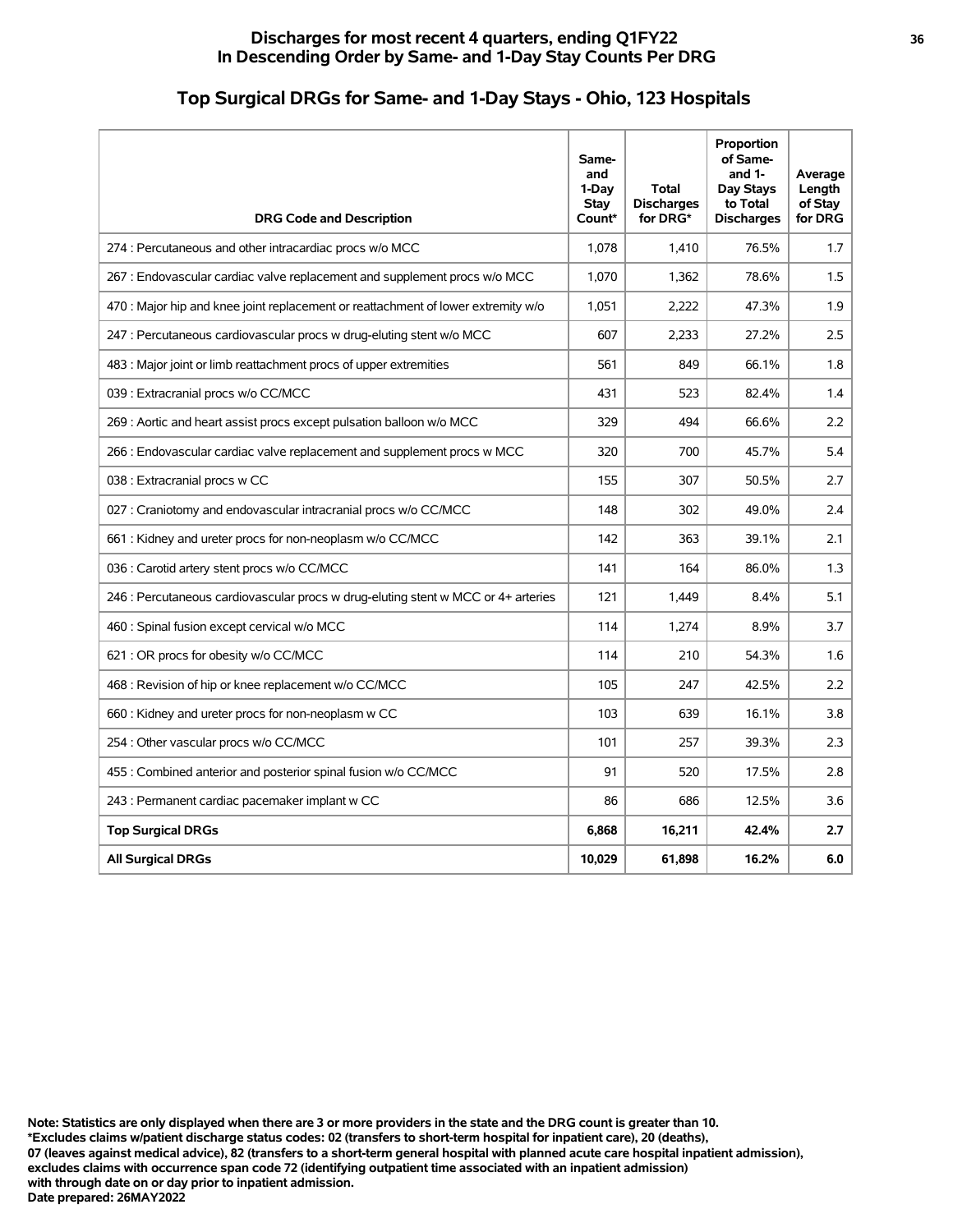## Discharges for most recent 4 quarters, ending Q1FY22
## In Descending Order by Same- and 1-Day Stay Counts Per DRG

### Top Surgical DRGs for Same- and 1-Day Stays - Ohio, 123 Hospitals

| DRG Code and Description | Same- and 1-Day Stay Count* | Total Discharges for DRG* | Proportion of Same- and 1-Day Stays to Total Discharges | Average Length of Stay for DRG |
|---|---|---|---|---|
| 274 : Percutaneous and other intracardiac procs w/o MCC | 1,078 | 1,410 | 76.5% | 1.7 |
| 267 : Endovascular cardiac valve replacement and supplement procs w/o MCC | 1,070 | 1,362 | 78.6% | 1.5 |
| 470 : Major hip and knee joint replacement or reattachment of lower extremity w/o | 1,051 | 2,222 | 47.3% | 1.9 |
| 247 : Percutaneous cardiovascular procs w drug-eluting stent w/o MCC | 607 | 2,233 | 27.2% | 2.5 |
| 483 : Major joint or limb reattachment procs of upper extremities | 561 | 849 | 66.1% | 1.8 |
| 039 : Extracranial procs w/o CC/MCC | 431 | 523 | 82.4% | 1.4 |
| 269 : Aortic and heart assist procs except pulsation balloon w/o MCC | 329 | 494 | 66.6% | 2.2 |
| 266 : Endovascular cardiac valve replacement and supplement procs w MCC | 320 | 700 | 45.7% | 5.4 |
| 038 : Extracranial procs w CC | 155 | 307 | 50.5% | 2.7 |
| 027 : Craniotomy and endovascular intracranial procs w/o CC/MCC | 148 | 302 | 49.0% | 2.4 |
| 661 : Kidney and ureter procs for non-neoplasm w/o CC/MCC | 142 | 363 | 39.1% | 2.1 |
| 036 : Carotid artery stent procs w/o CC/MCC | 141 | 164 | 86.0% | 1.3 |
| 246 : Percutaneous cardiovascular procs w drug-eluting stent w MCC or 4+ arteries | 121 | 1,449 | 8.4% | 5.1 |
| 460 : Spinal fusion except cervical w/o MCC | 114 | 1,274 | 8.9% | 3.7 |
| 621 : OR procs for obesity w/o CC/MCC | 114 | 210 | 54.3% | 1.6 |
| 468 : Revision of hip or knee replacement w/o CC/MCC | 105 | 247 | 42.5% | 2.2 |
| 660 : Kidney and ureter procs for non-neoplasm w CC | 103 | 639 | 16.1% | 3.8 |
| 254 : Other vascular procs w/o CC/MCC | 101 | 257 | 39.3% | 2.3 |
| 455 : Combined anterior and posterior spinal fusion w/o CC/MCC | 91 | 520 | 17.5% | 2.8 |
| 243 : Permanent cardiac pacemaker implant w CC | 86 | 686 | 12.5% | 3.6 |
| **Top Surgical DRGs** | **6,868** | **16,211** | **42.4%** | **2.7** |
| **All Surgical DRGs** | **10,029** | **61,898** | **16.2%** | **6.0** |

**Note: Statistics are only displayed when there are 3 or more providers in the state and the DRG count is greater than 10.**
**\*Excludes claims w/patient discharge status codes: 02 (transfers to short-term hospital for inpatient care), 20 (deaths), 07 (leaves against medical advice), 82 (transfers to a short-term general hospital with planned acute care hospital inpatient admission), excludes claims with occurrence span code 72 (identifying outpatient time associated with an inpatient admission) with through date on or day prior to inpatient admission.**
**Date prepared: 26MAY2022**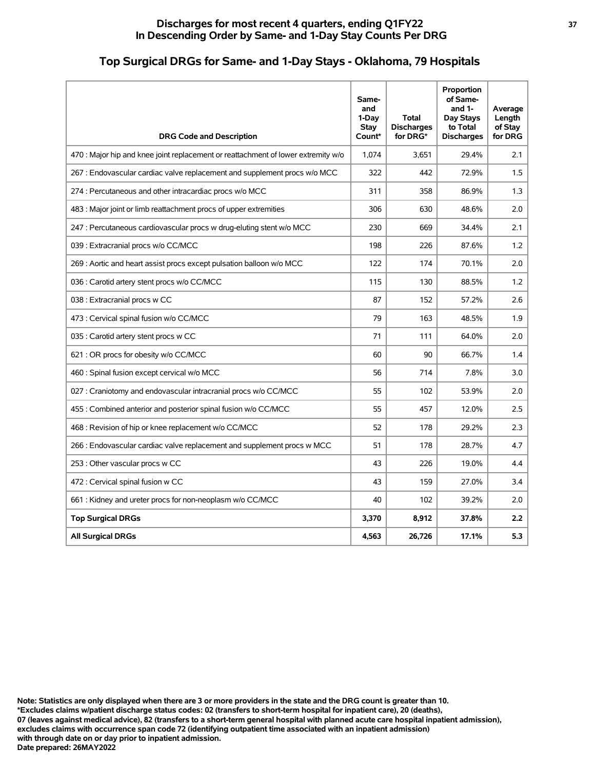## Discharges for most recent 4 quarters, ending Q1FY22
## In Descending Order by Same- and 1-Day Stay Counts Per DRG

### Top Surgical DRGs for Same- and 1-Day Stays - Oklahoma, 79 Hospitals

| DRG Code and Description | Same- and 1-Day Stay Count* | Total Discharges for DRG* | Proportion of Same- and 1-Day Stays to Total Discharges | Average Length of Stay for DRG |
|---|---|---|---|---|
| 470 : Major hip and knee joint replacement or reattachment of lower extremity w/o | 1,074 | 3,651 | 29.4% | 2.1 |
| 267 : Endovascular cardiac valve replacement and supplement procs w/o MCC | 322 | 442 | 72.9% | 1.5 |
| 274 : Percutaneous and other intracardiac procs w/o MCC | 311 | 358 | 86.9% | 1.3 |
| 483 : Major joint or limb reattachment procs of upper extremities | 306 | 630 | 48.6% | 2.0 |
| 247 : Percutaneous cardiovascular procs w drug-eluting stent w/o MCC | 230 | 669 | 34.4% | 2.1 |
| 039 : Extracranial procs w/o CC/MCC | 198 | 226 | 87.6% | 1.2 |
| 269 : Aortic and heart assist procs except pulsation balloon w/o MCC | 122 | 174 | 70.1% | 2.0 |
| 036 : Carotid artery stent procs w/o CC/MCC | 115 | 130 | 88.5% | 1.2 |
| 038 : Extracranial procs w CC | 87 | 152 | 57.2% | 2.6 |
| 473 : Cervical spinal fusion w/o CC/MCC | 79 | 163 | 48.5% | 1.9 |
| 035 : Carotid artery stent procs w CC | 71 | 111 | 64.0% | 2.0 |
| 621 : OR procs for obesity w/o CC/MCC | 60 | 90 | 66.7% | 1.4 |
| 460 : Spinal fusion except cervical w/o MCC | 56 | 714 | 7.8% | 3.0 |
| 027 : Craniotomy and endovascular intracranial procs w/o CC/MCC | 55 | 102 | 53.9% | 2.0 |
| 455 : Combined anterior and posterior spinal fusion w/o CC/MCC | 55 | 457 | 12.0% | 2.5 |
| 468 : Revision of hip or knee replacement w/o CC/MCC | 52 | 178 | 29.2% | 2.3 |
| 266 : Endovascular cardiac valve replacement and supplement procs w MCC | 51 | 178 | 28.7% | 4.7 |
| 253 : Other vascular procs w CC | 43 | 226 | 19.0% | 4.4 |
| 472 : Cervical spinal fusion w CC | 43 | 159 | 27.0% | 3.4 |
| 661 : Kidney and ureter procs for non-neoplasm w/o CC/MCC | 40 | 102 | 39.2% | 2.0 |
| **Top Surgical DRGs** | **3,370** | **8,912** | **37.8%** | **2.2** |
| **All Surgical DRGs** | **4,563** | **26,726** | **17.1%** | **5.3** |

**Note: Statistics are only displayed when there are 3 or more providers in the state and the DRG count is greater than 10.**
**\*Excludes claims w/patient discharge status codes: 02 (transfers to short-term hospital for inpatient care), 20 (deaths), 07 (leaves against medical advice), 82 (transfers to a short-term general hospital with planned acute care hospital inpatient admission), excludes claims with occurrence span code 72 (identifying outpatient time associated with an inpatient admission) with through date on or day prior to inpatient admission.**
**Date prepared: 26MAY2022**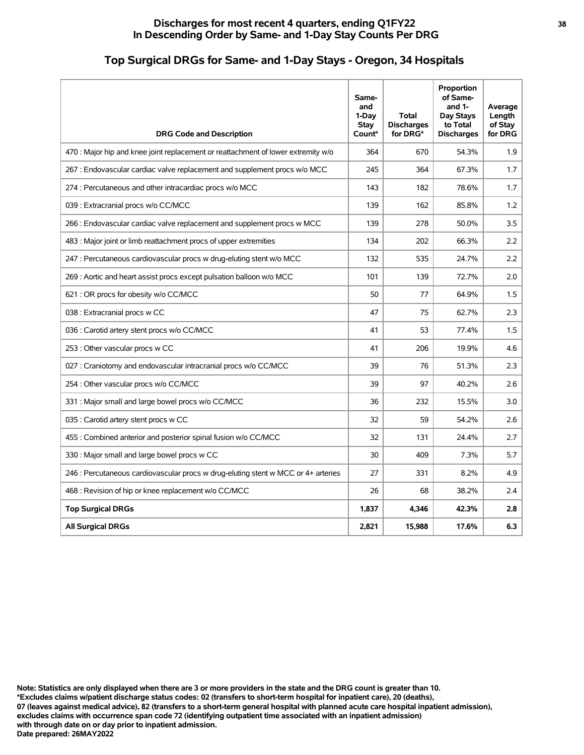# Discharges for most recent 4 quarters, ending Q1FY22
# In Descending Order by Same- and 1-Day Stay Counts Per DRG

## Top Surgical DRGs for Same- and 1-Day Stays - Oregon, 34 Hospitals

| DRG Code and Description | Same- and 1-Day Stay Count* | Total Discharges for DRG* | Proportion of Same- and 1- Day Stays to Total Discharges | Average Length of Stay for DRG |
|---|---|---|---|---|
| 470 : Major hip and knee joint replacement or reattachment of lower extremity w/o | 364 | 670 | 54.3% | 1.9 |
| 267 : Endovascular cardiac valve replacement and supplement procs w/o MCC | 245 | 364 | 67.3% | 1.7 |
| 274 : Percutaneous and other intracardiac procs w/o MCC | 143 | 182 | 78.6% | 1.7 |
| 039 : Extracranial procs w/o CC/MCC | 139 | 162 | 85.8% | 1.2 |
| 266 : Endovascular cardiac valve replacement and supplement procs w MCC | 139 | 278 | 50.0% | 3.5 |
| 483 : Major joint or limb reattachment procs of upper extremities | 134 | 202 | 66.3% | 2.2 |
| 247 : Percutaneous cardiovascular procs w drug-eluting stent w/o MCC | 132 | 535 | 24.7% | 2.2 |
| 269 : Aortic and heart assist procs except pulsation balloon w/o MCC | 101 | 139 | 72.7% | 2.0 |
| 621 : OR procs for obesity w/o CC/MCC | 50 | 77 | 64.9% | 1.5 |
| 038 : Extracranial procs w CC | 47 | 75 | 62.7% | 2.3 |
| 036 : Carotid artery stent procs w/o CC/MCC | 41 | 53 | 77.4% | 1.5 |
| 253 : Other vascular procs w CC | 41 | 206 | 19.9% | 4.6 |
| 027 : Craniotomy and endovascular intracranial procs w/o CC/MCC | 39 | 76 | 51.3% | 2.3 |
| 254 : Other vascular procs w/o CC/MCC | 39 | 97 | 40.2% | 2.6 |
| 331 : Major small and large bowel procs w/o CC/MCC | 36 | 232 | 15.5% | 3.0 |
| 035 : Carotid artery stent procs w CC | 32 | 59 | 54.2% | 2.6 |
| 455 : Combined anterior and posterior spinal fusion w/o CC/MCC | 32 | 131 | 24.4% | 2.7 |
| 330 : Major small and large bowel procs w CC | 30 | 409 | 7.3% | 5.7 |
| 246 : Percutaneous cardiovascular procs w drug-eluting stent w MCC or 4+ arteries | 27 | 331 | 8.2% | 4.9 |
| 468 : Revision of hip or knee replacement w/o CC/MCC | 26 | 68 | 38.2% | 2.4 |
| **Top Surgical DRGs** | **1,837** | **4,346** | **42.3%** | **2.8** |
| **All Surgical DRGs** | **2,821** | **15,988** | **17.6%** | **6.3** |

**Note: Statistics are only displayed when there are 3 or more providers in the state and the DRG count is greater than 10.**
**\*Excludes claims w/patient discharge status codes: 02 (transfers to short-term hospital for inpatient care), 20 (deaths),**
**07 (leaves against medical advice), 82 (transfers to a short-term general hospital with planned acute care hospital inpatient admission),**
**excludes claims with occurrence span code 72 (identifying outpatient time associated with an inpatient admission)**
**with through date on or day prior to inpatient admission.**
**Date prepared: 26MAY2022**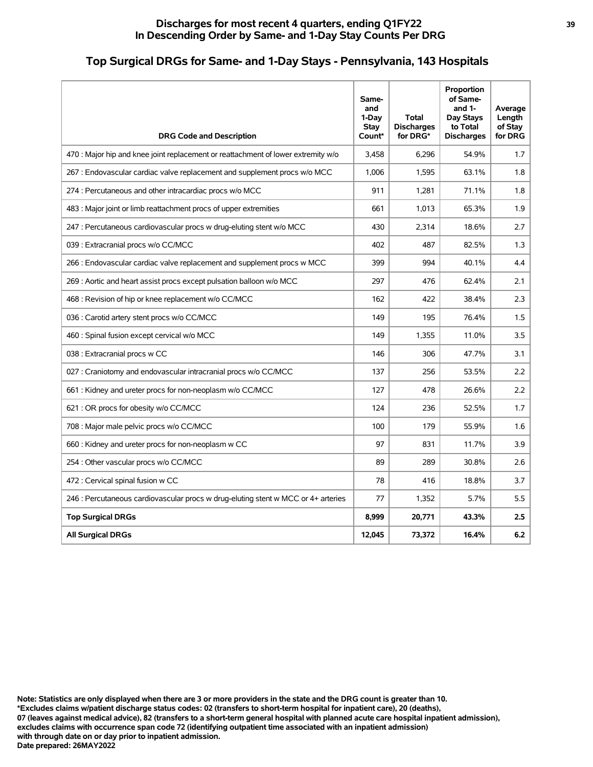## Discharges for most recent 4 quarters, ending Q1FY22
## In Descending Order by Same- and 1-Day Stay Counts Per DRG

# Top Surgical DRGs for Same- and 1-Day Stays - Pennsylvania, 143 Hospitals

| DRG Code and Description | Same- and 1-Day Stay Count* | Total Discharges for DRG* | Proportion of Same- and 1-Day Stays to Total Discharges | Average Length of Stay for DRG |
|---|---|---|---|---|
| 470 : Major hip and knee joint replacement or reattachment of lower extremity w/o | 3,458 | 6,296 | 54.9% | 1.7 |
| 267 : Endovascular cardiac valve replacement and supplement procs w/o MCC | 1,006 | 1,595 | 63.1% | 1.8 |
| 274 : Percutaneous and other intracardiac procs w/o MCC | 911 | 1,281 | 71.1% | 1.8 |
| 483 : Major joint or limb reattachment procs of upper extremities | 661 | 1,013 | 65.3% | 1.9 |
| 247 : Percutaneous cardiovascular procs w drug-eluting stent w/o MCC | 430 | 2,314 | 18.6% | 2.7 |
| 039 : Extracranial procs w/o CC/MCC | 402 | 487 | 82.5% | 1.3 |
| 266 : Endovascular cardiac valve replacement and supplement procs w MCC | 399 | 994 | 40.1% | 4.4 |
| 269 : Aortic and heart assist procs except pulsation balloon w/o MCC | 297 | 476 | 62.4% | 2.1 |
| 468 : Revision of hip or knee replacement w/o CC/MCC | 162 | 422 | 38.4% | 2.3 |
| 036 : Carotid artery stent procs w/o CC/MCC | 149 | 195 | 76.4% | 1.5 |
| 460 : Spinal fusion except cervical w/o MCC | 149 | 1,355 | 11.0% | 3.5 |
| 038 : Extracranial procs w CC | 146 | 306 | 47.7% | 3.1 |
| 027 : Craniotomy and endovascular intracranial procs w/o CC/MCC | 137 | 256 | 53.5% | 2.2 |
| 661 : Kidney and ureter procs for non-neoplasm w/o CC/MCC | 127 | 478 | 26.6% | 2.2 |
| 621 : OR procs for obesity w/o CC/MCC | 124 | 236 | 52.5% | 1.7 |
| 708 : Major male pelvic procs w/o CC/MCC | 100 | 179 | 55.9% | 1.6 |
| 660 : Kidney and ureter procs for non-neoplasm w CC | 97 | 831 | 11.7% | 3.9 |
| 254 : Other vascular procs w/o CC/MCC | 89 | 289 | 30.8% | 2.6 |
| 472 : Cervical spinal fusion w CC | 78 | 416 | 18.8% | 3.7 |
| 246 : Percutaneous cardiovascular procs w drug-eluting stent w MCC or 4+ arteries | 77 | 1,352 | 5.7% | 5.5 |
| **Top Surgical DRGs** | **8,999** | **20,771** | **43.3%** | **2.5** |
| **All Surgical DRGs** | **12,045** | **73,372** | **16.4%** | **6.2** |

**Note: Statistics are only displayed when there are 3 or more providers in the state and the DRG count is greater than 10.**
***Excludes claims w/patient discharge status codes: 02 (transfers to short-term hospital for inpatient care), 20 (deaths), 07 (leaves against medical advice), 82 (transfers to a short-term general hospital with planned acute care hospital inpatient admission), excludes claims with occurrence span code 72 (identifying outpatient time associated with an inpatient admission) with through date on or day prior to inpatient admission.**
**Date prepared: 26MAY2022**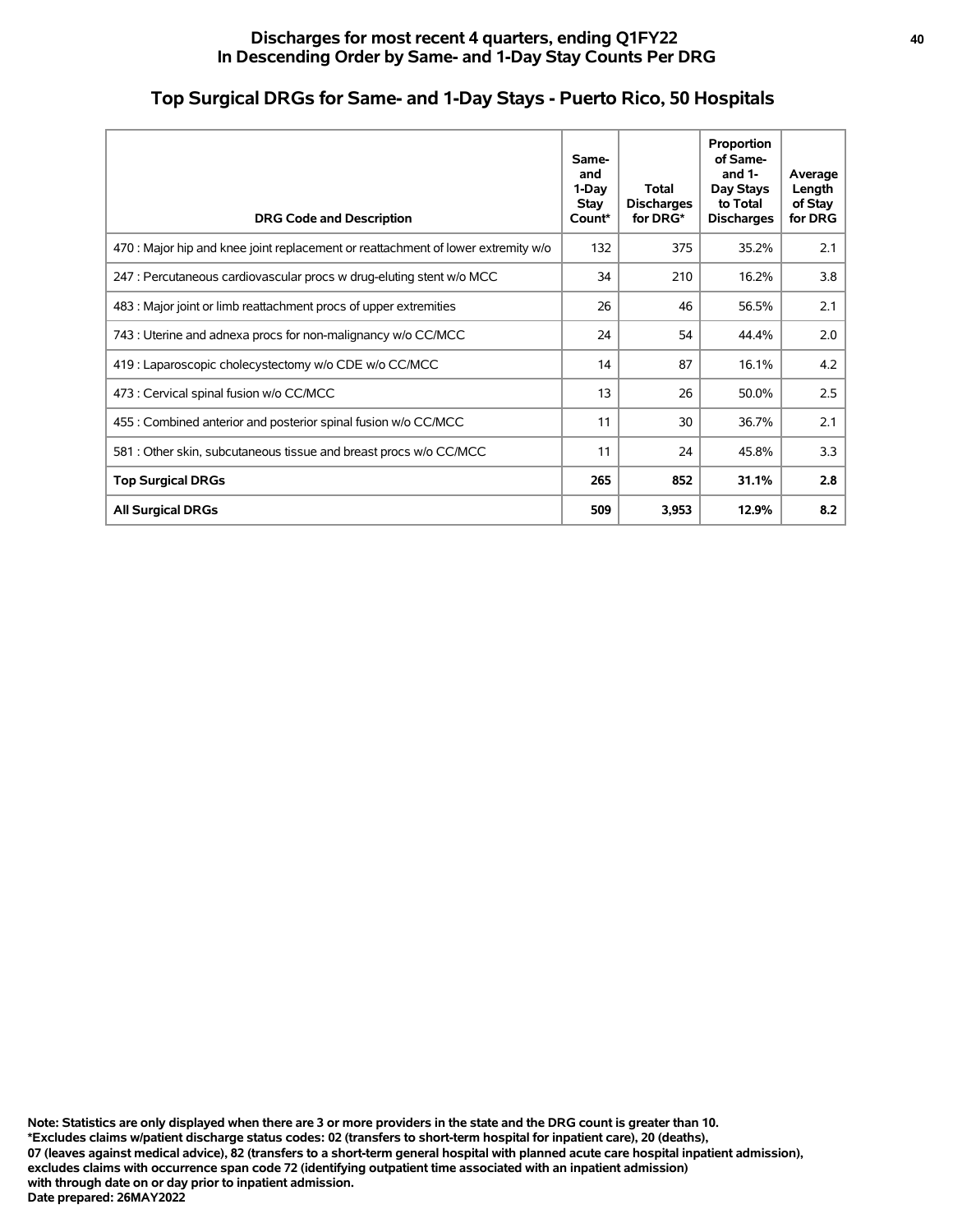# Discharges for most recent 4 quarters, ending Q1FY22
## In Descending Order by Same- and 1-Day Stay Counts Per DRG

## Top Surgical DRGs for Same- and 1-Day Stays - Puerto Rico, 50 Hospitals

| DRG Code and Description | Same- and 1-Day Stay Count* | Total Discharges for DRG* | Proportion of Same- and 1-Day Stays to Total Discharges | Average Length of Stay for DRG |
|---|---|---|---|---|
| 470 : Major hip and knee joint replacement or reattachment of lower extremity w/o | 132 | 375 | 35.2% | 2.1 |
| 247 : Percutaneous cardiovascular procs w drug-eluting stent w/o MCC | 34 | 210 | 16.2% | 3.8 |
| 483 : Major joint or limb reattachment procs of upper extremities | 26 | 46 | 56.5% | 2.1 |
| 743 : Uterine and adnexa procs for non-malignancy w/o CC/MCC | 24 | 54 | 44.4% | 2.0 |
| 419 : Laparoscopic cholecystectomy w/o CDE w/o CC/MCC | 14 | 87 | 16.1% | 4.2 |
| 473 : Cervical spinal fusion w/o CC/MCC | 13 | 26 | 50.0% | 2.5 |
| 455 : Combined anterior and posterior spinal fusion w/o CC/MCC | 11 | 30 | 36.7% | 2.1 |
| 581 : Other skin, subcutaneous tissue and breast procs w/o CC/MCC | 11 | 24 | 45.8% | 3.3 |
| **Top Surgical DRGs** | **265** | **852** | **31.1%** | **2.8** |
| **All Surgical DRGs** | **509** | **3,953** | **12.9%** | **8.2** |

**Note: Statistics are only displayed when there are 3 or more providers in the state and the DRG count is greater than 10.**
**\*Excludes claims w/patient discharge status codes: 02 (transfers to short-term hospital for inpatient care), 20 (deaths),**
**07 (leaves against medical advice), 82 (transfers to a short-term general hospital with planned acute care hospital inpatient admission),**
**excludes claims with occurrence span code 72 (identifying outpatient time associated with an inpatient admission)**
**with through date on or day prior to inpatient admission.**
**Date prepared: 26MAY2022**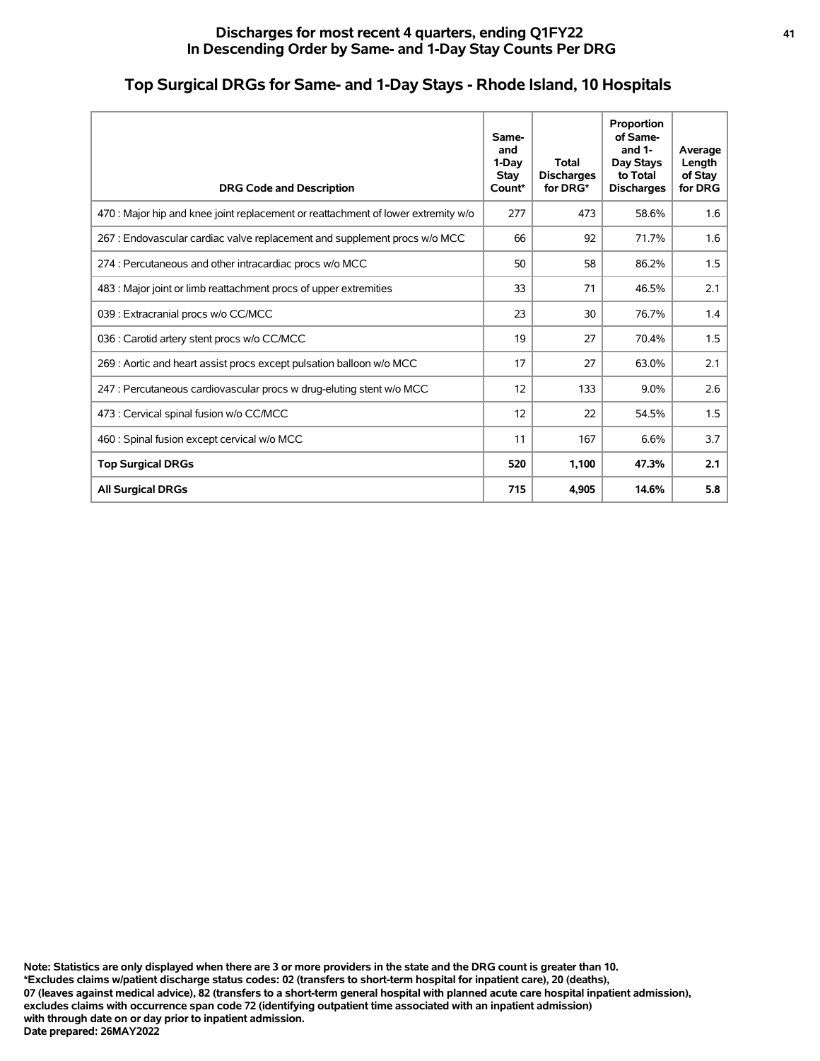**Discharges for most recent 4 quarters, ending Q1FY22**
**In Descending Order by Same- and 1-Day Stay Counts Per DRG**

## Top Surgical DRGs for Same- and 1-Day Stays - Rhode Island, 10 Hospitals

| DRG Code and Description | Same- and 1-Day Stay Count* | Total Discharges for DRG* | Proportion of Same- and 1- Day Stays to Total Discharges | Average Length of Stay for DRG |
|---|---|---|---|---|
| 470 : Major hip and knee joint replacement or reattachment of lower extremity w/o | 277 | 473 | 58.6% | 1.6 |
| 267 : Endovascular cardiac valve replacement and supplement procs w/o MCC | 66 | 92 | 71.7% | 1.6 |
| 274 : Percutaneous and other intracardiac procs w/o MCC | 50 | 58 | 86.2% | 1.5 |
| 483 : Major joint or limb reattachment procs of upper extremities | 33 | 71 | 46.5% | 2.1 |
| 039 : Extracranial procs w/o CC/MCC | 23 | 30 | 76.7% | 1.4 |
| 036 : Carotid artery stent procs w/o CC/MCC | 19 | 27 | 70.4% | 1.5 |
| 269 : Aortic and heart assist procs except pulsation balloon w/o MCC | 17 | 27 | 63.0% | 2.1 |
| 247 : Percutaneous cardiovascular procs w drug-eluting stent w/o MCC | 12 | 133 | 9.0% | 2.6 |
| 473 : Cervical spinal fusion w/o CC/MCC | 12 | 22 | 54.5% | 1.5 |
| 460 : Spinal fusion except cervical w/o MCC | 11 | 167 | 6.6% | 3.7 |
| **Top Surgical DRGs** | **520** | **1,100** | **47.3%** | **2.1** |
| **All Surgical DRGs** | **715** | **4,905** | **14.6%** | **5.8** |

**Note: Statistics are only displayed when there are 3 or more providers in the state and the DRG count is greater than 10.**
**\*Excludes claims w/patient discharge status codes: 02 (transfers to short-term hospital for inpatient care), 20 (deaths), 07 (leaves against medical advice), 82 (transfers to a short-term general hospital with planned acute care hospital inpatient admission), excludes claims with occurrence span code 72 (identifying outpatient time associated with an inpatient admission) with through date on or day prior to inpatient admission.**
**Date prepared: 26MAY2022**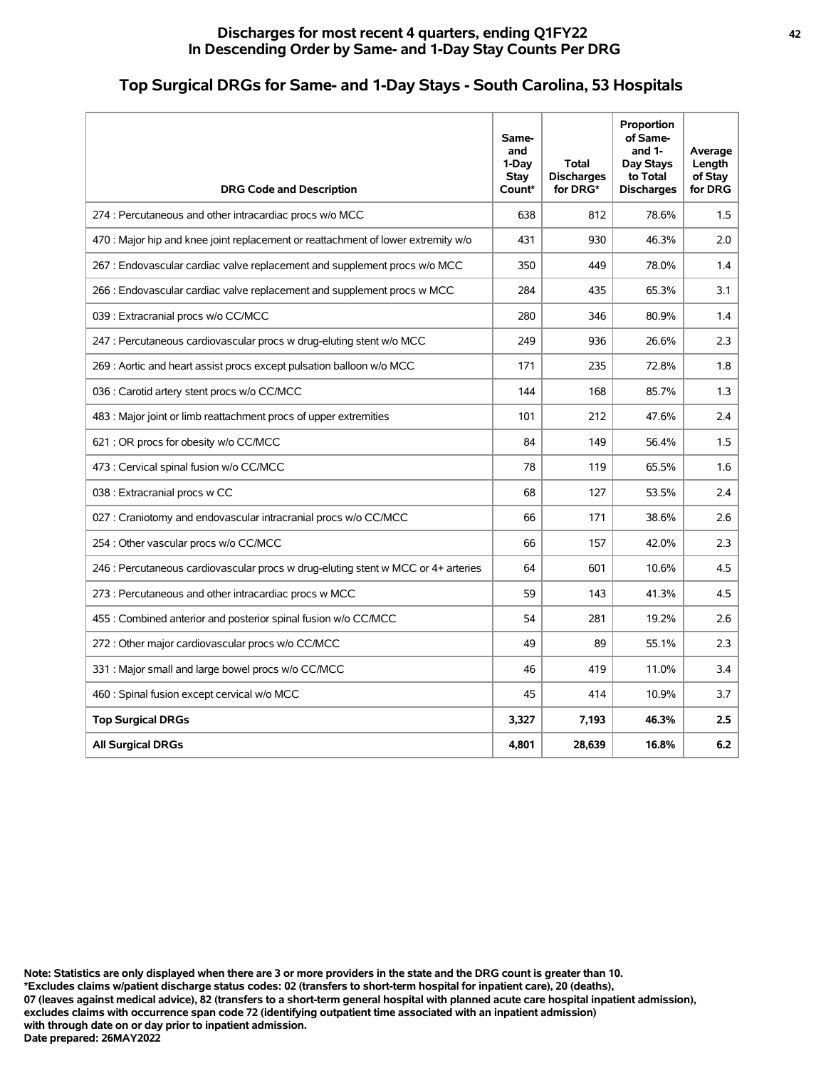**Discharges for most recent 4 quarters, ending Q1FY22**
**In Descending Order by Same- and 1-Day Stay Counts Per DRG**

## Top Surgical DRGs for Same- and 1-Day Stays - South Carolina, 53 Hospitals

| DRG Code and Description | Same- and 1-Day Stay Count* | Total Discharges for DRG* | Proportion of Same- and 1-Day Stays to Total Discharges | Average Length of Stay for DRG |
|---|---|---|---|---|
| 274 : Percutaneous and other intracardiac procs w/o MCC | 638 | 812 | 78.6% | 1.5 |
| 470 : Major hip and knee joint replacement or reattachment of lower extremity w/o | 431 | 930 | 46.3% | 2.0 |
| 267 : Endovascular cardiac valve replacement and supplement procs w/o MCC | 350 | 449 | 78.0% | 1.4 |
| 266 : Endovascular cardiac valve replacement and supplement procs w MCC | 284 | 435 | 65.3% | 3.1 |
| 039 : Extracranial procs w/o CC/MCC | 280 | 346 | 80.9% | 1.4 |
| 247 : Percutaneous cardiovascular procs w drug-eluting stent w/o MCC | 249 | 936 | 26.6% | 2.3 |
| 269 : Aortic and heart assist procs except pulsation balloon w/o MCC | 171 | 235 | 72.8% | 1.8 |
| 036 : Carotid artery stent procs w/o CC/MCC | 144 | 168 | 85.7% | 1.3 |
| 483 : Major joint or limb reattachment procs of upper extremities | 101 | 212 | 47.6% | 2.4 |
| 621 : OR procs for obesity w/o CC/MCC | 84 | 149 | 56.4% | 1.5 |
| 473 : Cervical spinal fusion w/o CC/MCC | 78 | 119 | 65.5% | 1.6 |
| 038 : Extracranial procs w CC | 68 | 127 | 53.5% | 2.4 |
| 027 : Craniotomy and endovascular intracranial procs w/o CC/MCC | 66 | 171 | 38.6% | 2.6 |
| 254 : Other vascular procs w/o CC/MCC | 66 | 157 | 42.0% | 2.3 |
| 246 : Percutaneous cardiovascular procs w drug-eluting stent w MCC or 4+ arteries | 64 | 601 | 10.6% | 4.5 |
| 273 : Percutaneous and other intracardiac procs w MCC | 59 | 143 | 41.3% | 4.5 |
| 455 : Combined anterior and posterior spinal fusion w/o CC/MCC | 54 | 281 | 19.2% | 2.6 |
| 272 : Other major cardiovascular procs w/o CC/MCC | 49 | 89 | 55.1% | 2.3 |
| 331 : Major small and large bowel procs w/o CC/MCC | 46 | 419 | 11.0% | 3.4 |
| 460 : Spinal fusion except cervical w/o MCC | 45 | 414 | 10.9% | 3.7 |
| **Top Surgical DRGs** | **3,327** | **7,193** | **46.3%** | **2.5** |
| **All Surgical DRGs** | **4,801** | **28,639** | **16.8%** | **6.2** |

**Note: Statistics are only displayed when there are 3 or more providers in the state and the DRG count is greater than 10.**
**\*Excludes claims w/patient discharge status codes: 02 (transfers to short-term hospital for inpatient care), 20 (deaths), 07 (leaves against medical advice), 82 (transfers to a short-term general hospital with planned acute care hospital inpatient admission), excludes claims with occurrence span code 72 (identifying outpatient time associated with an inpatient admission) with through date on or day prior to inpatient admission.**
**Date prepared: 26MAY2022**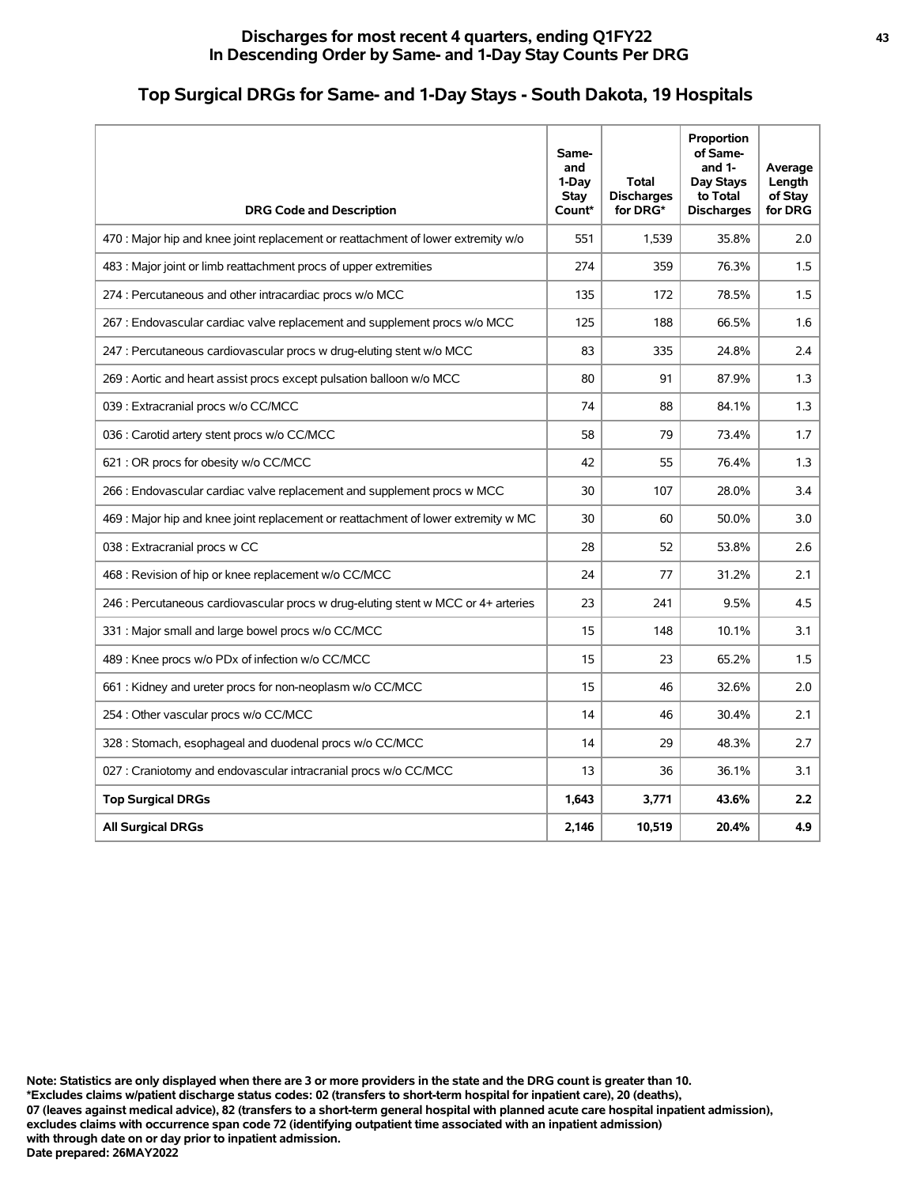## Discharges for most recent 4 quarters, ending Q1FY22
## In Descending Order by Same- and 1-Day Stay Counts Per DRG

## Top Surgical DRGs for Same- and 1-Day Stays - South Dakota, 19 Hospitals

| DRG Code and Description | Same- and 1-Day Stay Count* | Total Discharges for DRG* | Proportion of Same- and 1-Day Stays to Total Discharges | Average Length of Stay for DRG |
|---|---|---|---|---|
| 470 : Major hip and knee joint replacement or reattachment of lower extremity w/o | 551 | 1,539 | 35.8% | 2.0 |
| 483 : Major joint or limb reattachment procs of upper extremities | 274 | 359 | 76.3% | 1.5 |
| 274 : Percutaneous and other intracardiac procs w/o MCC | 135 | 172 | 78.5% | 1.5 |
| 267 : Endovascular cardiac valve replacement and supplement procs w/o MCC | 125 | 188 | 66.5% | 1.6 |
| 247 : Percutaneous cardiovascular procs w drug-eluting stent w/o MCC | 83 | 335 | 24.8% | 2.4 |
| 269 : Aortic and heart assist procs except pulsation balloon w/o MCC | 80 | 91 | 87.9% | 1.3 |
| 039 : Extracranial procs w/o CC/MCC | 74 | 88 | 84.1% | 1.3 |
| 036 : Carotid artery stent procs w/o CC/MCC | 58 | 79 | 73.4% | 1.7 |
| 621 : OR procs for obesity w/o CC/MCC | 42 | 55 | 76.4% | 1.3 |
| 266 : Endovascular cardiac valve replacement and supplement procs w MCC | 30 | 107 | 28.0% | 3.4 |
| 469 : Major hip and knee joint replacement or reattachment of lower extremity w MC | 30 | 60 | 50.0% | 3.0 |
| 038 : Extracranial procs w CC | 28 | 52 | 53.8% | 2.6 |
| 468 : Revision of hip or knee replacement w/o CC/MCC | 24 | 77 | 31.2% | 2.1 |
| 246 : Percutaneous cardiovascular procs w drug-eluting stent w MCC or 4+ arteries | 23 | 241 | 9.5% | 4.5 |
| 331 : Major small and large bowel procs w/o CC/MCC | 15 | 148 | 10.1% | 3.1 |
| 489 : Knee procs w/o PDx of infection w/o CC/MCC | 15 | 23 | 65.2% | 1.5 |
| 661 : Kidney and ureter procs for non-neoplasm w/o CC/MCC | 15 | 46 | 32.6% | 2.0 |
| 254 : Other vascular procs w/o CC/MCC | 14 | 46 | 30.4% | 2.1 |
| 328 : Stomach, esophageal and duodenal procs w/o CC/MCC | 14 | 29 | 48.3% | 2.7 |
| 027 : Craniotomy and endovascular intracranial procs w/o CC/MCC | 13 | 36 | 36.1% | 3.1 |
| **Top Surgical DRGs** | **1,643** | **3,771** | **43.6%** | **2.2** |
| **All Surgical DRGs** | **2,146** | **10,519** | **20.4%** | **4.9** |

**Note: Statistics are only displayed when there are 3 or more providers in the state and the DRG count is greater than 10.**
**\*Excludes claims w/patient discharge status codes: 02 (transfers to short-term hospital for inpatient care), 20 (deaths), 07 (leaves against medical advice), 82 (transfers to a short-term general hospital with planned acute care hospital inpatient admission), excludes claims with occurrence span code 72 (identifying outpatient time associated with an inpatient admission) with through date on or day prior to inpatient admission.**
**Date prepared: 26MAY2022**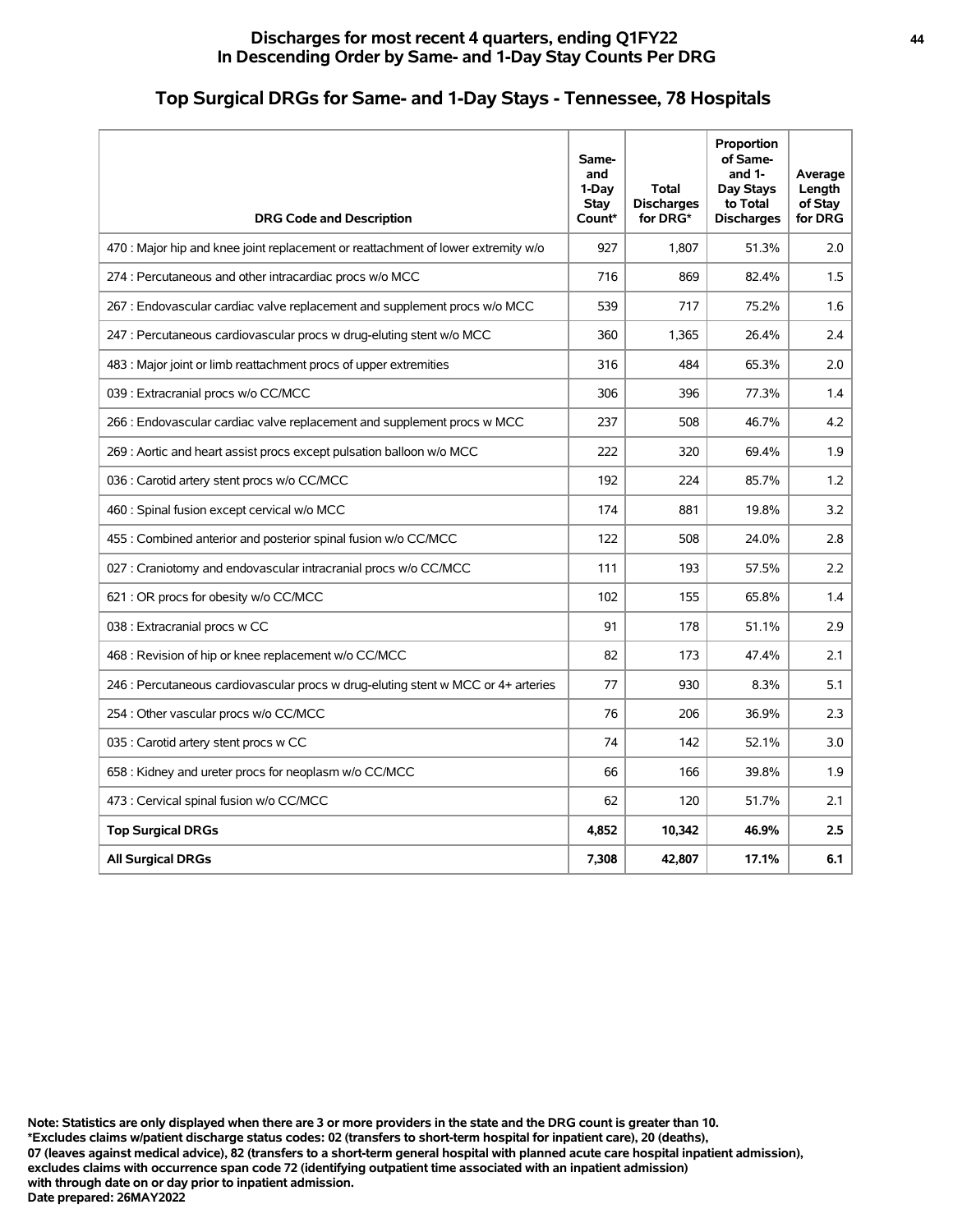## Discharges for most recent 4 quarters, ending Q1FY22
## In Descending Order by Same- and 1-Day Stay Counts Per DRG

## Top Surgical DRGs for Same- and 1-Day Stays - Tennessee, 78 Hospitals

| DRG Code and Description | Same- and 1-Day Stay Count* | Total Discharges for DRG* | Proportion of Same- and 1-Day Stays to Total Discharges | Average Length of Stay for DRG |
|---|---|---|---|---|
| 470 : Major hip and knee joint replacement or reattachment of lower extremity w/o | 927 | 1,807 | 51.3% | 2.0 |
| 274 : Percutaneous and other intracardiac procs w/o MCC | 716 | 869 | 82.4% | 1.5 |
| 267 : Endovascular cardiac valve replacement and supplement procs w/o MCC | 539 | 717 | 75.2% | 1.6 |
| 247 : Percutaneous cardiovascular procs w drug-eluting stent w/o MCC | 360 | 1,365 | 26.4% | 2.4 |
| 483 : Major joint or limb reattachment procs of upper extremities | 316 | 484 | 65.3% | 2.0 |
| 039 : Extracranial procs w/o CC/MCC | 306 | 396 | 77.3% | 1.4 |
| 266 : Endovascular cardiac valve replacement and supplement procs w MCC | 237 | 508 | 46.7% | 4.2 |
| 269 : Aortic and heart assist procs except pulsation balloon w/o MCC | 222 | 320 | 69.4% | 1.9 |
| 036 : Carotid artery stent procs w/o CC/MCC | 192 | 224 | 85.7% | 1.2 |
| 460 : Spinal fusion except cervical w/o MCC | 174 | 881 | 19.8% | 3.2 |
| 455 : Combined anterior and posterior spinal fusion w/o CC/MCC | 122 | 508 | 24.0% | 2.8 |
| 027 : Craniotomy and endovascular intracranial procs w/o CC/MCC | 111 | 193 | 57.5% | 2.2 |
| 621 : OR procs for obesity w/o CC/MCC | 102 | 155 | 65.8% | 1.4 |
| 038 : Extracranial procs w CC | 91 | 178 | 51.1% | 2.9 |
| 468 : Revision of hip or knee replacement w/o CC/MCC | 82 | 173 | 47.4% | 2.1 |
| 246 : Percutaneous cardiovascular procs w drug-eluting stent w MCC or 4+ arteries | 77 | 930 | 8.3% | 5.1 |
| 254 : Other vascular procs w/o CC/MCC | 76 | 206 | 36.9% | 2.3 |
| 035 : Carotid artery stent procs w CC | 74 | 142 | 52.1% | 3.0 |
| 658 : Kidney and ureter procs for neoplasm w/o CC/MCC | 66 | 166 | 39.8% | 1.9 |
| 473 : Cervical spinal fusion w/o CC/MCC | 62 | 120 | 51.7% | 2.1 |
| **Top Surgical DRGs** | **4,852** | **10,342** | **46.9%** | **2.5** |
| **All Surgical DRGs** | **7,308** | **42,807** | **17.1%** | **6.1** |

**Note: Statistics are only displayed when there are 3 or more providers in the state and the DRG count is greater than 10.**
**\*Excludes claims w/patient discharge status codes: 02 (transfers to short-term hospital for inpatient care), 20 (deaths), 07 (leaves against medical advice), 82 (transfers to a short-term general hospital with planned acute care hospital inpatient admission), excludes claims with occurrence span code 72 (identifying outpatient time associated with an inpatient admission) with through date on or day prior to inpatient admission.**
**Date prepared: 26MAY2022**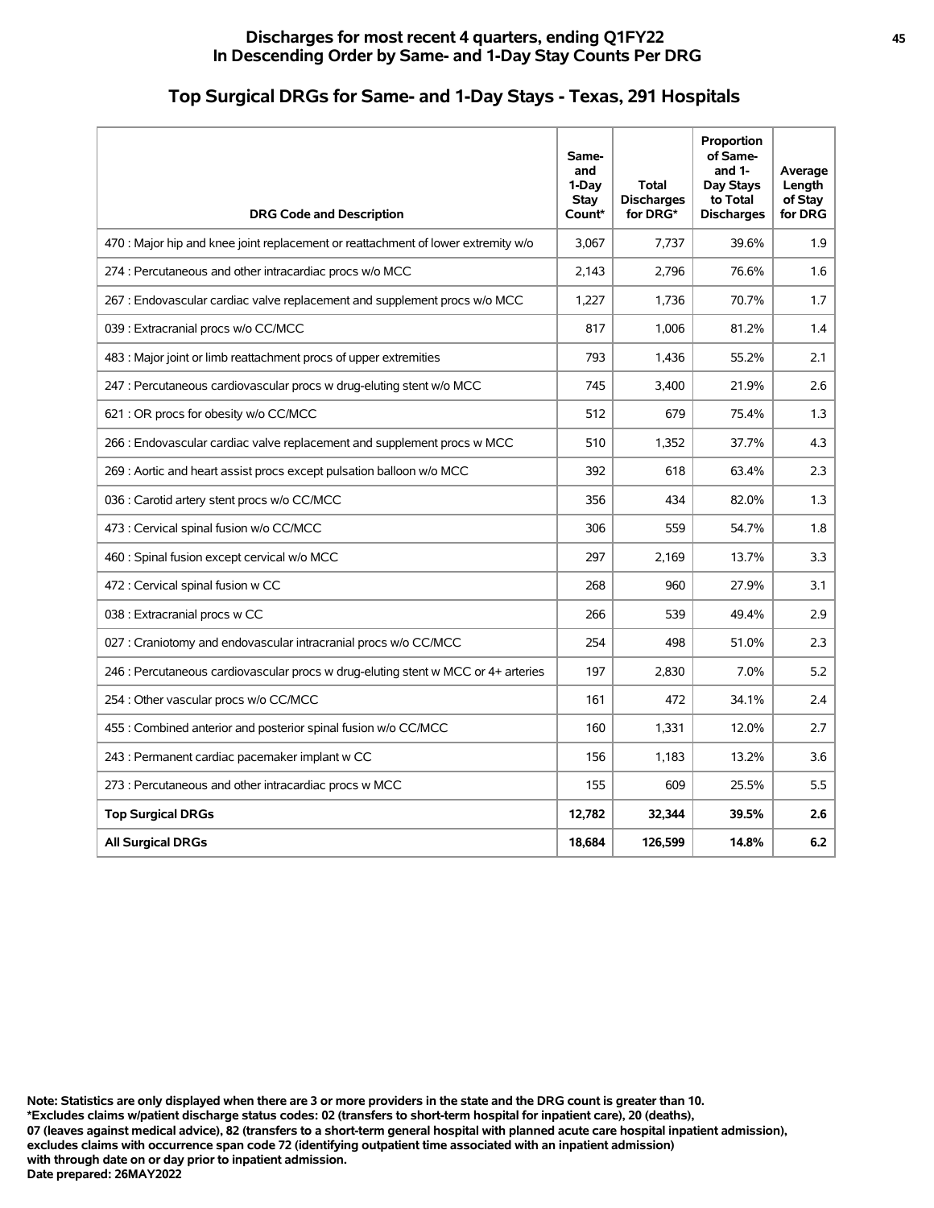## Discharges for most recent 4 quarters, ending Q1FY22
## In Descending Order by Same- and 1-Day Stay Counts Per DRG

## Top Surgical DRGs for Same- and 1-Day Stays - Texas, 291 Hospitals

| DRG Code and Description | Same- and 1-Day Stay Count* | Total Discharges for DRG* | Proportion of Same- and 1- Day Stays to Total Discharges | Average Length of Stay for DRG |
|---|---|---|---|---|
| 470 : Major hip and knee joint replacement or reattachment of lower extremity w/o | 3,067 | 7,737 | 39.6% | 1.9 |
| 274 : Percutaneous and other intracardiac procs w/o MCC | 2,143 | 2,796 | 76.6% | 1.6 |
| 267 : Endovascular cardiac valve replacement and supplement procs w/o MCC | 1,227 | 1,736 | 70.7% | 1.7 |
| 039 : Extracranial procs w/o CC/MCC | 817 | 1,006 | 81.2% | 1.4 |
| 483 : Major joint or limb reattachment procs of upper extremities | 793 | 1,436 | 55.2% | 2.1 |
| 247 : Percutaneous cardiovascular procs w drug-eluting stent w/o MCC | 745 | 3,400 | 21.9% | 2.6 |
| 621 : OR procs for obesity w/o CC/MCC | 512 | 679 | 75.4% | 1.3 |
| 266 : Endovascular cardiac valve replacement and supplement procs w MCC | 510 | 1,352 | 37.7% | 4.3 |
| 269 : Aortic and heart assist procs except pulsation balloon w/o MCC | 392 | 618 | 63.4% | 2.3 |
| 036 : Carotid artery stent procs w/o CC/MCC | 356 | 434 | 82.0% | 1.3 |
| 473 : Cervical spinal fusion w/o CC/MCC | 306 | 559 | 54.7% | 1.8 |
| 460 : Spinal fusion except cervical w/o MCC | 297 | 2,169 | 13.7% | 3.3 |
| 472 : Cervical spinal fusion w CC | 268 | 960 | 27.9% | 3.1 |
| 038 : Extracranial procs w CC | 266 | 539 | 49.4% | 2.9 |
| 027 : Craniotomy and endovascular intracranial procs w/o CC/MCC | 254 | 498 | 51.0% | 2.3 |
| 246 : Percutaneous cardiovascular procs w drug-eluting stent w MCC or 4+ arteries | 197 | 2,830 | 7.0% | 5.2 |
| 254 : Other vascular procs w/o CC/MCC | 161 | 472 | 34.1% | 2.4 |
| 455 : Combined anterior and posterior spinal fusion w/o CC/MCC | 160 | 1,331 | 12.0% | 2.7 |
| 243 : Permanent cardiac pacemaker implant w CC | 156 | 1,183 | 13.2% | 3.6 |
| 273 : Percutaneous and other intracardiac procs w MCC | 155 | 609 | 25.5% | 5.5 |
| **Top Surgical DRGs** | **12,782** | **32,344** | **39.5%** | **2.6** |
| **All Surgical DRGs** | **18,684** | **126,599** | **14.8%** | **6.2** |

**Note: Statistics are only displayed when there are 3 or more providers in the state and the DRG count is greater than 10.**
**\*Excludes claims w/patient discharge status codes: 02 (transfers to short-term hospital for inpatient care), 20 (deaths), 07 (leaves against medical advice), 82 (transfers to a short-term general hospital with planned acute care hospital inpatient admission), excludes claims with occurrence span code 72 (identifying outpatient time associated with an inpatient admission) with through date on or day prior to inpatient admission.**
**Date prepared: 26MAY2022**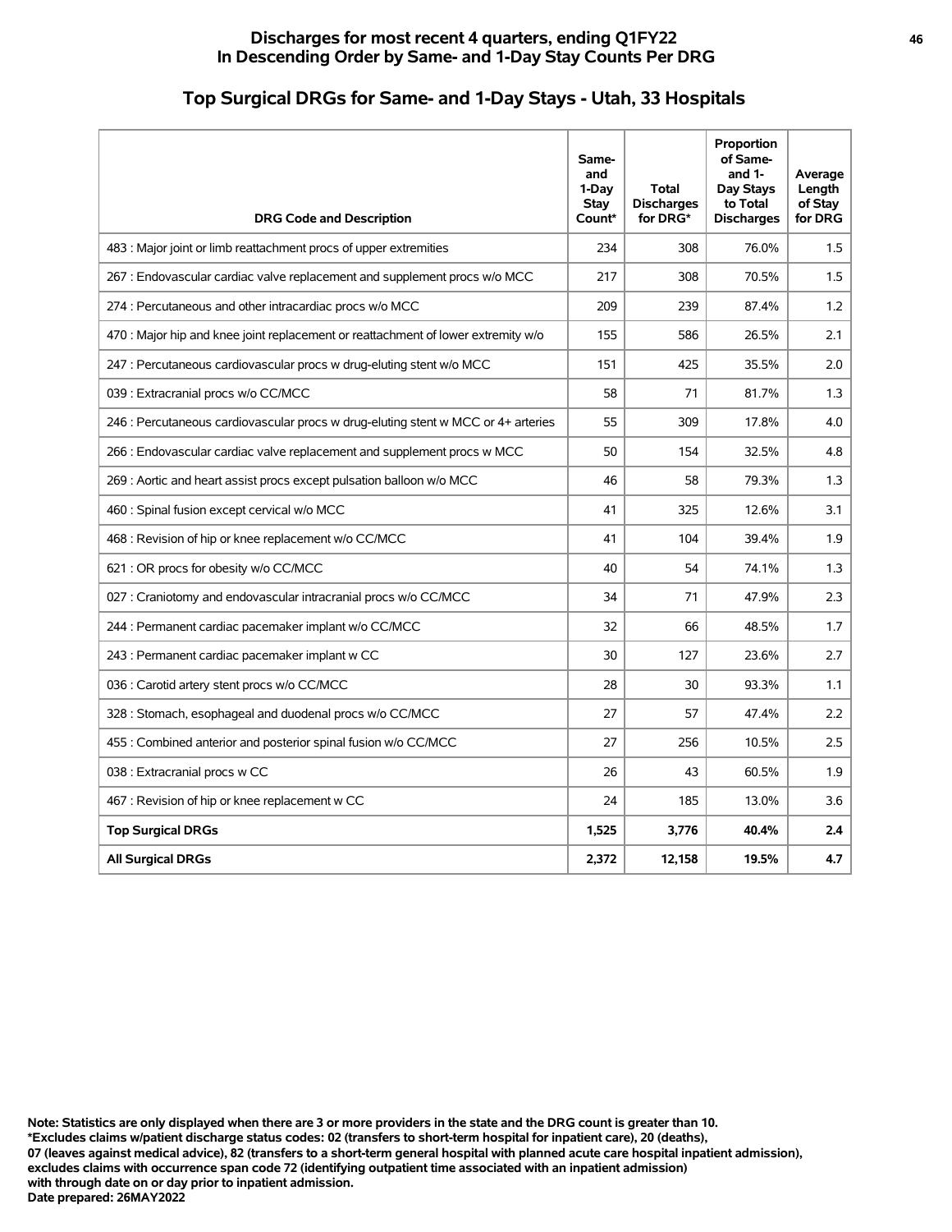## Discharges for most recent 4 quarters, ending Q1FY22
## In Descending Order by Same- and 1-Day Stay Counts Per DRG

## Top Surgical DRGs for Same- and 1-Day Stays - Utah, 33 Hospitals

| DRG Code and Description | Same- and 1-Day Stay Count* | Total Discharges for DRG* | Proportion of Same- and 1-Day Stays to Total Discharges | Average Length of Stay for DRG |
|---|---|---|---|---|
| 483 : Major joint or limb reattachment procs of upper extremities | 234 | 308 | 76.0% | 1.5 |
| 267 : Endovascular cardiac valve replacement and supplement procs w/o MCC | 217 | 308 | 70.5% | 1.5 |
| 274 : Percutaneous and other intracardiac procs w/o MCC | 209 | 239 | 87.4% | 1.2 |
| 470 : Major hip and knee joint replacement or reattachment of lower extremity w/o | 155 | 586 | 26.5% | 2.1 |
| 247 : Percutaneous cardiovascular procs w drug-eluting stent w/o MCC | 151 | 425 | 35.5% | 2.0 |
| 039 : Extracranial procs w/o CC/MCC | 58 | 71 | 81.7% | 1.3 |
| 246 : Percutaneous cardiovascular procs w drug-eluting stent w MCC or 4+ arteries | 55 | 309 | 17.8% | 4.0 |
| 266 : Endovascular cardiac valve replacement and supplement procs w MCC | 50 | 154 | 32.5% | 4.8 |
| 269 : Aortic and heart assist procs except pulsation balloon w/o MCC | 46 | 58 | 79.3% | 1.3 |
| 460 : Spinal fusion except cervical w/o MCC | 41 | 325 | 12.6% | 3.1 |
| 468 : Revision of hip or knee replacement w/o CC/MCC | 41 | 104 | 39.4% | 1.9 |
| 621 : OR procs for obesity w/o CC/MCC | 40 | 54 | 74.1% | 1.3 |
| 027 : Craniotomy and endovascular intracranial procs w/o CC/MCC | 34 | 71 | 47.9% | 2.3 |
| 244 : Permanent cardiac pacemaker implant w/o CC/MCC | 32 | 66 | 48.5% | 1.7 |
| 243 : Permanent cardiac pacemaker implant w CC | 30 | 127 | 23.6% | 2.7 |
| 036 : Carotid artery stent procs w/o CC/MCC | 28 | 30 | 93.3% | 1.1 |
| 328 : Stomach, esophageal and duodenal procs w/o CC/MCC | 27 | 57 | 47.4% | 2.2 |
| 455 : Combined anterior and posterior spinal fusion w/o CC/MCC | 27 | 256 | 10.5% | 2.5 |
| 038 : Extracranial procs w CC | 26 | 43 | 60.5% | 1.9 |
| 467 : Revision of hip or knee replacement w CC | 24 | 185 | 13.0% | 3.6 |
| **Top Surgical DRGs** | **1,525** | **3,776** | **40.4%** | **2.4** |
| **All Surgical DRGs** | **2,372** | **12,158** | **19.5%** | **4.7** |

**Note: Statistics are only displayed when there are 3 or more providers in the state and the DRG count is greater than 10.**
**\*Excludes claims w/patient discharge status codes: 02 (transfers to short-term hospital for inpatient care), 20 (deaths),**
**07 (leaves against medical advice), 82 (transfers to a short-term general hospital with planned acute care hospital inpatient admission),**
**excludes claims with occurrence span code 72 (identifying outpatient time associated with an inpatient admission)**
**with through date on or day prior to inpatient admission.**
**Date prepared: 26MAY2022**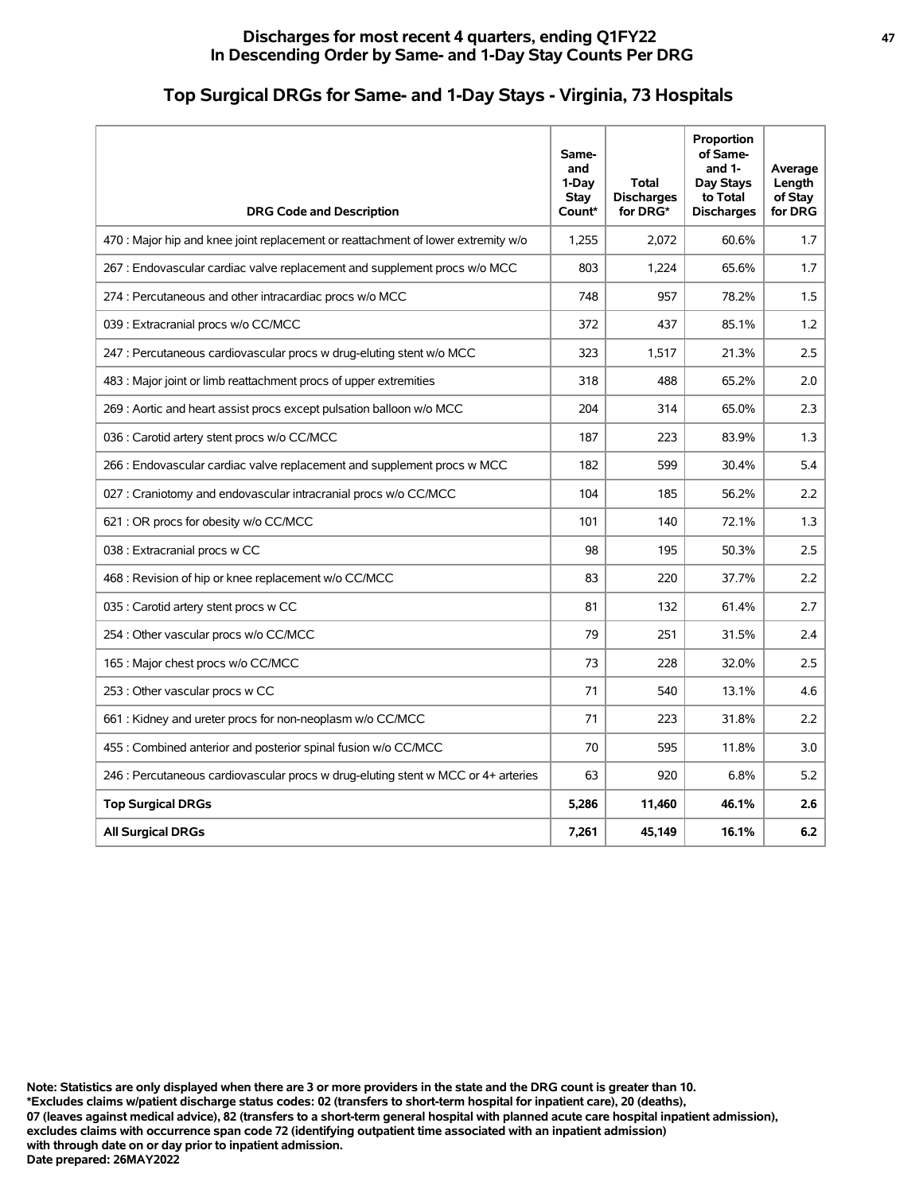## Discharges for most recent 4 quarters, ending Q1FY22
## In Descending Order by Same- and 1-Day Stay Counts Per DRG

# Top Surgical DRGs for Same- and 1-Day Stays - Virginia, 73 Hospitals

| DRG Code and Description | Same- and 1-Day Stay Count* | Total Discharges for DRG* | Proportion of Same- and 1-Day Stays to Total Discharges | Average Length of Stay for DRG |
|---|---|---|---|---|
| 470 : Major hip and knee joint replacement or reattachment of lower extremity w/o | 1,255 | 2,072 | 60.6% | 1.7 |
| 267 : Endovascular cardiac valve replacement and supplement procs w/o MCC | 803 | 1,224 | 65.6% | 1.7 |
| 274 : Percutaneous and other intracardiac procs w/o MCC | 748 | 957 | 78.2% | 1.5 |
| 039 : Extracranial procs w/o CC/MCC | 372 | 437 | 85.1% | 1.2 |
| 247 : Percutaneous cardiovascular procs w drug-eluting stent w/o MCC | 323 | 1,517 | 21.3% | 2.5 |
| 483 : Major joint or limb reattachment procs of upper extremities | 318 | 488 | 65.2% | 2.0 |
| 269 : Aortic and heart assist procs except pulsation balloon w/o MCC | 204 | 314 | 65.0% | 2.3 |
| 036 : Carotid artery stent procs w/o CC/MCC | 187 | 223 | 83.9% | 1.3 |
| 266 : Endovascular cardiac valve replacement and supplement procs w MCC | 182 | 599 | 30.4% | 5.4 |
| 027 : Craniotomy and endovascular intracranial procs w/o CC/MCC | 104 | 185 | 56.2% | 2.2 |
| 621 : OR procs for obesity w/o CC/MCC | 101 | 140 | 72.1% | 1.3 |
| 038 : Extracranial procs w CC | 98 | 195 | 50.3% | 2.5 |
| 468 : Revision of hip or knee replacement w/o CC/MCC | 83 | 220 | 37.7% | 2.2 |
| 035 : Carotid artery stent procs w CC | 81 | 132 | 61.4% | 2.7 |
| 254 : Other vascular procs w/o CC/MCC | 79 | 251 | 31.5% | 2.4 |
| 165 : Major chest procs w/o CC/MCC | 73 | 228 | 32.0% | 2.5 |
| 253 : Other vascular procs w CC | 71 | 540 | 13.1% | 4.6 |
| 661 : Kidney and ureter procs for non-neoplasm w/o CC/MCC | 71 | 223 | 31.8% | 2.2 |
| 455 : Combined anterior and posterior spinal fusion w/o CC/MCC | 70 | 595 | 11.8% | 3.0 |
| 246 : Percutaneous cardiovascular procs w drug-eluting stent w MCC or 4+ arteries | 63 | 920 | 6.8% | 5.2 |
| **Top Surgical DRGs** | **5,286** | **11,460** | **46.1%** | **2.6** |
| **All Surgical DRGs** | **7,261** | **45,149** | **16.1%** | **6.2** |

**Note: Statistics are only displayed when there are 3 or more providers in the state and the DRG count is greater than 10.**
**\*Excludes claims w/patient discharge status codes: 02 (transfers to short-term hospital for inpatient care), 20 (deaths), 07 (leaves against medical advice), 82 (transfers to a short-term general hospital with planned acute care hospital inpatient admission), excludes claims with occurrence span code 72 (identifying outpatient time associated with an inpatient admission) with through date on or day prior to inpatient admission.**
**Date prepared: 26MAY2022**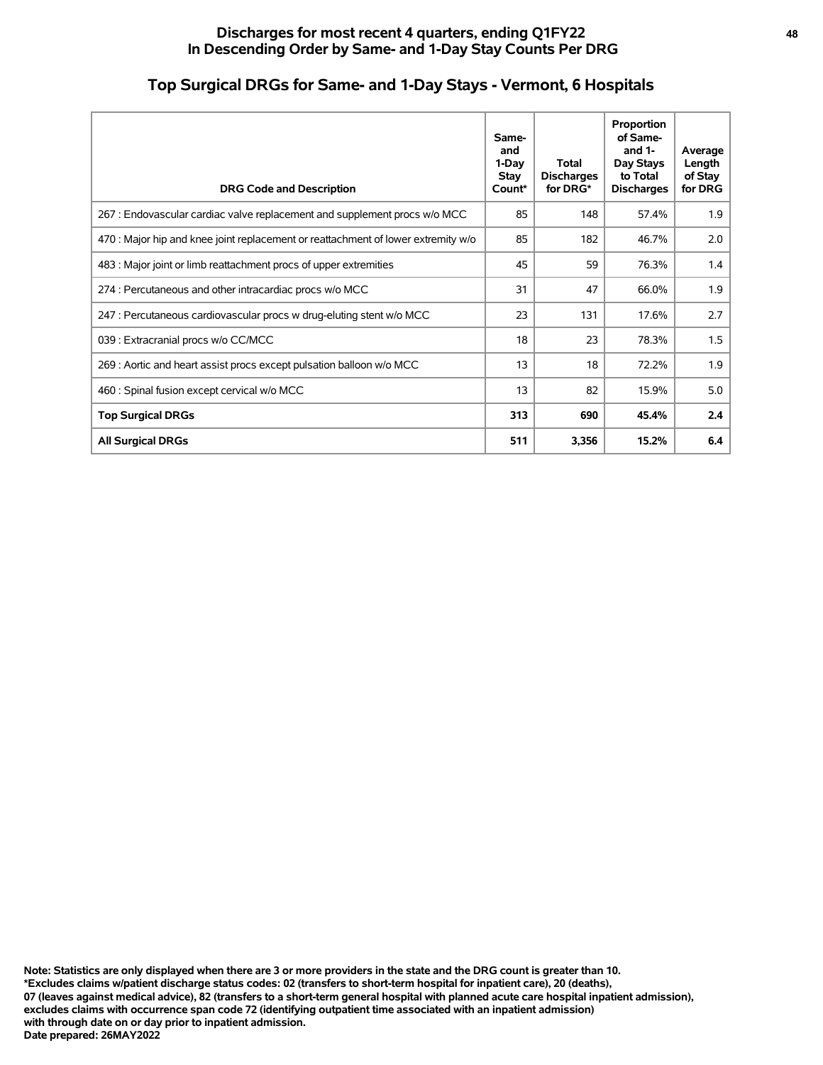## Discharges for most recent 4 quarters, ending Q1FY22
## In Descending Order by Same- and 1-Day Stay Counts Per DRG

# Top Surgical DRGs for Same- and 1-Day Stays - Vermont, 6 Hospitals

| DRG Code and Description | Same- and 1-Day Stay Count* | Total Discharges for DRG* | Proportion of Same- and 1-Day Stays to Total Discharges | Average Length of Stay for DRG |
|---|---|---|---|---|
| 267 : Endovascular cardiac valve replacement and supplement procs w/o MCC | 85 | 148 | 57.4% | 1.9 |
| 470 : Major hip and knee joint replacement or reattachment of lower extremity w/o | 85 | 182 | 46.7% | 2.0 |
| 483 : Major joint or limb reattachment procs of upper extremities | 45 | 59 | 76.3% | 1.4 |
| 274 : Percutaneous and other intracardiac procs w/o MCC | 31 | 47 | 66.0% | 1.9 |
| 247 : Percutaneous cardiovascular procs w drug-eluting stent w/o MCC | 23 | 131 | 17.6% | 2.7 |
| 039 : Extracranial procs w/o CC/MCC | 18 | 23 | 78.3% | 1.5 |
| 269 : Aortic and heart assist procs except pulsation balloon w/o MCC | 13 | 18 | 72.2% | 1.9 |
| 460 : Spinal fusion except cervical w/o MCC | 13 | 82 | 15.9% | 5.0 |
| **Top Surgical DRGs** | **313** | **690** | **45.4%** | **2.4** |
| **All Surgical DRGs** | **511** | **3,356** | **15.2%** | **6.4** |

**Note: Statistics are only displayed when there are 3 or more providers in the state and the DRG count is greater than 10.**
**\*Excludes claims w/patient discharge status codes: 02 (transfers to short-term hospital for inpatient care), 20 (deaths), 07 (leaves against medical advice), 82 (transfers to a short-term general hospital with planned acute care hospital inpatient admission), excludes claims with occurrence span code 72 (identifying outpatient time associated with an inpatient admission) with through date on or day prior to inpatient admission.**
**Date prepared: 26MAY2022**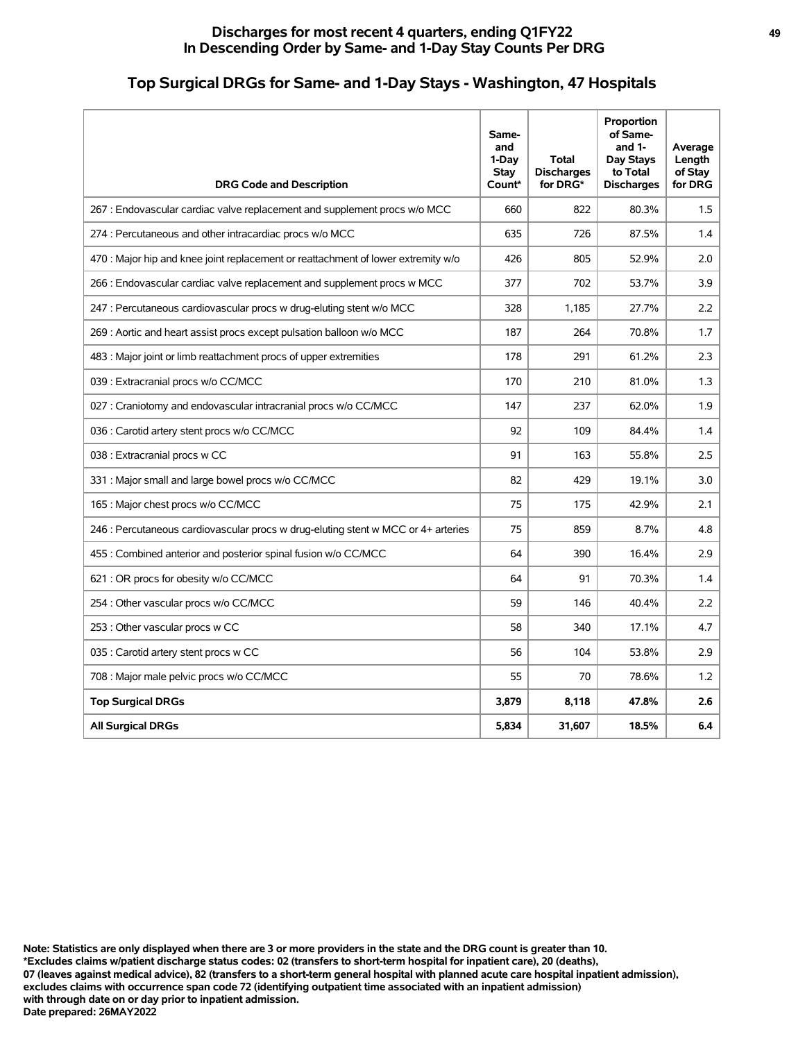## Discharges for most recent 4 quarters, ending Q1FY22
## In Descending Order by Same- and 1-Day Stay Counts Per DRG

# Top Surgical DRGs for Same- and 1-Day Stays - Washington, 47 Hospitals

| DRG Code and Description | Same- and 1-Day Stay Count* | Total Discharges for DRG* | Proportion of Same- and 1-Day Stays to Total Discharges | Average Length of Stay for DRG |
|---|---|---|---|---|
| 267 : Endovascular cardiac valve replacement and supplement procs w/o MCC | 660 | 822 | 80.3% | 1.5 |
| 274 : Percutaneous and other intracardiac procs w/o MCC | 635 | 726 | 87.5% | 1.4 |
| 470 : Major hip and knee joint replacement or reattachment of lower extremity w/o | 426 | 805 | 52.9% | 2.0 |
| 266 : Endovascular cardiac valve replacement and supplement procs w MCC | 377 | 702 | 53.7% | 3.9 |
| 247 : Percutaneous cardiovascular procs w drug-eluting stent w/o MCC | 328 | 1,185 | 27.7% | 2.2 |
| 269 : Aortic and heart assist procs except pulsation balloon w/o MCC | 187 | 264 | 70.8% | 1.7 |
| 483 : Major joint or limb reattachment procs of upper extremities | 178 | 291 | 61.2% | 2.3 |
| 039 : Extracranial procs w/o CC/MCC | 170 | 210 | 81.0% | 1.3 |
| 027 : Craniotomy and endovascular intracranial procs w/o CC/MCC | 147 | 237 | 62.0% | 1.9 |
| 036 : Carotid artery stent procs w/o CC/MCC | 92 | 109 | 84.4% | 1.4 |
| 038 : Extracranial procs w CC | 91 | 163 | 55.8% | 2.5 |
| 331 : Major small and large bowel procs w/o CC/MCC | 82 | 429 | 19.1% | 3.0 |
| 165 : Major chest procs w/o CC/MCC | 75 | 175 | 42.9% | 2.1 |
| 246 : Percutaneous cardiovascular procs w drug-eluting stent w MCC or 4+ arteries | 75 | 859 | 8.7% | 4.8 |
| 455 : Combined anterior and posterior spinal fusion w/o CC/MCC | 64 | 390 | 16.4% | 2.9 |
| 621 : OR procs for obesity w/o CC/MCC | 64 | 91 | 70.3% | 1.4 |
| 254 : Other vascular procs w/o CC/MCC | 59 | 146 | 40.4% | 2.2 |
| 253 : Other vascular procs w CC | 58 | 340 | 17.1% | 4.7 |
| 035 : Carotid artery stent procs w CC | 56 | 104 | 53.8% | 2.9 |
| 708 : Major male pelvic procs w/o CC/MCC | 55 | 70 | 78.6% | 1.2 |
| **Top Surgical DRGs** | **3,879** | **8,118** | **47.8%** | **2.6** |
| **All Surgical DRGs** | **5,834** | **31,607** | **18.5%** | **6.4** |

**Note: Statistics are only displayed when there are 3 or more providers in the state and the DRG count is greater than 10.**
**\*Excludes claims w/patient discharge status codes: 02 (transfers to short-term hospital for inpatient care), 20 (deaths),**
**07 (leaves against medical advice), 82 (transfers to a short-term general hospital with planned acute care hospital inpatient admission),**
**excludes claims with occurrence span code 72 (identifying outpatient time associated with an inpatient admission)**
**with through date on or day prior to inpatient admission.**
**Date prepared: 26MAY2022**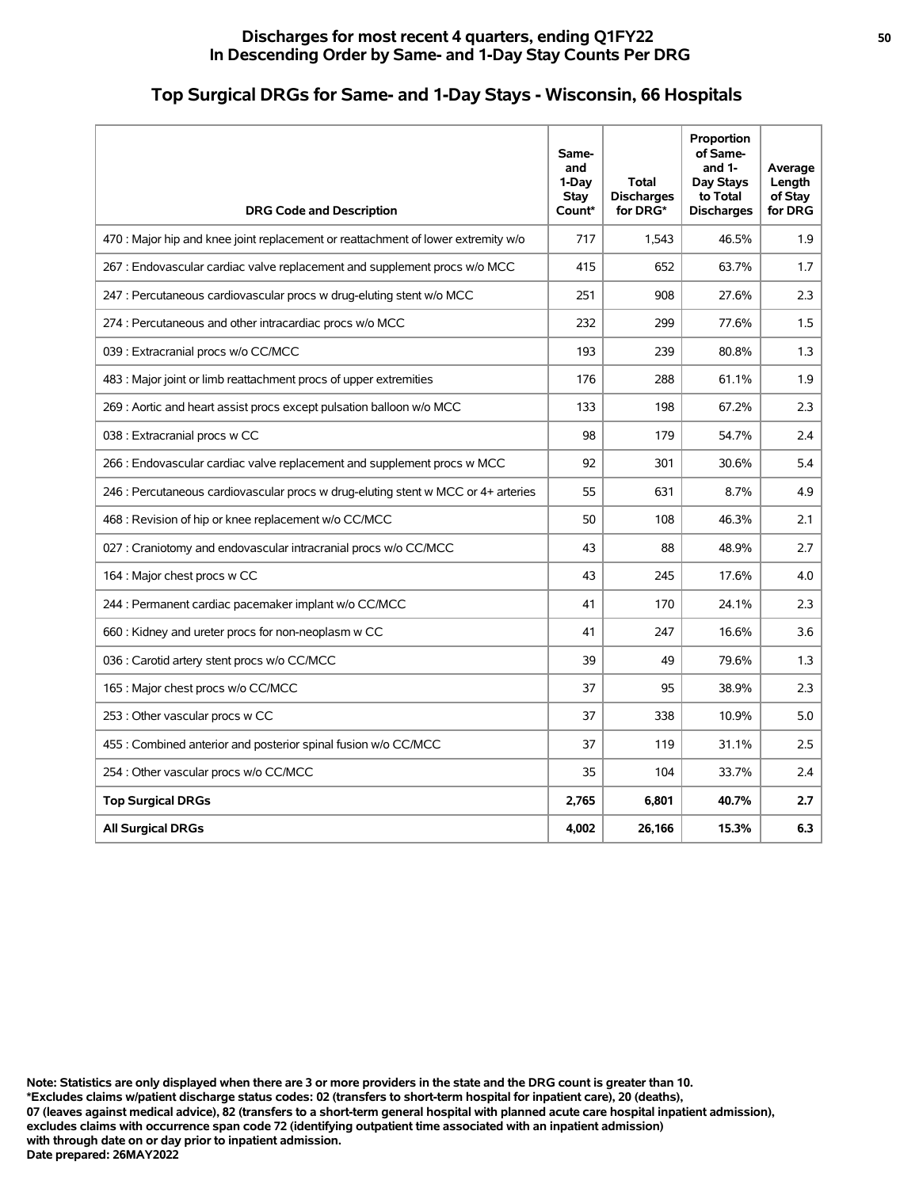## Discharges for most recent 4 quarters, ending Q1FY22
## In Descending Order by Same- and 1-Day Stay Counts Per DRG

## Top Surgical DRGs for Same- and 1-Day Stays - Wisconsin, 66 Hospitals

| DRG Code and Description | Same- and 1-Day Stay Count* | Total Discharges for DRG* | Proportion of Same- and 1-Day Stays to Total Discharges | Average Length of Stay for DRG |
|---|---|---|---|---|
| 470 : Major hip and knee joint replacement or reattachment of lower extremity w/o | 717 | 1,543 | 46.5% | 1.9 |
| 267 : Endovascular cardiac valve replacement and supplement procs w/o MCC | 415 | 652 | 63.7% | 1.7 |
| 247 : Percutaneous cardiovascular procs w drug-eluting stent w/o MCC | 251 | 908 | 27.6% | 2.3 |
| 274 : Percutaneous and other intracardiac procs w/o MCC | 232 | 299 | 77.6% | 1.5 |
| 039 : Extracranial procs w/o CC/MCC | 193 | 239 | 80.8% | 1.3 |
| 483 : Major joint or limb reattachment procs of upper extremities | 176 | 288 | 61.1% | 1.9 |
| 269 : Aortic and heart assist procs except pulsation balloon w/o MCC | 133 | 198 | 67.2% | 2.3 |
| 038 : Extracranial procs w CC | 98 | 179 | 54.7% | 2.4 |
| 266 : Endovascular cardiac valve replacement and supplement procs w MCC | 92 | 301 | 30.6% | 5.4 |
| 246 : Percutaneous cardiovascular procs w drug-eluting stent w MCC or 4+ arteries | 55 | 631 | 8.7% | 4.9 |
| 468 : Revision of hip or knee replacement w/o CC/MCC | 50 | 108 | 46.3% | 2.1 |
| 027 : Craniotomy and endovascular intracranial procs w/o CC/MCC | 43 | 88 | 48.9% | 2.7 |
| 164 : Major chest procs w CC | 43 | 245 | 17.6% | 4.0 |
| 244 : Permanent cardiac pacemaker implant w/o CC/MCC | 41 | 170 | 24.1% | 2.3 |
| 660 : Kidney and ureter procs for non-neoplasm w CC | 41 | 247 | 16.6% | 3.6 |
| 036 : Carotid artery stent procs w/o CC/MCC | 39 | 49 | 79.6% | 1.3 |
| 165 : Major chest procs w/o CC/MCC | 37 | 95 | 38.9% | 2.3 |
| 253 : Other vascular procs w CC | 37 | 338 | 10.9% | 5.0 |
| 455 : Combined anterior and posterior spinal fusion w/o CC/MCC | 37 | 119 | 31.1% | 2.5 |
| 254 : Other vascular procs w/o CC/MCC | 35 | 104 | 33.7% | 2.4 |
| **Top Surgical DRGs** | **2,765** | **6,801** | **40.7%** | **2.7** |
| **All Surgical DRGs** | **4,002** | **26,166** | **15.3%** | **6.3** |

**Note: Statistics are only displayed when there are 3 or more providers in the state and the DRG count is greater than 10.**
**\*Excludes claims w/patient discharge status codes: 02 (transfers to short-term hospital for inpatient care), 20 (deaths), 07 (leaves against medical advice), 82 (transfers to a short-term general hospital with planned acute care hospital inpatient admission), excludes claims with occurrence span code 72 (identifying outpatient time associated with an inpatient admission) with through date on or day prior to inpatient admission.**
**Date prepared: 26MAY2022**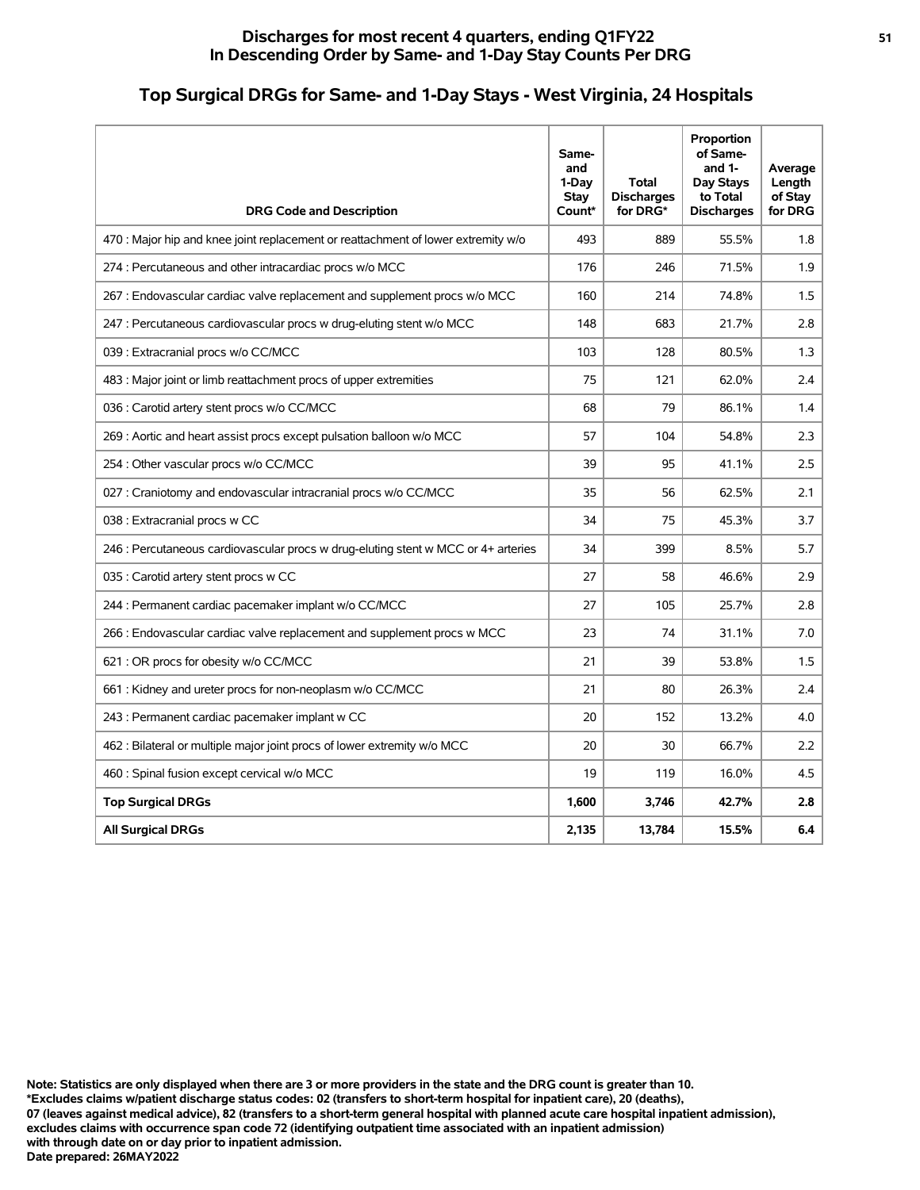## Discharges for most recent 4 quarters, ending Q1FY22
## In Descending Order by Same- and 1-Day Stay Counts Per DRG

### Top Surgical DRGs for Same- and 1-Day Stays - West Virginia, 24 Hospitals

| DRG Code and Description | Same- and 1-Day Stay Count* | Total Discharges for DRG* | Proportion of Same- and 1- Day Stays to Total Discharges | Average Length of Stay for DRG |
|---|---|---|---|---|
| 470 : Major hip and knee joint replacement or reattachment of lower extremity w/o | 493 | 889 | 55.5% | 1.8 |
| 274 : Percutaneous and other intracardiac procs w/o MCC | 176 | 246 | 71.5% | 1.9 |
| 267 : Endovascular cardiac valve replacement and supplement procs w/o MCC | 160 | 214 | 74.8% | 1.5 |
| 247 : Percutaneous cardiovascular procs w drug-eluting stent w/o MCC | 148 | 683 | 21.7% | 2.8 |
| 039 : Extracranial procs w/o CC/MCC | 103 | 128 | 80.5% | 1.3 |
| 483 : Major joint or limb reattachment procs of upper extremities | 75 | 121 | 62.0% | 2.4 |
| 036 : Carotid artery stent procs w/o CC/MCC | 68 | 79 | 86.1% | 1.4 |
| 269 : Aortic and heart assist procs except pulsation balloon w/o MCC | 57 | 104 | 54.8% | 2.3 |
| 254 : Other vascular procs w/o CC/MCC | 39 | 95 | 41.1% | 2.5 |
| 027 : Craniotomy and endovascular intracranial procs w/o CC/MCC | 35 | 56 | 62.5% | 2.1 |
| 038 : Extracranial procs w CC | 34 | 75 | 45.3% | 3.7 |
| 246 : Percutaneous cardiovascular procs w drug-eluting stent w MCC or 4+ arteries | 34 | 399 | 8.5% | 5.7 |
| 035 : Carotid artery stent procs w CC | 27 | 58 | 46.6% | 2.9 |
| 244 : Permanent cardiac pacemaker implant w/o CC/MCC | 27 | 105 | 25.7% | 2.8 |
| 266 : Endovascular cardiac valve replacement and supplement procs w MCC | 23 | 74 | 31.1% | 7.0 |
| 621 : OR procs for obesity w/o CC/MCC | 21 | 39 | 53.8% | 1.5 |
| 661 : Kidney and ureter procs for non-neoplasm w/o CC/MCC | 21 | 80 | 26.3% | 2.4 |
| 243 : Permanent cardiac pacemaker implant w CC | 20 | 152 | 13.2% | 4.0 |
| 462 : Bilateral or multiple major joint procs of lower extremity w/o MCC | 20 | 30 | 66.7% | 2.2 |
| 460 : Spinal fusion except cervical w/o MCC | 19 | 119 | 16.0% | 4.5 |
| **Top Surgical DRGs** | **1,600** | **3,746** | **42.7%** | **2.8** |
| **All Surgical DRGs** | **2,135** | **13,784** | **15.5%** | **6.4** |

**Note: Statistics are only displayed when there are 3 or more providers in the state and the DRG count is greater than 10.**
**\*Excludes claims w/patient discharge status codes: 02 (transfers to short-term hospital for inpatient care), 20 (deaths), 07 (leaves against medical advice), 82 (transfers to a short-term general hospital with planned acute care hospital inpatient admission), excludes claims with occurrence span code 72 (identifying outpatient time associated with an inpatient admission) with through date on or day prior to inpatient admission.**
**Date prepared: 26MAY2022**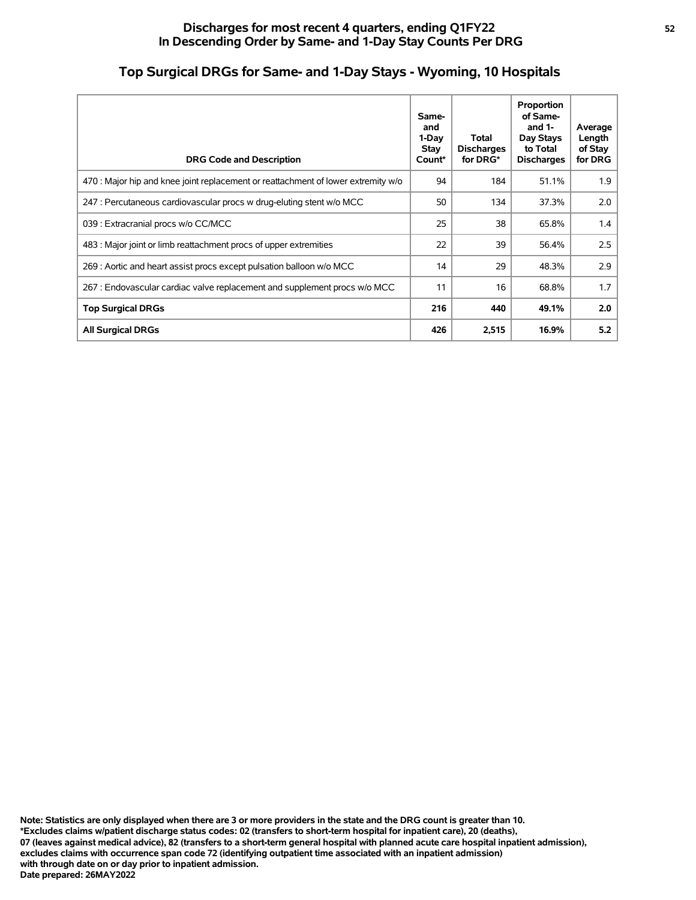**Discharges for most recent 4 quarters, ending Q1FY22**
**In Descending Order by Same- and 1-Day Stay Counts Per DRG**

## Top Surgical DRGs for Same- and 1-Day Stays - Wyoming, 10 Hospitals

| DRG Code and Description | Same- and 1-Day Stay Count* | Total Discharges for DRG* | Proportion of Same- and 1- Day Stays to Total Discharges | Average Length of Stay for DRG |
|---|---|---|---|---|
| 470 : Major hip and knee joint replacement or reattachment of lower extremity w/o | 94 | 184 | 51.1% | 1.9 |
| 247 : Percutaneous cardiovascular procs w drug-eluting stent w/o MCC | 50 | 134 | 37.3% | 2.0 |
| 039 : Extracranial procs w/o CC/MCC | 25 | 38 | 65.8% | 1.4 |
| 483 : Major joint or limb reattachment procs of upper extremities | 22 | 39 | 56.4% | 2.5 |
| 269 : Aortic and heart assist procs except pulsation balloon w/o MCC | 14 | 29 | 48.3% | 2.9 |
| 267 : Endovascular cardiac valve replacement and supplement procs w/o MCC | 11 | 16 | 68.8% | 1.7 |
| **Top Surgical DRGs** | **216** | **440** | **49.1%** | **2.0** |
| **All Surgical DRGs** | **426** | **2,515** | **16.9%** | **5.2** |

**Note: Statistics are only displayed when there are 3 or more providers in the state and the DRG count is greater than 10.**
**\*Excludes claims w/patient discharge status codes: 02 (transfers to short-term hospital for inpatient care), 20 (deaths), 07 (leaves against medical advice), 82 (transfers to a short-term general hospital with planned acute care hospital inpatient admission), excludes claims with occurrence span code 72 (identifying outpatient time associated with an inpatient admission) with through date on or day prior to inpatient admission.**
**Date prepared: 26MAY2022**